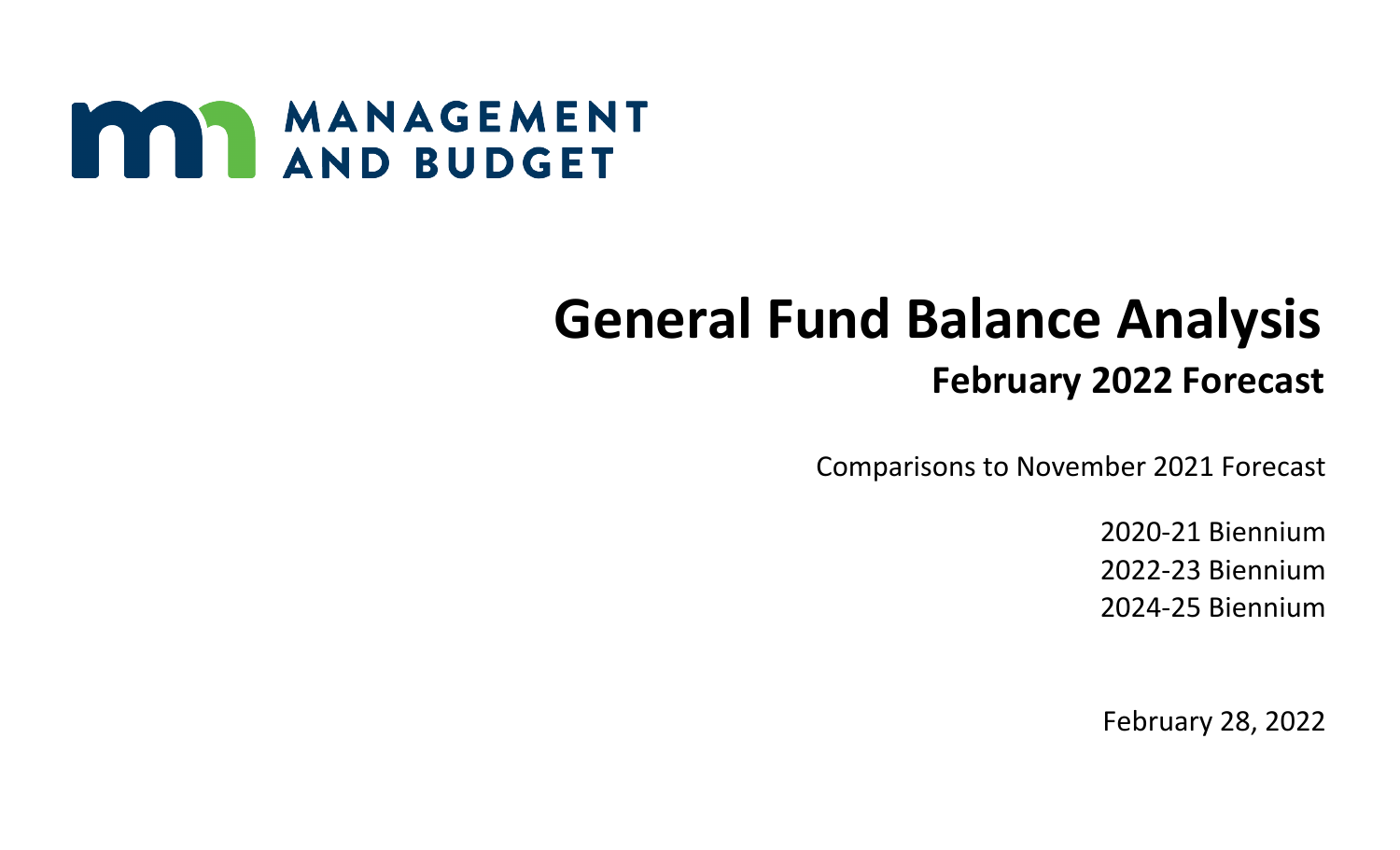MANAGEMENT AND BUDGET

# General Fund Balance Analysis

## February 2022 Forecast

Comparisons to November 2021 Forecast

2020-21 Biennium
2022-23 Biennium
2024-25 Biennium

February 28, 2022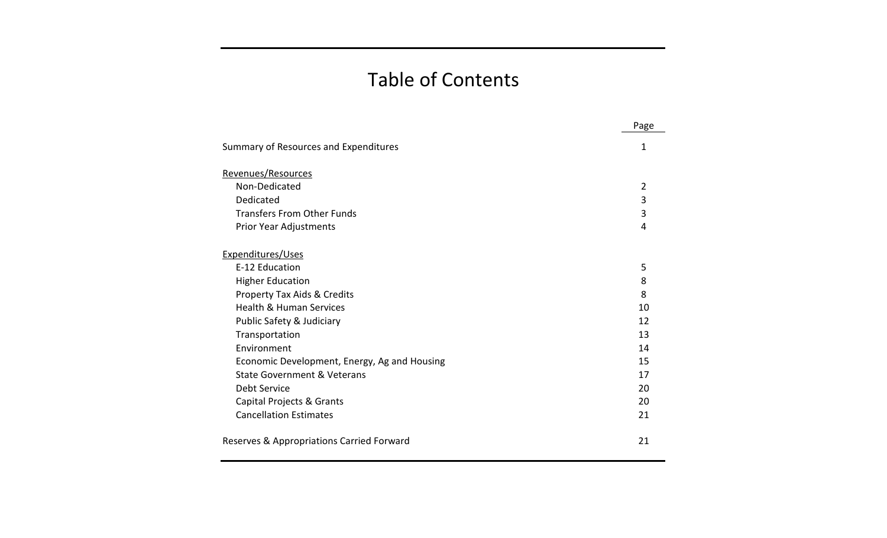# Table of Contents

| | Page |
|---|---|
| Summary of Resources and Expenditures | 1 |
| **Revenues/Resources** | |
| Non-Dedicated | 2 |
| Dedicated | 3 |
| Transfers From Other Funds | 3 |
| Prior Year Adjustments | 4 |
| **Expenditures/Uses** | |
| E-12 Education | 5 |
| Higher Education | 8 |
| Property Tax Aids & Credits | 8 |
| Health & Human Services | 10 |
| Public Safety & Judiciary | 12 |
| Transportation | 13 |
| Environment | 14 |
| Economic Development, Energy, Ag and Housing | 15 |
| State Government & Veterans | 17 |
| Debt Service | 20 |
| Capital Projects & Grants | 20 |
| Cancellation Estimates | 21 |
| Reserves & Appropriations Carried Forward | 21 |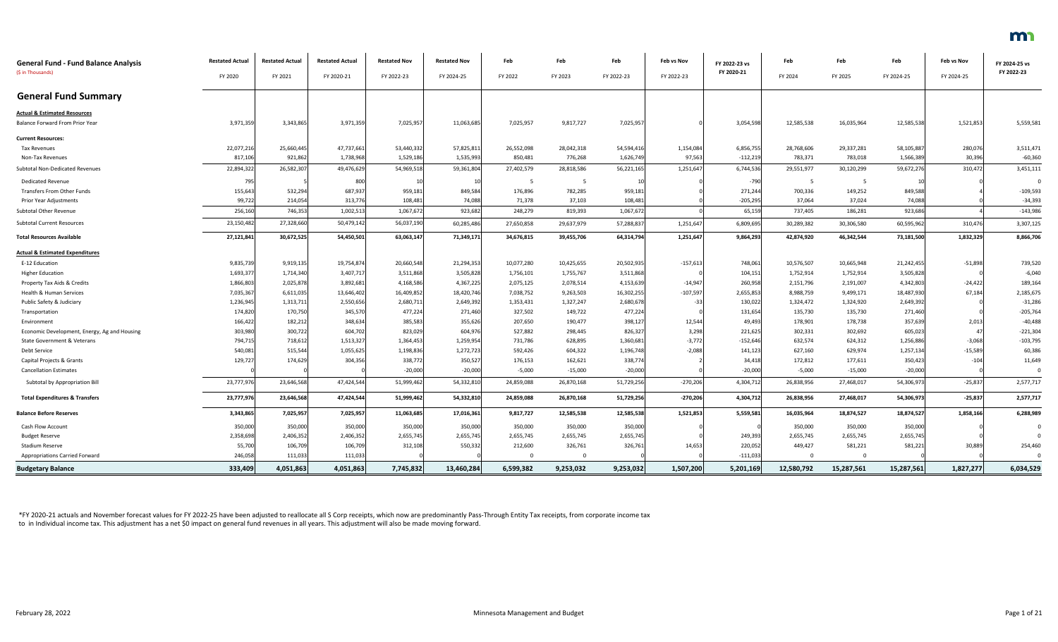## General Fund - Fund Balance Analysis

($ in Thousands)

| | Restated Actual FY 2020 | Restated Actual FY 2021 | Restated Actual FY 2020-21 | Restated Nov FY 2022-23 | Restated Nov FY 2024-25 | Feb FY 2022 | Feb FY 2023 | Feb FY 2022-23 | Feb vs Nov FY 2022-23 | FY 2022-23 vs FY 2020-21 | Feb FY 2024 | Feb FY 2025 | Feb FY 2024-25 | Feb vs Nov FY 2024-25 | FY 2024-25 vs FY 2022-23 |
|---|---|---|---|---|---|---|---|---|---|---|---|---|---|---|---|
| **General Fund Summary** | | | | | | | | | | | | | | | |
| **Actual & Estimated Resources** | | | | | | | | | | | | | | | |
| Balance Forward From Prior Year | 3,971,359 | 3,343,865 | 3,971,359 | 7,025,957 | 11,063,685 | 7,025,957 | 9,817,727 | 7,025,957 | 0 | 3,054,598 | 12,585,538 | 16,035,964 | 12,585,538 | 1,521,853 | 5,559,581 |
| **Current Resources:** | | | | | | | | | | | | | | | |
| Tax Revenues | 22,077,216 | 25,660,445 | 47,737,661 | 53,440,332 | 57,825,811 | 26,552,098 | 28,042,318 | 54,594,416 | 1,154,084 | 6,856,755 | 28,768,606 | 29,337,281 | 58,105,887 | 280,076 | 3,511,471 |
| Non-Tax Revenues | 817,106 | 921,862 | 1,738,968 | 1,529,186 | 1,535,993 | 850,481 | 776,268 | 1,626,749 | 97,563 | -112,219 | 783,371 | 783,018 | 1,566,389 | 30,396 | -60,360 |
| Subtotal Non-Dedicated Revenues | 22,894,322 | 26,582,307 | 49,476,629 | 54,969,518 | 59,361,804 | 27,402,579 | 28,818,586 | 56,221,165 | 1,251,647 | 6,744,536 | 29,551,977 | 30,120,299 | 59,672,276 | 310,472 | 3,451,111 |
| Dedicated Revenue | 795 | 5 | 800 | 10 | 10 | 5 | 5 | 10 | 0 | -790 | 5 | 5 | 10 | 0 | 0 |
| Transfers From Other Funds | 155,643 | 532,294 | 687,937 | 959,181 | 849,584 | 176,896 | 782,285 | 959,181 | 0 | 271,244 | 700,336 | 149,252 | 849,588 | 4 | -109,593 |
| Prior Year Adjustments | 99,722 | 214,054 | 313,776 | 108,481 | 74,088 | 71,378 | 37,103 | 108,481 | 0 | -205,295 | 37,064 | 37,024 | 74,088 | 0 | -34,393 |
| Subtotal Other Revenue | 256,160 | 746,353 | 1,002,513 | 1,067,672 | 923,682 | 248,279 | 819,393 | 1,067,672 | 0 | 65,159 | 737,405 | 186,281 | 923,686 | 4 | -143,986 |
| Subtotal Current Resources | 23,150,482 | 27,328,660 | 50,479,142 | 56,037,190 | 60,285,486 | 27,650,858 | 29,637,979 | 57,288,837 | 1,251,647 | 6,809,695 | 30,289,382 | 30,306,580 | 60,595,962 | 310,476 | 3,307,125 |
| **Total Resources Available** | **27,121,841** | **30,672,525** | **54,450,501** | **63,063,147** | **71,349,171** | **34,676,815** | **39,455,706** | **64,314,794** | **1,251,647** | **9,864,293** | **42,874,920** | **46,342,544** | **73,181,500** | **1,832,329** | **8,866,706** |
| **Actual & Estimated Expenditures** | | | | | | | | | | | | | | | |
| E-12 Education | 9,835,739 | 9,919,135 | 19,754,874 | 20,660,548 | 21,294,353 | 10,077,280 | 10,425,655 | 20,502,935 | -157,613 | 748,061 | 10,576,507 | 10,665,948 | 21,242,455 | -51,898 | 739,520 |
| Higher Education | 1,693,377 | 1,714,340 | 3,407,717 | 3,511,868 | 3,505,828 | 1,756,101 | 1,755,767 | 3,511,868 | 0 | 104,151 | 1,752,914 | 1,752,914 | 3,505,828 | 0 | -6,040 |
| Property Tax Aids & Credits | 1,866,803 | 2,025,878 | 3,892,681 | 4,168,586 | 4,367,225 | 2,075,125 | 2,078,514 | 4,153,639 | -14,947 | 260,958 | 2,151,796 | 2,191,007 | 4,342,803 | -24,422 | 189,164 |
| Health & Human Services | 7,035,367 | 6,611,035 | 13,646,402 | 16,409,852 | 18,420,746 | 7,038,752 | 9,263,503 | 16,302,255 | -107,597 | 2,655,853 | 8,988,759 | 9,499,171 | 18,487,930 | 67,184 | 2,185,675 |
| Public Safety & Judiciary | 1,236,945 | 1,313,711 | 2,550,656 | 2,680,711 | 2,649,392 | 1,353,431 | 1,327,247 | 2,680,678 | -33 | 130,022 | 1,324,472 | 1,324,920 | 2,649,392 | 0 | -31,286 |
| Transportation | 174,820 | 170,750 | 345,570 | 477,224 | 271,460 | 327,502 | 149,722 | 477,224 | 0 | 131,654 | 135,730 | 135,730 | 271,460 | 0 | -205,764 |
| Environment | 166,422 | 182,212 | 348,634 | 385,583 | 355,626 | 207,650 | 190,477 | 398,127 | 12,544 | 49,493 | 178,901 | 178,738 | 357,639 | 2,013 | -40,488 |
| Economic Development, Energy, Ag and Housing | 303,980 | 300,722 | 604,702 | 823,029 | 604,976 | 527,882 | 298,445 | 826,327 | 3,298 | 221,625 | 302,331 | 302,692 | 605,023 | 47 | -221,304 |
| State Government & Veterans | 794,715 | 718,612 | 1,513,327 | 1,364,453 | 1,259,954 | 731,786 | 628,895 | 1,360,681 | -3,772 | -152,646 | 632,574 | 624,312 | 1,256,886 | -3,068 | -103,795 |
| Debt Service | 540,081 | 515,544 | 1,055,625 | 1,198,836 | 1,272,723 | 592,426 | 604,322 | 1,196,748 | -2,088 | 141,123 | 627,160 | 629,974 | 1,257,134 | -15,589 | 60,386 |
| Capital Projects & Grants | 129,727 | 174,629 | 304,356 | 338,772 | 350,527 | 176,153 | 162,621 | 338,774 | 2 | 34,418 | 172,812 | 177,611 | 350,423 | -104 | 11,649 |
| Cancellation Estimates | 0 | 0 | 0 | -20,000 | -20,000 | -5,000 | -15,000 | -20,000 | 0 | -20,000 | -5,000 | -15,000 | -20,000 | 0 | 0 |
| Subtotal by Appropriation Bill | 23,777,976 | 23,646,568 | 47,424,544 | 51,999,462 | 54,332,810 | 24,859,088 | 26,870,168 | 51,729,256 | -270,206 | 4,304,712 | 26,838,956 | 27,468,017 | 54,306,973 | -25,837 | 2,577,717 |
| **Total Expenditures & Transfers** | **23,777,976** | **23,646,568** | **47,424,544** | **51,999,462** | **54,332,810** | **24,859,088** | **26,870,168** | **51,729,256** | **-270,206** | **4,304,712** | **26,838,956** | **27,468,017** | **54,306,973** | **-25,837** | **2,577,717** |
| **Balance Before Reserves** | **3,343,865** | **7,025,957** | **7,025,957** | **11,063,685** | **17,016,361** | **9,817,727** | **12,585,538** | **12,585,538** | **1,521,853** | **5,559,581** | **16,035,964** | **18,874,527** | **18,874,527** | **1,858,166** | **6,288,989** |
| Cash Flow Account | 350,000 | 350,000 | 350,000 | 350,000 | 350,000 | 350,000 | 350,000 | 350,000 | 0 | 0 | 350,000 | 350,000 | 350,000 | 0 | 0 |
| Budget Reserve | 2,358,698 | 2,406,352 | 2,406,352 | 2,655,745 | 2,655,745 | 2,655,745 | 2,655,745 | 2,655,745 | 0 | 249,393 | 2,655,745 | 2,655,745 | 2,655,745 | 0 | 0 |
| Stadium Reserve | 55,700 | 106,709 | 106,709 | 312,108 | 550,332 | 212,600 | 326,761 | 326,761 | 14,653 | 220,052 | 449,427 | 581,221 | 581,221 | 30,889 | 254,460 |
| Appropriations Carried Forward | 246,058 | 111,033 | 111,033 | 0 | 0 | 0 | 0 | 0 | 0 | -111,033 | 0 | 0 | 0 | 0 | 0 |
| **Budgetary Balance** | **333,409** | **4,051,863** | **4,051,863** | **7,745,832** | **13,460,284** | **6,599,382** | **9,253,032** | **9,253,032** | **1,507,200** | **5,201,169** | **12,580,792** | **15,287,561** | **15,287,561** | **1,827,277** | **6,034,529** |

*FY 2020-21 actuals and November forecast values for FY 2022-25 have been adjusted to reallocate all S Corp receipts, which now are predominantly Pass-Through Entity Tax receipts, from corporate income tax to in Individual income tax. This adjustment has a net $0 impact on general fund revenues in all years. This adjustment will also be made moving forward.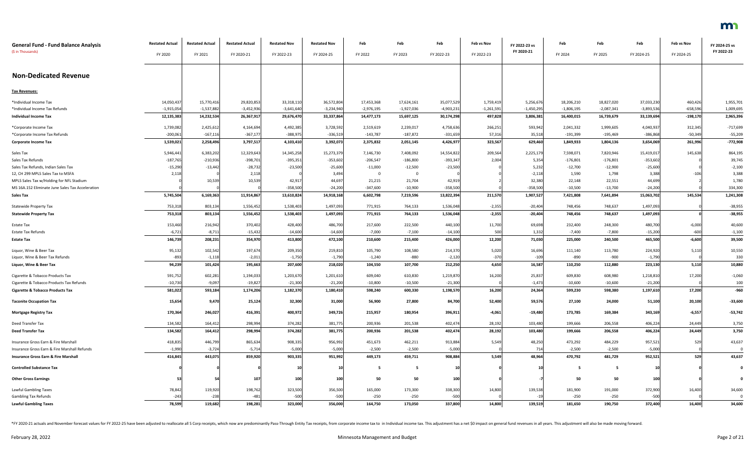| General Fund - Fund Balance Analysis<br>($ in Thousands) | Restated Actual<br>FY 2020 | Restated Actual<br>FY 2021 | Restated Actual<br>FY 2020-21 | Restated Nov<br>FY 2022-23 | Restated Nov<br>FY 2024-25 | Feb<br>FY 2022 | Feb<br>FY 2023 | Feb<br>FY 2022-23 | Feb vs Nov<br>FY 2022-23 | FY 2022-23 vs FY 2020-21 | Feb<br>FY 2024 | Feb<br>FY 2025 | Feb<br>FY 2024-25 | Feb vs Nov<br>FY 2024-25 | FY 2024-25 vs FY 2022-23 |
|---|---|---|---|---|---|---|---|---|---|---|---|---|---|---|---|
| **Non-Dedicated Revenue** | | | | | | | | | | | | | | | |
| **Tax Revenues:** | | | | | | | | | | | | | | | |
| *Individual Income Tax | 14,050,437 | 15,770,416 | 29,820,853 | 33,318,110 | 36,572,804 | 17,453,368 | 17,624,161 | 35,077,529 | 1,759,419 | 5,256,676 | 18,206,210 | 18,827,020 | 37,033,230 | 460,426 | 1,955,701 |
| *Individual Income Tax Refunds | -1,915,054 | -1,537,882 | -3,452,936 | -3,641,640 | -3,234,940 | -2,976,195 | -1,927,036 | -4,903,231 | -1,261,591 | -1,450,295 | -1,806,195 | -2,087,341 | -3,893,536 | -658,596 | 1,009,695 |
| **Individual Income Tax** | **12,135,383** | **14,232,534** | **26,367,917** | **29,676,470** | **33,337,864** | **14,477,173** | **15,697,125** | **30,174,298** | **497,828** | **3,806,381** | **16,400,015** | **16,739,679** | **33,139,694** | **-198,170** | **2,965,396** |
| *Corporate Income Tax | 1,739,082 | 2,425,612 | 4,164,694 | 4,492,385 | 3,728,592 | 2,519,619 | 2,239,017 | 4,758,636 | 266,251 | 593,942 | 2,041,332 | 1,999,605 | 4,040,937 | 312,345 | -717,699 |
| *Corporate Income Tax Refunds | -200,061 | -167,116 | -367,177 | -388,975 | -336,519 | -143,787 | -187,872 | -331,659 | 57,316 | 35,518 | -191,399 | -195,469 | -386,868 | -50,349 | -55,209 |
| **Corporate Income Tax** | **1,539,021** | **2,258,496** | **3,797,517** | **4,103,410** | **3,392,073** | **2,375,832** | **2,051,145** | **4,426,977** | **323,567** | **629,460** | **1,849,933** | **1,804,136** | **3,654,069** | **261,996** | **-772,908** |
| Sales Tax | 5,946,441 | 6,383,202 | 12,329,643 | 14,345,258 | 15,273,379 | 7,146,730 | 7,408,092 | 14,554,822 | 209,564 | 2,225,179 | 7,598,071 | 7,820,946 | 15,419,017 | 145,638 | 864,195 |
| Sales Tax Refunds | -187,765 | -210,936 | -398,701 | -395,351 | -353,602 | -206,547 | -186,800 | -393,347 | 2,004 | 5,354 | -176,801 | -176,801 | -353,602 | 0 | 39,745 |
| Sales Tax Refunds, Indian Sales Tax | -15,290 | -13,442 | -28,732 | -23,500 | -25,600 | -11,000 | -12,500 | -23,500 | 0 | 5,232 | -12,700 | -12,900 | -25,600 | 0 | -2,100 |
| 12, CH 299 MPLS Sales Tax to MSFA | 2,118 | 0 | 2,118 | 0 | 3,494 | 0 | 0 | 0 | 0 | -2,118 | 1,590 | 1,798 | 3,388 | -106 | 3,388 |
| MPLS Sales Tax w/Holding for NFL Stadium | 0 | 10,539 | 10,539 | 42,917 | 44,697 | 21,215 | 21,704 | 42,919 | 2 | 32,380 | 22,148 | 22,551 | 44,699 | 2 | 1,780 |
| MS 16A.152 Eliminate June Sales Tax Acceleration | 0 | 0 | 0 | -358,500 | -24,200 | -347,600 | -10,900 | -358,500 | 0 | -358,500 | -10,500 | -13,700 | -24,200 | 0 | 334,300 |
| **Sales Tax** | **5,745,504** | **6,169,363** | **11,914,867** | **13,610,824** | **14,918,168** | **6,602,798** | **7,219,596** | **13,822,394** | **211,570** | **1,907,527** | **7,421,808** | **7,641,894** | **15,063,702** | **145,534** | **1,241,308** |
| Statewide Property Tax | 753,318 | 803,134 | 1,556,452 | 1,538,403 | 1,497,093 | 771,915 | 764,133 | 1,536,048 | -2,355 | -20,404 | 748,456 | 748,637 | 1,497,093 | 0 | -38,955 |
| **Statewide Property Tax** | **753,318** | **803,134** | **1,556,452** | **1,538,403** | **1,497,093** | **771,915** | **764,133** | **1,536,048** | **-2,355** | **-20,404** | **748,456** | **748,637** | **1,497,093** | **0** | **-38,955** |
| Estate Tax | 153,460 | 216,942 | 370,402 | 428,400 | 486,700 | 217,600 | 222,500 | 440,100 | 11,700 | 69,698 | 232,400 | 248,300 | 480,700 | -6,000 | 40,600 |
| Estate Tax Refunds | -6,721 | -8,711 | -15,432 | -14,600 | -14,600 | -7,000 | -7,100 | -14,100 | 500 | 1,332 | -7,400 | -7,800 | -15,200 | -600 | -1,100 |
| **Estate Tax** | **146,739** | **208,231** | **354,970** | **413,800** | **472,100** | **210,600** | **215,400** | **426,000** | **12,200** | **71,030** | **225,000** | **240,500** | **465,500** | **-6,600** | **39,500** |
| Liquor, Wine & Beer Tax | 95,132 | 102,542 | 197,674 | 209,350 | 219,810 | 105,790 | 108,580 | 214,370 | 5,020 | 16,696 | 111,140 | 113,780 | 224,920 | 5,110 | 10,550 |
| Liquor, Wine & Beer Tax Refunds | -893 | -1,118 | -2,011 | -1,750 | -1,790 | -1,240 | -880 | -2,120 | -370 | -109 | -890 | -900 | -1,790 | 0 | 330 |
| **Liquor, Wine & Beer Tax** | **94,239** | **101,424** | **195,663** | **207,600** | **218,020** | **104,550** | **107,700** | **212,250** | **4,650** | **16,587** | **110,250** | **112,880** | **223,130** | **5,110** | **10,880** |
| Cigarette & Tobacco Products Tax | 591,752 | 602,281 | 1,194,033 | 1,203,670 | 1,201,610 | 609,040 | 610,830 | 1,219,870 | 16,200 | 25,837 | 609,830 | 608,980 | 1,218,810 | 17,200 | -1,060 |
| Cigarette & Tobacco Products Tax Refunds | -10,730 | -9,097 | -19,827 | -21,300 | -21,200 | -10,800 | -10,500 | -21,300 | 0 | -1,473 | -10,600 | -10,600 | -21,200 | 0 | 100 |
| **Cigarette & Tobacco Products Tax** | **581,022** | **593,184** | **1,174,206** | **1,182,370** | **1,180,410** | **598,240** | **600,330** | **1,198,570** | **16,200** | **24,364** | **599,230** | **598,380** | **1,197,610** | **17,200** | **-960** |
| **Taconite Occupation Tax** | **15,654** | **9,470** | **25,124** | **32,300** | **31,000** | **56,900** | **27,800** | **84,700** | **52,400** | **59,576** | **27,100** | **24,000** | **51,100** | **20,100** | **-33,600** |
| **Mortgage Registry Tax** | **170,364** | **246,027** | **416,391** | **400,972** | **349,726** | **215,957** | **180,954** | **396,911** | **-4,061** | **-19,480** | **173,785** | **169,384** | **343,169** | **-6,557** | **-53,742** |
| Deed Transfer Tax | 134,582 | 164,412 | 298,994 | 374,282 | 381,775 | 200,936 | 201,538 | 402,474 | 28,192 | 103,480 | 199,666 | 206,558 | 406,224 | 24,449 | 3,750 |
| **Deed Transfer Tax** | **134,582** | **164,412** | **298,994** | **374,282** | **381,775** | **200,936** | **201,538** | **402,474** | **28,192** | **103,480** | **199,666** | **206,558** | **406,224** | **24,449** | **3,750** |
| Insurance Gross Earn & Fire Marshall | 418,835 | 446,799 | 865,634 | 908,335 | 956,992 | 451,673 | 462,211 | 913,884 | 5,549 | 48,250 | 473,292 | 484,229 | 957,521 | 529 | 43,637 |
| Insurance Gross Earn & Fire Marshall Refunds | -1,990 | -3,724 | -5,714 | -5,000 | -5,000 | -2,500 | -2,500 | -5,000 | 0 | 714 | -2,500 | -2,500 | -5,000 | 0 | 0 |
| **Insurance Gross Earn & Fire Marshall** | **416,845** | **443,075** | **859,920** | **903,335** | **951,992** | **449,173** | **459,711** | **908,884** | **5,549** | **48,964** | **470,792** | **481,729** | **952,521** | **529** | **43,637** |
| **Controlled Substance Tax** | **0** | **0** | **0** | **10** | **10** | **5** | **5** | **10** | **0** | **10** | **5** | **5** | **10** | **0** | **0** |
| **Other Gross Earnings** | **53** | **54** | **107** | **100** | **100** | **50** | **50** | **100** | **0** | **-7** | **50** | **50** | **100** | **0** | **0** |
| Lawful Gambling Taxes | 78,842 | 119,920 | 198,762 | 323,500 | 356,500 | 165,000 | 173,300 | 338,300 | 14,800 | 139,538 | 181,900 | 191,000 | 372,900 | 16,400 | 34,600 |
| Gambling Tax Refunds | -243 | -238 | -481 | -500 | -500 | -250 | -250 | -500 | 0 | -19 | -250 | -250 | -500 | 0 | 0 |
| **Lawful Gambling Taxes** | **78,599** | **119,682** | **198,281** | **323,000** | **356,000** | **164,750** | **173,050** | **337,800** | **14,800** | **139,519** | **181,650** | **190,750** | **372,400** | **16,400** | **34,600** |

*FY 2020-21 actuals and November forecast values for FY 2022-25 have been adjusted to reallocate all S Corp receipts, which now are predominantly Pass-Through Entity Tax receipts, from corporate income tax to in Individual income tax. This adjustment has a net $0 impact on general fund revenues in all years. This adjustment will also be made moving forward.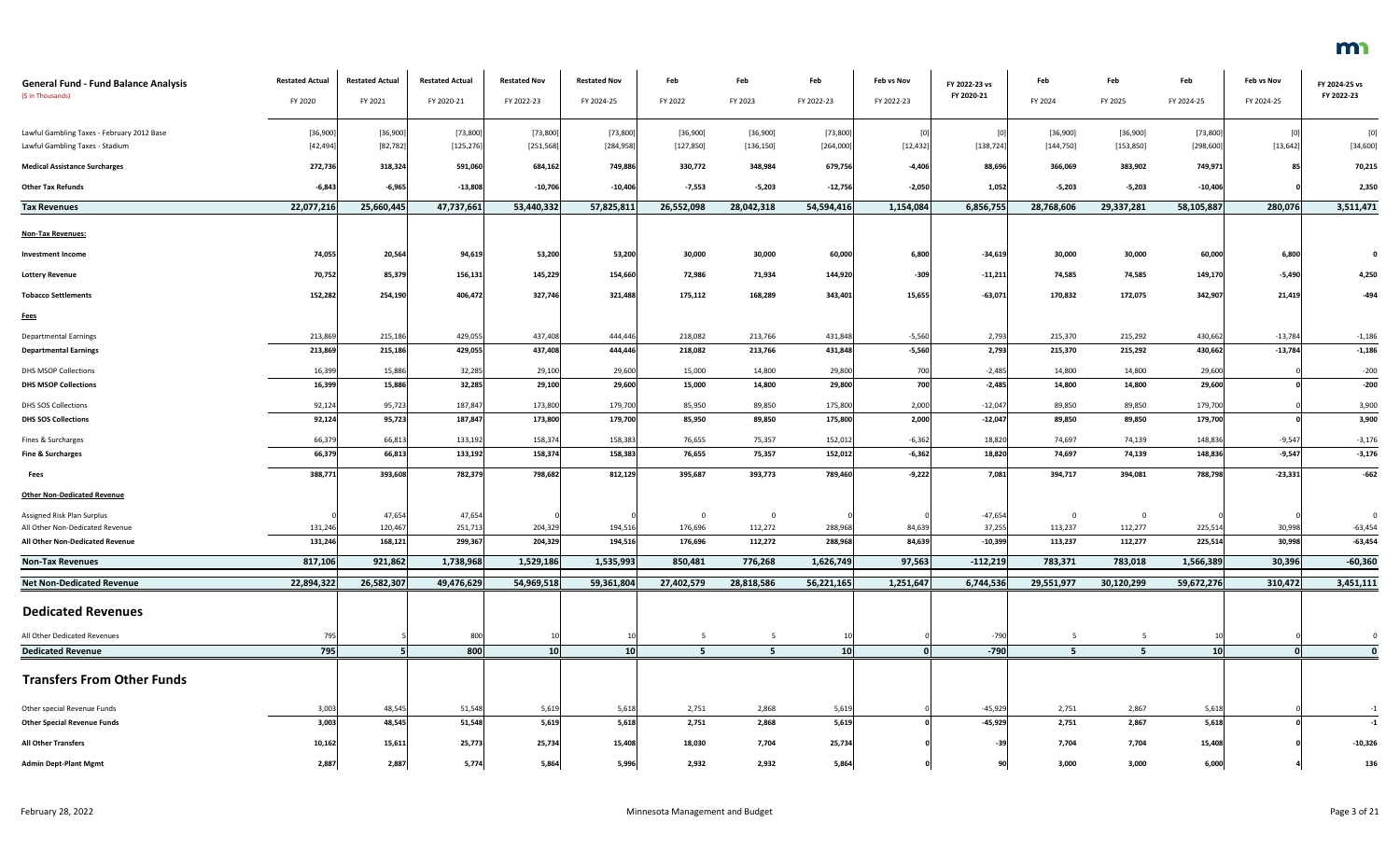| General Fund - Fund Balance Analysis<br>($ in Thousands) | Restated Actual<br>FY 2020 | Restated Actual<br>FY 2021 | Restated Actual<br>FY 2020-21 | Restated Nov<br>FY 2022-23 | Restated Nov<br>FY 2024-25 | Feb<br>FY 2022 | Feb<br>FY 2023 | Feb<br>FY 2022-23 | Feb vs Nov<br>FY 2022-23 | FY 2022-23 vs FY 2020-21 | Feb<br>FY 2024 | Feb<br>FY 2025 | Feb<br>FY 2024-25 | Feb vs Nov<br>FY 2024-25 | FY 2024-25 vs FY 2022-23 |
|---|---|---|---|---|---|---|---|---|---|---|---|---|---|---|---|
| Lawful Gambling Taxes - February 2012 Base | [36,900] | [36,900] | [73,800] | [73,800] | [73,800] | [36,900] | [36,900] | [73,800] | [0] | [0] | [36,900] | [36,900] | [73,800] | [0] | [0] |
| Lawful Gambling Taxes - Stadium | [42,494] | [82,782] | [125,276] | [251,568] | [284,958] | [127,850] | [136,150] | [264,000] | [12,432] | [138,724] | [144,750] | [153,850] | [298,600] | [13,642] | [34,600] |
| **Medical Assistance Surcharges** | **272,736** | **318,324** | **591,060** | **684,162** | **749,886** | **330,772** | **348,984** | **679,756** | **-4,406** | **88,696** | **366,069** | **383,902** | **749,971** | **85** | **70,215** |
| **Other Tax Refunds** | **-6,843** | **-6,965** | **-13,808** | **-10,706** | **-10,406** | **-7,553** | **-5,203** | **-12,756** | **-2,050** | **1,052** | **-5,203** | **-5,203** | **-10,406** | **0** | **2,350** |
| **Tax Revenues** | **22,077,216** | **25,660,445** | **47,737,661** | **53,440,332** | **57,825,811** | **26,552,098** | **28,042,318** | **54,594,416** | **1,154,084** | **6,856,755** | **28,768,606** | **29,337,281** | **58,105,887** | **280,076** | **3,511,471** |
| **Non-Tax Revenues:** | | | | | | | | | | | | | | | |
| **Investment Income** | **74,055** | **20,564** | **94,619** | **53,200** | **53,200** | **30,000** | **30,000** | **60,000** | **6,800** | **-34,619** | **30,000** | **30,000** | **60,000** | **6,800** | **0** |
| **Lottery Revenue** | **70,752** | **85,379** | **156,131** | **145,229** | **154,660** | **72,986** | **71,934** | **144,920** | **-309** | **-11,211** | **74,585** | **74,585** | **149,170** | **-5,490** | **4,250** |
| **Tobacco Settlements** | **152,282** | **254,190** | **406,472** | **327,746** | **321,488** | **175,112** | **168,289** | **343,401** | **15,655** | **-63,071** | **170,832** | **172,075** | **342,907** | **21,419** | **-494** |
| **Fees** | | | | | | | | | | | | | | | |
| Departmental Earnings | 213,869 | 215,186 | 429,055 | 437,408 | 444,446 | 218,082 | 213,766 | 431,848 | -5,560 | 2,793 | 215,370 | 215,292 | 430,662 | -13,784 | -1,186 |
| **Departmental Earnings** | **213,869** | **215,186** | **429,055** | **437,408** | **444,446** | **218,082** | **213,766** | **431,848** | **-5,560** | **2,793** | **215,370** | **215,292** | **430,662** | **-13,784** | **-1,186** |
| DHS MSOP Collections | 16,399 | 15,886 | 32,285 | 29,100 | 29,600 | 15,000 | 14,800 | 29,800 | 700 | -2,485 | 14,800 | 14,800 | 29,600 | 0 | -200 |
| **DHS MSOP Collections** | **16,399** | **15,886** | **32,285** | **29,100** | **29,600** | **15,000** | **14,800** | **29,800** | **700** | **-2,485** | **14,800** | **14,800** | **29,600** | **0** | **-200** |
| DHS SOS Collections | 92,124 | 95,723 | 187,847 | 173,800 | 179,700 | 85,950 | 89,850 | 175,800 | 2,000 | -12,047 | 89,850 | 89,850 | 179,700 | 0 | 3,900 |
| **DHS SOS Collections** | **92,124** | **95,723** | **187,847** | **173,800** | **179,700** | **85,950** | **89,850** | **175,800** | **2,000** | **-12,047** | **89,850** | **89,850** | **179,700** | **0** | **3,900** |
| Fines & Surcharges | 66,379 | 66,813 | 133,192 | 158,374 | 158,383 | 76,655 | 75,357 | 152,012 | -6,362 | 18,820 | 74,697 | 74,139 | 148,836 | -9,547 | -3,176 |
| **Fine & Surcharges** | **66,379** | **66,813** | **133,192** | **158,374** | **158,383** | **76,655** | **75,357** | **152,012** | **-6,362** | **18,820** | **74,697** | **74,139** | **148,836** | **-9,547** | **-3,176** |
| **Fees** | **388,771** | **393,608** | **782,379** | **798,682** | **812,129** | **395,687** | **393,773** | **789,460** | **-9,222** | **7,081** | **394,717** | **394,081** | **788,798** | **-23,331** | **-662** |
| **Other Non-Dedicated Revenue** | | | | | | | | | | | | | | | |
| Assigned Risk Plan Surplus | 0 | 47,654 | 47,654 | 0 | 0 | 0 | 0 | 0 | 0 | -47,654 | 0 | 0 | 0 | 0 | 0 |
| All Other Non-Dedicated Revenue | 131,246 | 120,467 | 251,713 | 204,329 | 194,516 | 176,696 | 112,272 | 288,968 | 84,639 | 37,255 | 113,237 | 112,277 | 225,514 | 30,998 | -63,454 |
| **All Other Non-Dedicated Revenue** | **131,246** | **168,121** | **299,367** | **204,329** | **194,516** | **176,696** | **112,272** | **288,968** | **84,639** | **-10,399** | **113,237** | **112,277** | **225,514** | **30,998** | **-63,454** |
| **Non-Tax Revenues** | **817,106** | **921,862** | **1,738,968** | **1,529,186** | **1,535,993** | **850,481** | **776,268** | **1,626,749** | **97,563** | **-112,219** | **783,371** | **783,018** | **1,566,389** | **30,396** | **-60,360** |
| **Net Non-Dedicated Revenue** | **22,894,322** | **26,582,307** | **49,476,629** | **54,969,518** | **59,361,804** | **27,402,579** | **28,818,586** | **56,221,165** | **1,251,647** | **6,744,536** | **29,551,977** | **30,120,299** | **59,672,276** | **310,472** | **3,451,111** |
| **Dedicated Revenues** | | | | | | | | | | | | | | | |
| All Other Dedicated Revenues | 795 | 5 | 800 | 10 | 10 | 5 | 5 | 10 | 0 | -790 | 5 | 5 | 10 | 0 | 0 |
| **Dedicated Revenue** | **795** | **5** | **800** | **10** | **10** | **5** | **5** | **10** | **0** | **-790** | **5** | **5** | **10** | **0** | **0** |
| **Transfers From Other Funds** | | | | | | | | | | | | | | | |
| Other special Revenue Funds | 3,003 | 48,545 | 51,548 | 5,619 | 5,618 | 2,751 | 2,868 | 5,619 | 0 | -45,929 | 2,751 | 2,867 | 5,618 | 0 | -1 |
| **Other Special Revenue Funds** | **3,003** | **48,545** | **51,548** | **5,619** | **5,618** | **2,751** | **2,868** | **5,619** | **0** | **-45,929** | **2,751** | **2,867** | **5,618** | **0** | **-1** |
| **All Other Transfers** | **10,162** | **15,611** | **25,773** | **25,734** | **15,408** | **18,030** | **7,704** | **25,734** | **0** | **-39** | **7,704** | **7,704** | **15,408** | **0** | **-10,326** |
| **Admin Dept-Plant Mgmt** | **2,887** | **2,887** | **5,774** | **5,864** | **5,996** | **2,932** | **2,932** | **5,864** | **0** | **90** | **3,000** | **3,000** | **6,000** | **4** | **136** |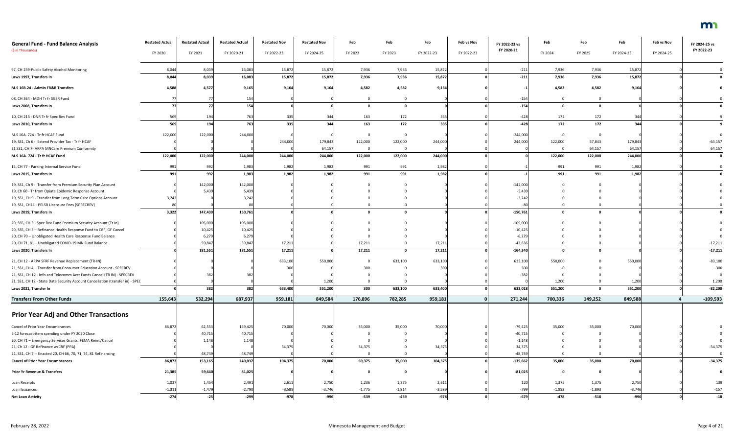| General Fund - Fund Balance Analysis<br>($ in Thousands) | Restated Actual<br>FY 2020 | Restated Actual<br>FY 2021 | Restated Actual<br>FY 2020-21 | Restated Nov<br>FY 2022-23 | Restated Nov<br>FY 2024-25 | Feb<br>FY 2022 | Feb<br>FY 2023 | Feb<br>FY 2022-23 | Feb vs Nov<br>FY 2022-23 | FY 2022-23 vs FY 2020-21 | Feb<br>FY 2024 | Feb<br>FY 2025 | Feb<br>FY 2024-25 | Feb vs Nov<br>FY 2024-25 | FY 2024-25 vs FY 2022-23 |
|---|---|---|---|---|---|---|---|---|---|---|---|---|---|---|---|
| 97, CH 239-Public Safety Alcohol Monitoring | 8,044 | 8,039 | 16,083 | 15,872 | 15,872 | 7,936 | 7,936 | 15,872 | 0 | -211 | 7,936 | 7,936 | 15,872 | 0 | 0 |
| **Laws 1997, Transfers In** | **8,044** | **8,039** | **16,083** | **15,872** | **15,872** | **7,936** | **7,936** | **15,872** | **0** | **-211** | **7,936** | **7,936** | **15,872** | **0** | **0** |
| **M.S 16B.24 - Admin FR&R Transfers** | **4,588** | **4,577** | **9,165** | **9,164** | **9,164** | **4,582** | **4,582** | **9,164** | **0** | **-1** | **4,582** | **4,582** | **9,164** | **0** | **0** |
| 08, CH 364 - MDH Tr fr SGSR Fund | 77 | 77 | 154 | 0 | 0 | 0 | 0 | 0 | 0 | -154 | 0 | 0 | 0 | 0 | 0 |
| **Laws 2008, Transfers In** | **77** | **77** | **154** | **0** | **0** | **0** | **0** | **0** | **0** | **-154** | **0** | **0** | **0** | **0** | **0** |
| 10, CH 215 - DNR Tr fr Spec Rev Fund | 569 | 194 | 763 | 335 | 344 | 163 | 172 | 335 | 0 | -428 | 172 | 172 | 344 | 0 | 9 |
| **Laws 2010, Transfers In** | **569** | **194** | **763** | **335** | **344** | **163** | **172** | **335** | **0** | **-428** | **172** | **172** | **344** | **0** | **9** |
| M.S 16A. 724 - Tr fr HCAF Fund | 122,000 | 122,000 | 244,000 | 0 | 0 | 0 | 0 | 0 | 0 | -244,000 | 0 | 0 | 0 | 0 | 0 |
| 19, SS1, Ch 6 - Extend Provider Tax - Tr fr HCAF | 0 | 0 | 0 | 244,000 | 179,843 | 122,000 | 122,000 | 244,000 | 0 | 244,000 | 122,000 | 57,843 | 179,843 | 0 | -64,157 |
| 21 SS1, CH 7- ARPA MNCare Premium Conformity | 0 | 0 | 0 | 0 | 64,157 | 0 | 0 | 0 | 0 | 0 | 0 | 64,157 | 64,157 | 0 | 64,157 |
| **M.S 16A. 724 - Tr fr HCAF Fund** | **122,000** | **122,000** | **244,000** | **244,000** | **244,000** | **122,000** | **122,000** | **244,000** | **0** | **0** | **122,000** | **122,000** | **244,000** | **0** | **0** |
| 15, CH 77 - Parking Internal Service Fund | 991 | 992 | 1,983 | 1,982 | 1,982 | 991 | 991 | 1,982 | 0 | -1 | 991 | 991 | 1,982 | 0 | 0 |
| **Laws 2015, Transfers In** | **991** | **992** | **1,983** | **1,982** | **1,982** | **991** | **991** | **1,982** | **0** | **-1** | **991** | **991** | **1,982** | **0** | **0** |
| 19, SS1, Ch 9 - Transfer from Premium Security Plan Account | 0 | 142,000 | 142,000 | 0 | 0 | 0 | 0 | 0 | 0 | -142,000 | 0 | 0 | 0 | 0 | 0 |
| 19, Ch 60 - Tr from Opiate Epidemic Response Account | 0 | 5,439 | 5,439 | 0 | 0 | 0 | 0 | 0 | 0 | -5,439 | 0 | 0 | 0 | 0 | 0 |
| 19, SS1, CH 9 - Transfer from Long Term Care Options Account | 3,242 | 0 | 3,242 | 0 | 0 | 0 | 0 | 0 | 0 | -3,242 | 0 | 0 | 0 | 0 | 0 |
| 19, SS1, CH11 - PELSB Licensure Fees (SPRECREV) | 80 | 0 | 80 | 0 | 0 | 0 | 0 | 0 | 0 | -80 | 0 | 0 | 0 | 0 | 0 |
| **Laws 2019, Transfers In** | **3,322** | **147,439** | **150,761** | **0** | **0** | **0** | **0** | **0** | **0** | **-150,761** | **0** | **0** | **0** | **0** | **0** |
| 20, SS5, CH 3 - Spec Rev Fund Premium Security Account (Tr In) | 0 | 105,000 | 105,000 | 0 | 0 | 0 | 0 | 0 | 0 | -105,000 | 0 | 0 | 0 | 0 | 0 |
| 20, SS5, CH 3 – Refinance Health Response Fund to CRF, GF Cancel | 0 | 10,425 | 10,425 | 0 | 0 | 0 | 0 | 0 | 0 | -10,425 | 0 | 0 | 0 | 0 | 0 |
| 20, CH 70 – Unobligated Health Care Response Fund Balance | 0 | 6,279 | 6,279 | 0 | 0 | 0 | 0 | 0 | 0 | -6,279 | 0 | 0 | 0 | 0 | 0 |
| 20, CH 71, 81 – Unobligated COVID-19 MN Fund Balance | 0 | 59,847 | 59,847 | 17,211 | 0 | 17,211 | 0 | 17,211 | 0 | -42,636 | 0 | 0 | 0 | 0 | -17,211 |
| **Laws 2020, Transfers In** | **0** | **181,551** | **181,551** | **17,211** | **0** | **17,211** | **0** | **17,211** | **0** | **-164,340** | **0** | **0** | **0** | **0** | **-17,211** |
| 21, CH 12 - ARPA SFRF Revenue Replacement (TR-IN) | 0 | 0 | 0 | 633,100 | 550,000 | 0 | 633,100 | 633,100 | 0 | 633,100 | 550,000 | 0 | 550,000 | 0 | -83,100 |
| 21, SS1, CH 4 – Transfer from Consumer Education Account - SPECREV | 0 | 0 | 0 | 300 | 0 | 300 | 0 | 300 | 0 | 300 | 0 | 0 | 0 | 0 | -300 |
| 21, SS1, CH 12 - Info and Telecomm Acct Funds Cancel (TR IN) - SPECREV | 0 | 382 | 382 | 0 | 0 | 0 | 0 | 0 | 0 | -382 | 0 | 0 | 0 | 0 | 0 |
| 21, SS1, CH 12 - State Data Security Account Cancellation (transfer in) - SPEC | 0 | 0 | 0 | 0 | 1,200 | 0 | 0 | 0 | 0 | 0 | 1,200 | 0 | 1,200 | 0 | 1,200 |
| **Laws 2021, Transfer In** | **0** | **382** | **382** | **633,400** | **551,200** | **300** | **633,100** | **633,400** | **0** | **633,018** | **551,200** | **0** | **551,200** | **0** | **-82,200** |
| **Transfers From Other Funds** | **155,643** | **532,294** | **687,937** | **959,181** | **849,584** | **176,896** | **782,285** | **959,181** | **0** | **271,244** | **700,336** | **149,252** | **849,588** | **4** | **-109,593** |

## Prior Year Adj and Other Transactions

| | FY 2020 | FY 2021 | FY 2020-21 | FY 2022-23 | FY 2024-25 | FY 2022 | FY 2023 | FY 2022-23 | Feb vs Nov FY 2022-23 | FY 2022-23 vs FY 2020-21 | FY 2024 | FY 2025 | FY 2024-25 | Feb vs Nov FY 2024-25 | FY 2024-25 vs FY 2022-23 |
|---|---|---|---|---|---|---|---|---|---|---|---|---|---|---|---|
| Cancel of Prior Year Encumbrances | 86,872 | 62,553 | 149,425 | 70,000 | 70,000 | 35,000 | 35,000 | 70,000 | 0 | -79,425 | 35,000 | 35,000 | 70,000 | 0 | 0 |
| E-12 forecast-item spending under FY 2020 Close | 0 | 40,715 | 40,715 | 0 | 0 | 0 | 0 | 0 | 0 | -40,715 | 0 | 0 | 0 | 0 | 0 |
| 20, CH 71 – Emergency Services Grants, FEMA Reim./Cancel | 0 | 1,148 | 1,148 | 0 | 0 | 0 | 0 | 0 | 0 | -1,148 | 0 | 0 | 0 | 0 | 0 |
| 21, Ch 12 - GF Refinance w/CRF (PPA) | 0 | 0 | 0 | 34,375 | 0 | 34,375 | 0 | 34,375 | 0 | 34,375 | 0 | 0 | 0 | 0 | -34,375 |
| 21, SS1, CH 7 -- Enacted 20, CH 66, 70, 71, 74, 81 Refinancing | 0 | 48,749 | 48,749 | 0 | 0 | 0 | 0 | 0 | 0 | -48,749 | 0 | 0 | 0 | 0 | 0 |
| **Cancel of Prior Year Encumbrances** | **86,872** | **153,165** | **240,037** | **104,375** | **70,000** | **69,375** | **35,000** | **104,375** | **0** | **-135,662** | **35,000** | **35,000** | **70,000** | **0** | **-34,375** |
| **Prior Yr Revenue & Transfers** | **21,385** | **59,640** | **81,025** | **0** | **0** | **0** | **0** | **0** | **0** | **-81,025** | **0** | **0** | **0** | **0** | **0** |
| Loan Receipts | 1,037 | 1,454 | 2,491 | 2,611 | 2,750 | 1,236 | 1,375 | 2,611 | 0 | 120 | 1,375 | 1,375 | 2,750 | 0 | 139 |
| Loan Issuances | -1,311 | -1,479 | -2,790 | -3,589 | -3,746 | -1,775 | -1,814 | -3,589 | 0 | -799 | -1,853 | -1,893 | -3,746 | 0 | -157 |
| **Net Loan Activity** | **-274** | **-25** | **-299** | **-978** | **-996** | **-539** | **-439** | **-978** | **0** | **-679** | **-478** | **-518** | **-996** | **0** | **-18** |

February 28, 2022 — Minnesota Management and Budget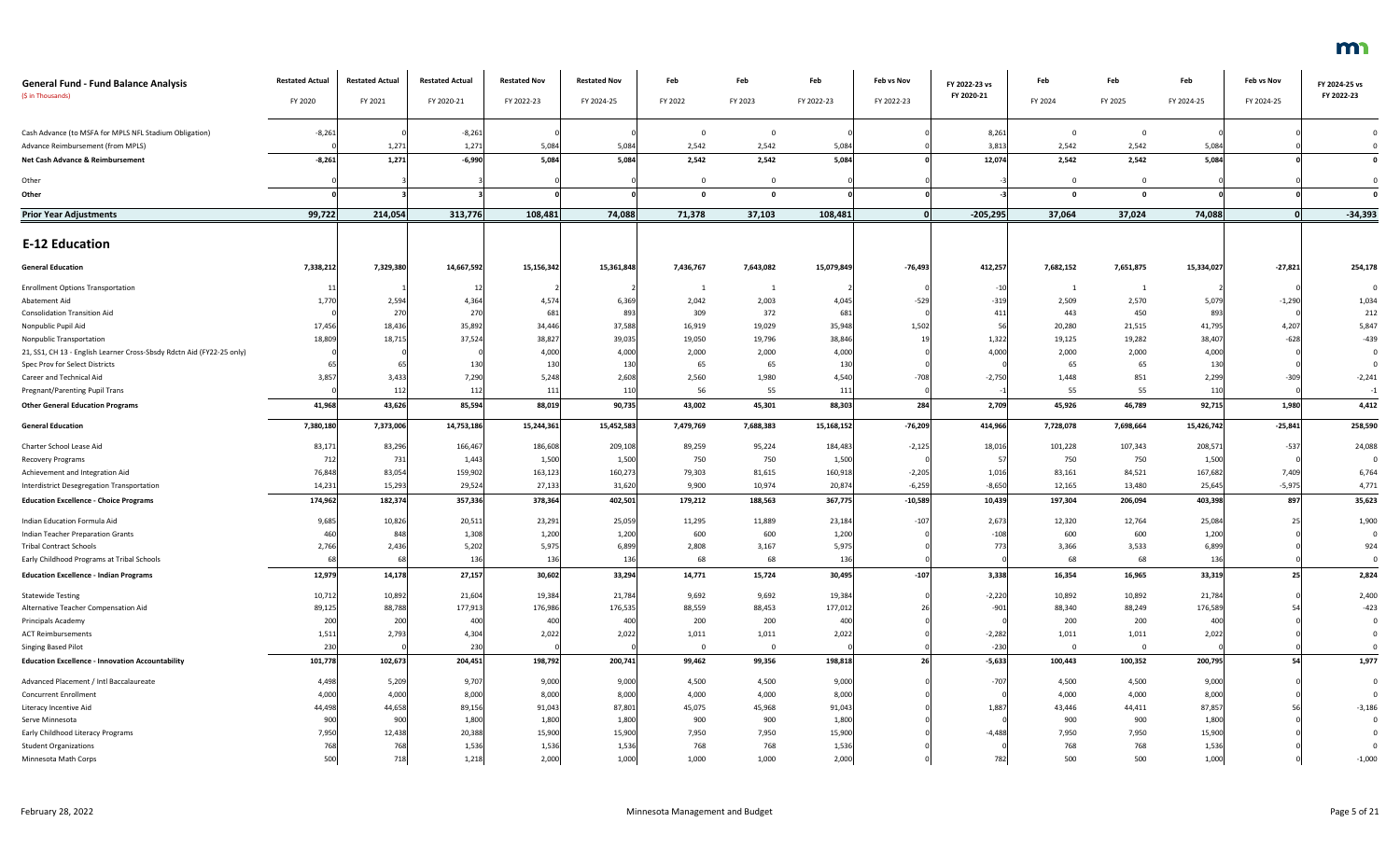| General Fund - Fund Balance Analysis<br>($ in Thousands) | Restated Actual<br>FY 2020 | Restated Actual<br>FY 2021 | Restated Actual<br>FY 2020-21 | Restated Nov<br>FY 2022-23 | Restated Nov<br>FY 2024-25 | Feb<br>FY 2022 | Feb<br>FY 2023 | Feb<br>FY 2022-23 | Feb vs Nov<br>FY 2022-23 | FY 2022-23 vs<br>FY 2020-21 | Feb<br>FY 2024 | Feb<br>FY 2025 | Feb<br>FY 2024-25 | Feb vs Nov<br>FY 2024-25 | FY 2024-25 vs<br>FY 2022-23 |
|---|---|---|---|---|---|---|---|---|---|---|---|---|---|---|---|
| Cash Advance (to MSFA for MPLS NFL Stadium Obligation) | -8,261 | 0 | -8,261 | 0 | 0 | 0 | 0 | 0 | 0 | 8,261 | 0 | 0 | 0 | 0 | 0 |
| Advance Reimbursement (from MPLS) | 0 | 1,271 | 1,271 | 5,084 | 5,084 | 2,542 | 2,542 | 5,084 | 0 | 3,813 | 2,542 | 2,542 | 5,084 | 0 | 0 |
| **Net Cash Advance & Reimbursement** | **-8,261** | **1,271** | **-6,990** | **5,084** | **5,084** | **2,542** | **2,542** | **5,084** | **0** | **12,074** | **2,542** | **2,542** | **5,084** | **0** | **0** |
| Other | 0 | 3 | 3 | 0 | 0 | 0 | 0 | 0 | 0 | -3 | 0 | 0 | 0 | 0 | 0 |
| **Other** | **0** | **3** | **3** | **0** | **0** | **0** | **0** | **0** | **0** | **-3** | **0** | **0** | **0** | **0** | **0** |
| **Prior Year Adjustments** | **99,722** | **214,054** | **313,776** | **108,481** | **74,088** | **71,378** | **37,103** | **108,481** | **0** | **-205,295** | **37,064** | **37,024** | **74,088** | **0** | **-34,393** |
| **E-12 Education** | | | | | | | | | | | | | | | |
| **General Education** | **7,338,212** | **7,329,380** | **14,667,592** | **15,156,342** | **15,361,848** | **7,436,767** | **7,643,082** | **15,079,849** | **-76,493** | **412,257** | **7,682,152** | **7,651,875** | **15,334,027** | **-27,821** | **254,178** |
| Enrollment Options Transportation | 11 | 1 | 12 | 2 | 2 | 1 | 1 | 2 | 0 | -10 | 1 | 1 | 2 | 0 | 0 |
| Abatement Aid | 1,770 | 2,594 | 4,364 | 4,574 | 6,369 | 2,042 | 2,003 | 4,045 | -529 | -319 | 2,509 | 2,570 | 5,079 | -1,290 | 1,034 |
| Consolidation Transition Aid | 0 | 270 | 270 | 681 | 893 | 309 | 372 | 681 | 0 | 411 | 443 | 450 | 893 | 0 | 212 |
| Nonpublic Pupil Aid | 17,456 | 18,436 | 35,892 | 34,446 | 37,588 | 16,919 | 19,029 | 35,948 | 1,502 | 56 | 20,280 | 21,515 | 41,795 | 4,207 | 5,847 |
| Nonpublic Transportation | 18,809 | 18,715 | 37,524 | 38,827 | 39,035 | 19,050 | 19,796 | 38,846 | 19 | 1,322 | 19,125 | 19,282 | 38,407 | -628 | -439 |
| 21, SS1, CH 13 - English Learner Cross-Sbsdy Rdctn Aid (FY22-25 only) | 0 | 0 | 0 | 4,000 | 4,000 | 2,000 | 2,000 | 4,000 | 0 | 4,000 | 2,000 | 2,000 | 4,000 | 0 | 0 |
| Spec Prov for Select Districts | 65 | 65 | 130 | 130 | 130 | 65 | 65 | 130 | 0 | 0 | 65 | 65 | 130 | 0 | 0 |
| Career and Technical Aid | 3,857 | 3,433 | 7,290 | 5,248 | 2,608 | 2,560 | 1,980 | 4,540 | -708 | -2,750 | 1,448 | 851 | 2,299 | -309 | -2,241 |
| Pregnant/Parenting Pupil Trans | 0 | 112 | 112 | 111 | 110 | 56 | 55 | 111 | 0 | -1 | 55 | 55 | 110 | 0 | -1 |
| **Other General Education Programs** | **41,968** | **43,626** | **85,594** | **88,019** | **90,735** | **43,002** | **45,301** | **88,303** | **284** | **2,709** | **45,926** | **46,789** | **92,715** | **1,980** | **4,412** |
| **General Education** | **7,380,180** | **7,373,006** | **14,753,186** | **15,244,361** | **15,452,583** | **7,479,769** | **7,688,383** | **15,168,152** | **-76,209** | **414,966** | **7,728,078** | **7,698,664** | **15,426,742** | **-25,841** | **258,590** |
| Charter School Lease Aid | 83,171 | 83,296 | 166,467 | 186,608 | 209,108 | 89,259 | 95,224 | 184,483 | -2,125 | 18,016 | 101,228 | 107,343 | 208,571 | -537 | 24,088 |
| Recovery Programs | 712 | 731 | 1,443 | 1,500 | 1,500 | 750 | 750 | 1,500 | 0 | 57 | 750 | 750 | 1,500 | 0 | 0 |
| Achievement and Integration Aid | 76,848 | 83,054 | 159,902 | 163,123 | 160,273 | 79,303 | 81,615 | 160,918 | -2,205 | 1,016 | 83,161 | 84,521 | 167,682 | 7,409 | 6,764 |
| Interdistrict Desegregation Transportation | 14,231 | 15,293 | 29,524 | 27,133 | 31,620 | 9,900 | 10,974 | 20,874 | -6,259 | -8,650 | 12,165 | 13,480 | 25,645 | -5,975 | 4,771 |
| **Education Excellence - Choice Programs** | **174,962** | **182,374** | **357,336** | **378,364** | **402,501** | **179,212** | **188,563** | **367,775** | **-10,589** | **10,439** | **197,304** | **206,094** | **403,398** | **897** | **35,623** |
| Indian Education Formula Aid | 9,685 | 10,826 | 20,511 | 23,291 | 25,059 | 11,295 | 11,889 | 23,184 | -107 | 2,673 | 12,320 | 12,764 | 25,084 | 25 | 1,900 |
| Indian Teacher Preparation Grants | 460 | 848 | 1,308 | 1,200 | 1,200 | 600 | 600 | 1,200 | 0 | -108 | 600 | 600 | 1,200 | 0 | 0 |
| Tribal Contract Schools | 2,766 | 2,436 | 5,202 | 5,975 | 6,899 | 2,808 | 3,167 | 5,975 | 0 | 773 | 3,366 | 3,533 | 6,899 | 0 | 924 |
| Early Childhood Programs at Tribal Schools | 68 | 68 | 136 | 136 | 136 | 68 | 68 | 136 | 0 | 0 | 68 | 68 | 136 | 0 | 0 |
| **Education Excellence - Indian Programs** | **12,979** | **14,178** | **27,157** | **30,602** | **33,294** | **14,771** | **15,724** | **30,495** | **-107** | **3,338** | **16,354** | **16,965** | **33,319** | **25** | **2,824** |
| Statewide Testing | 10,712 | 10,892 | 21,604 | 19,384 | 21,784 | 9,692 | 9,692 | 19,384 | 0 | -2,220 | 10,892 | 10,892 | 21,784 | 0 | 2,400 |
| Alternative Teacher Compensation Aid | 89,125 | 88,788 | 177,913 | 176,986 | 176,535 | 88,559 | 88,453 | 177,012 | 26 | -901 | 88,340 | 88,249 | 176,589 | 54 | -423 |
| Principals Academy | 200 | 200 | 400 | 400 | 400 | 200 | 200 | 400 | 0 | 0 | 200 | 200 | 400 | 0 | 0 |
| ACT Reimbursements | 1,511 | 2,793 | 4,304 | 2,022 | 2,022 | 1,011 | 1,011 | 2,022 | 0 | -2,282 | 1,011 | 1,011 | 2,022 | 0 | 0 |
| Singing Based Pilot | 230 | 0 | 230 | 0 | 0 | 0 | 0 | 0 | 0 | -230 | 0 | 0 | 0 | 0 | 0 |
| **Education Excellence - Innovation Accountability** | **101,778** | **102,673** | **204,451** | **198,792** | **200,741** | **99,462** | **99,356** | **198,818** | **26** | **-5,633** | **100,443** | **100,352** | **200,795** | **54** | **1,977** |
| Advanced Placement / Intl Baccalaureate | 4,498 | 5,209 | 9,707 | 9,000 | 9,000 | 4,500 | 4,500 | 9,000 | 0 | -707 | 4,500 | 4,500 | 9,000 | 0 | 0 |
| Concurrent Enrollment | 4,000 | 4,000 | 8,000 | 8,000 | 8,000 | 4,000 | 4,000 | 8,000 | 0 | 0 | 4,000 | 4,000 | 8,000 | 0 | 0 |
| Literacy Incentive Aid | 44,498 | 44,658 | 89,156 | 91,043 | 87,801 | 45,075 | 45,968 | 91,043 | 0 | 1,887 | 43,446 | 44,411 | 87,857 | 56 | -3,186 |
| Serve Minnesota | 900 | 900 | 1,800 | 1,800 | 1,800 | 900 | 900 | 1,800 | 0 | 0 | 900 | 900 | 1,800 | 0 | 0 |
| Early Childhood Literacy Programs | 7,950 | 12,438 | 20,388 | 15,900 | 15,900 | 7,950 | 7,950 | 15,900 | 0 | -4,488 | 7,950 | 7,950 | 15,900 | 0 | 0 |
| Student Organizations | 768 | 768 | 1,536 | 1,536 | 1,536 | 768 | 768 | 1,536 | 0 | 0 | 768 | 768 | 1,536 | 0 | 0 |
| Minnesota Math Corps | 500 | 718 | 1,218 | 2,000 | 1,000 | 1,000 | 1,000 | 2,000 | 0 | 782 | 500 | 500 | 1,000 | 0 | -1,000 |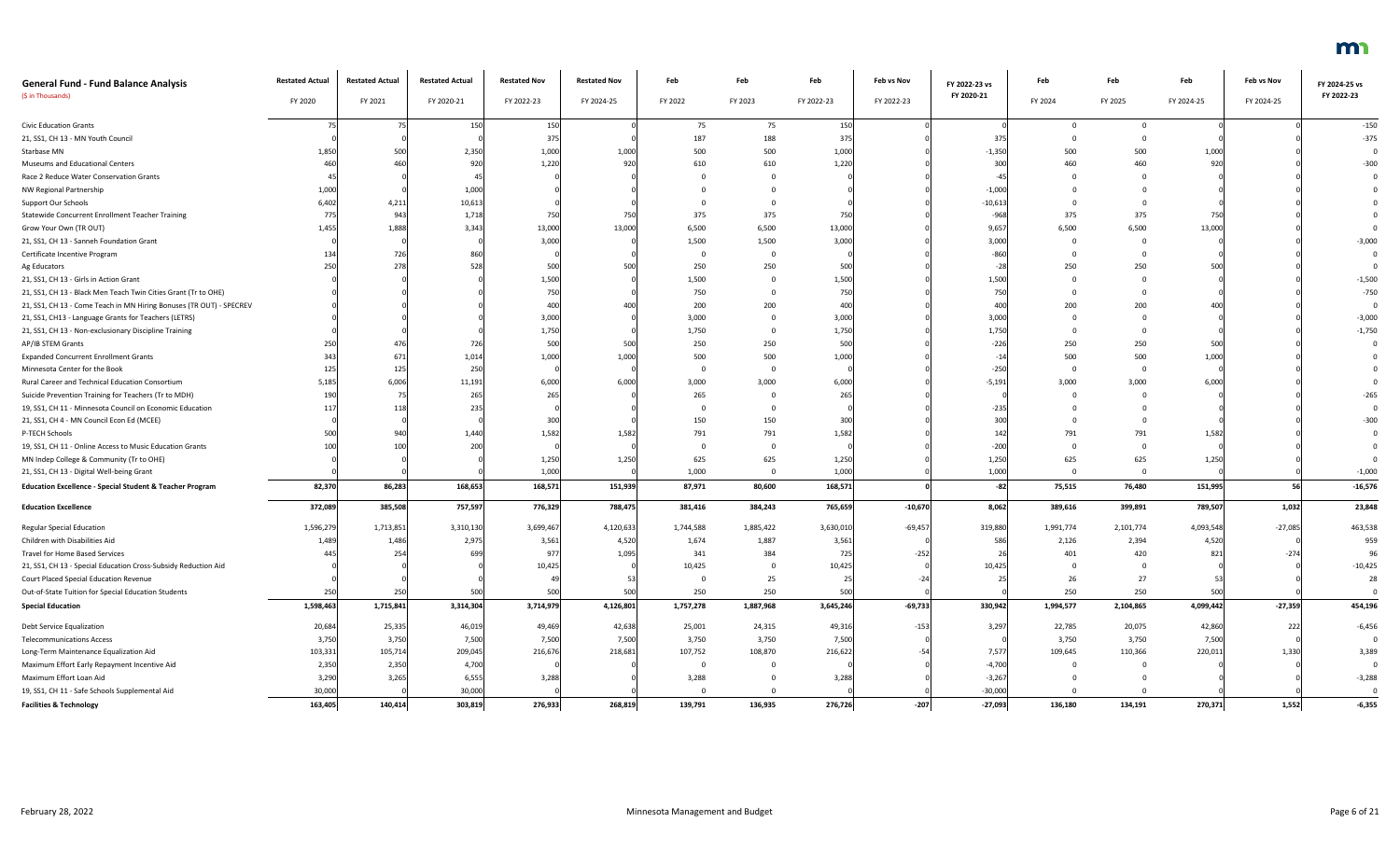| General Fund - Fund Balance Analysis ($ in Thousands) | Restated Actual FY 2020 | Restated Actual FY 2021 | Restated Actual FY 2020-21 | Restated Nov FY 2022-23 | Restated Nov FY 2024-25 | Feb FY 2022 | Feb FY 2023 | Feb FY 2022-23 | Feb vs Nov FY 2022-23 | FY 2022-23 vs FY 2020-21 | Feb FY 2024 | Feb FY 2025 | Feb FY 2024-25 | Feb vs Nov FY 2024-25 | FY 2024-25 vs FY 2022-23 |
|---|---|---|---|---|---|---|---|---|---|---|---|---|---|---|---|
| Civic Education Grants | 75 | 75 | 150 | 150 | 0 | 75 | 75 | 150 | 0 | 0 | 0 | 0 | 0 | 0 | -150 |
| 21, SS1, CH 13 - MN Youth Council | 0 | 0 | 0 | 375 | 0 | 187 | 188 | 375 | 0 | 375 | 0 | 0 | 0 | 0 | -375 |
| Starbase MN | 1,850 | 500 | 2,350 | 1,000 | 1,000 | 500 | 500 | 1,000 | 0 | -1,350 | 500 | 500 | 1,000 | 0 | 0 |
| Museums and Educational Centers | 460 | 460 | 920 | 1,220 | 920 | 610 | 610 | 1,220 | 0 | 300 | 460 | 460 | 920 | 0 | -300 |
| Race 2 Reduce Water Conservation Grants | 45 | 0 | 45 | 0 | 0 | 0 | 0 | 0 | 0 | -45 | 0 | 0 | 0 | 0 | 0 |
| NW Regional Partnership | 1,000 | 0 | 1,000 | 0 | 0 | 0 | 0 | 0 | 0 | -1,000 | 0 | 0 | 0 | 0 | 0 |
| Support Our Schools | 6,402 | 4,211 | 10,613 | 0 | 0 | 0 | 0 | 0 | 0 | -10,613 | 0 | 0 | 0 | 0 | 0 |
| Statewide Concurrent Enrollment Teacher Training | 775 | 943 | 1,718 | 750 | 750 | 375 | 375 | 750 | 0 | -968 | 375 | 375 | 750 | 0 | 0 |
| Grow Your Own (TR OUT) | 1,455 | 1,888 | 3,343 | 13,000 | 13,000 | 6,500 | 6,500 | 13,000 | 0 | 9,657 | 6,500 | 6,500 | 13,000 | 0 | 0 |
| 21, SS1, CH 13 - Sanneh Foundation Grant | 0 | 0 | 0 | 3,000 | 0 | 1,500 | 1,500 | 3,000 | 0 | 3,000 | 0 | 0 | 0 | 0 | -3,000 |
| Certificate Incentive Program | 134 | 726 | 860 | 0 | 0 | 0 | 0 | 0 | 0 | -860 | 0 | 0 | 0 | 0 | 0 |
| Ag Educators | 250 | 278 | 528 | 500 | 500 | 250 | 250 | 500 | 0 | -28 | 250 | 250 | 500 | 0 | 0 |
| 21, SS1, CH 13 - Girls in Action Grant | 0 | 0 | 0 | 1,500 | 0 | 1,500 | 0 | 1,500 | 0 | 1,500 | 0 | 0 | 0 | 0 | -1,500 |
| 21, SS1, CH 13 - Black Men Teach Twin Cities Grant (Tr to OHE) | 0 | 0 | 0 | 750 | 0 | 750 | 0 | 750 | 0 | 750 | 0 | 0 | 0 | 0 | -750 |
| 21, SS1, CH 13 - Come Teach in MN Hiring Bonuses (TR OUT) - SPECREV | 0 | 0 | 0 | 400 | 400 | 200 | 200 | 400 | 0 | 400 | 200 | 200 | 400 | 0 | 0 |
| 21, SS1, CH13 - Language Grants for Teachers (LETRS) | 0 | 0 | 0 | 3,000 | 0 | 3,000 | 0 | 3,000 | 0 | 3,000 | 0 | 0 | 0 | 0 | -3,000 |
| 21, SS1, CH 13 - Non-exclusionary Discipline Training | 0 | 0 | 0 | 1,750 | 0 | 1,750 | 0 | 1,750 | 0 | 1,750 | 0 | 0 | 0 | 0 | -1,750 |
| AP/IB STEM Grants | 250 | 476 | 726 | 500 | 500 | 250 | 250 | 500 | 0 | -226 | 250 | 250 | 500 | 0 | 0 |
| Expanded Concurrent Enrollment Grants | 343 | 671 | 1,014 | 1,000 | 1,000 | 500 | 500 | 1,000 | 0 | -14 | 500 | 500 | 1,000 | 0 | 0 |
| Minnesota Center for the Book | 125 | 125 | 250 | 0 | 0 | 0 | 0 | 0 | 0 | -250 | 0 | 0 | 0 | 0 | 0 |
| Rural Career and Technical Education Consortium | 5,185 | 6,006 | 11,191 | 6,000 | 6,000 | 3,000 | 3,000 | 6,000 | 0 | -5,191 | 3,000 | 3,000 | 6,000 | 0 | 0 |
| Suicide Prevention Training for Teachers (Tr to MDH) | 190 | 75 | 265 | 265 | 0 | 265 | 0 | 265 | 0 | 0 | 0 | 0 | 0 | 0 | -265 |
| 19, SS1, CH 11 - Minnesota Council on Economic Education | 117 | 118 | 235 | 0 | 0 | 0 | 0 | 0 | 0 | -235 | 0 | 0 | 0 | 0 | 0 |
| 21, SS1, CH 4 - MN Council Econ Ed (MCEE) | 0 | 0 | 0 | 300 | 0 | 150 | 150 | 300 | 0 | 300 | 0 | 0 | 0 | 0 | -300 |
| P-TECH Schools | 500 | 940 | 1,440 | 1,582 | 1,582 | 791 | 791 | 1,582 | 0 | 142 | 791 | 791 | 1,582 | 0 | 0 |
| 19, SS1, CH 11 - Online Access to Music Education Grants | 100 | 100 | 200 | 0 | 0 | 0 | 0 | 0 | 0 | -200 | 0 | 0 | 0 | 0 | 0 |
| MN Indep College & Community (Tr to OHE) | 0 | 0 | 0 | 1,250 | 1,250 | 625 | 625 | 1,250 | 0 | 1,250 | 625 | 625 | 1,250 | 0 | 0 |
| 21, SS1, CH 13 - Digital Well-being Grant | 0 | 0 | 0 | 1,000 | 0 | 1,000 | 0 | 1,000 | 0 | 1,000 | 0 | 0 | 0 | 0 | -1,000 |
| **Education Excellence - Special Student & Teacher Program** | **82,370** | **86,283** | **168,653** | **168,571** | **151,939** | **87,971** | **80,600** | **168,571** | **0** | **-82** | **75,515** | **76,480** | **151,995** | **56** | **-16,576** |
| **Education Excellence** | **372,089** | **385,508** | **757,597** | **776,329** | **788,475** | **381,416** | **384,243** | **765,659** | **-10,670** | **8,062** | **389,616** | **399,891** | **789,507** | **1,032** | **23,848** |
| Regular Special Education | 1,596,279 | 1,713,851 | 3,310,130 | 3,699,467 | 4,120,633 | 1,744,588 | 1,885,422 | 3,630,010 | -69,457 | 319,880 | 1,991,774 | 2,101,774 | 4,093,548 | -27,085 | 463,538 |
| Children with Disabilities Aid | 1,489 | 1,486 | 2,975 | 3,561 | 4,520 | 1,674 | 1,887 | 3,561 | 0 | 586 | 2,126 | 2,394 | 4,520 | 0 | 959 |
| Travel for Home Based Services | 445 | 254 | 699 | 977 | 1,095 | 341 | 384 | 725 | -252 | 26 | 401 | 420 | 821 | -274 | 96 |
| 21, SS1, CH 13 - Special Education Cross-Subsidy Reduction Aid | 0 | 0 | 0 | 10,425 | 0 | 10,425 | 0 | 10,425 | 0 | 10,425 | 0 | 0 | 0 | 0 | -10,425 |
| Court Placed Special Education Revenue | 0 | 0 | 0 | 49 | 53 | 0 | 25 | 25 | -24 | 25 | 26 | 27 | 53 | 0 | 28 |
| Out-of-State Tuition for Special Education Students | 250 | 250 | 500 | 500 | 500 | 250 | 250 | 500 | 0 | 0 | 250 | 250 | 500 | 0 | 0 |
| **Special Education** | **1,598,463** | **1,715,841** | **3,314,304** | **3,714,979** | **4,126,801** | **1,757,278** | **1,887,968** | **3,645,246** | **-69,733** | **330,942** | **1,994,577** | **2,104,865** | **4,099,442** | **-27,359** | **454,196** |
| Debt Service Equalization | 20,684 | 25,335 | 46,019 | 49,469 | 42,638 | 25,001 | 24,315 | 49,316 | -153 | 3,297 | 22,785 | 20,075 | 42,860 | 222 | -6,456 |
| Telecommunications Access | 3,750 | 3,750 | 7,500 | 7,500 | 7,500 | 3,750 | 3,750 | 7,500 | 0 | 0 | 3,750 | 3,750 | 7,500 | 0 | 0 |
| Long-Term Maintenance Equalization Aid | 103,331 | 105,714 | 209,045 | 216,676 | 218,681 | 107,752 | 108,870 | 216,622 | -54 | 7,577 | 109,645 | 110,366 | 220,011 | 1,330 | 3,389 |
| Maximum Effort Early Repayment Incentive Aid | 2,350 | 2,350 | 4,700 | 0 | 0 | 0 | 0 | 0 | 0 | -4,700 | 0 | 0 | 0 | 0 | 0 |
| Maximum Effort Loan Aid | 3,290 | 3,265 | 6,555 | 3,288 | 0 | 3,288 | 0 | 3,288 | 0 | -3,267 | 0 | 0 | 0 | 0 | -3,288 |
| 19, SS1, CH 11 - Safe Schools Supplemental Aid | 30,000 | 0 | 30,000 | 0 | 0 | 0 | 0 | 0 | 0 | -30,000 | 0 | 0 | 0 | 0 | 0 |
| **Facilities & Technology** | **163,405** | **140,414** | **303,819** | **276,933** | **268,819** | **139,791** | **136,935** | **276,726** | **-207** | **-27,093** | **136,180** | **134,191** | **270,371** | **1,552** | **-6,355** |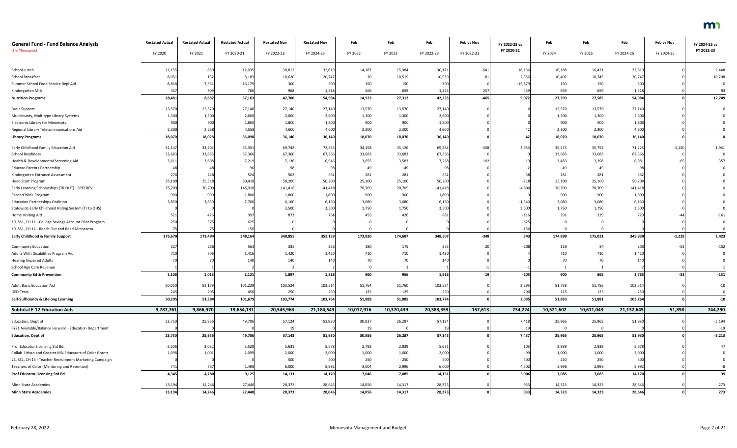| General Fund - Fund Balance Analysis<br>($ in Thousands) | Restated Actual<br>FY 2020 | Restated Actual<br>FY 2021 | Restated Actual<br>FY 2020-21 | Restated Nov<br>FY 2022-23 | Restated Nov<br>FY 2024-25 | Feb<br>FY 2022 | Feb<br>FY 2023 | Feb<br>FY 2022-23 | Feb vs Nov<br>FY 2022-23 | FY 2022-23 vs FY 2020-21 | Feb<br>FY 2024 | Feb<br>FY 2025 | Feb<br>FY 2024-25 | Feb vs Nov<br>FY 2024-25 | FY 2024-25 vs FY 2022-23 |
|---|---|---|---|---|---|---|---|---|---|---|---|---|---|---|---|
| School Lunch | 11,155 | 880 | 12,035 | 30,812 | 32,619 | 14,187 | 15,984 | 30,171 | -641 | 18,136 | 16,188 | 16,431 | 32,619 | 0 | 2,448 |
| School Breakfast | 8,051 | 132 | 8,183 | 10,620 | 20,747 | 20 | 10,519 | 10,539 | -81 | 2,356 | 10,402 | 10,345 | 20,747 | 0 | 10,208 |
| Summer School Food Service Repl Aid | 8,818 | 7,361 | 16,179 | 300 | 300 | 150 | 150 | 300 | 0 | -15,879 | 150 | 150 | 300 | 0 | 0 |
| Kindergarten Milk | 457 | 309 | 766 | 968 | 1,318 | 566 | 659 | 1,225 | 257 | 459 | 659 | 659 | 1,318 | 0 | 93 |
| **Nutrition Programs** | **28,481** | **8,682** | **37,163** | **42,700** | **54,984** | **14,923** | **27,312** | **42,235** | **-465** | **5,072** | **27,399** | **27,585** | **54,984** | **0** | **12,749** |
| Basic Support | 13,570 | 13,570 | 27,140 | 27,140 | 27,140 | 13,570 | 13,570 | 27,140 | 0 | 0 | 13,570 | 13,570 | 27,140 | 0 | 0 |
| Multicounty, Multitype Library Systems | 1,300 | 1,300 | 2,600 | 2,600 | 2,600 | 1,300 | 1,300 | 2,600 | 0 | 0 | 1,300 | 1,300 | 2,600 | 0 | 0 |
| Electronic Library for Minnesota | 900 | 900 | 1,800 | 1,800 | 1,800 | 900 | 900 | 1,800 | 0 | 0 | 900 | 900 | 1,800 | 0 | 0 |
| Regional Library Telecommunications Aid | 2,300 | 2,258 | 4,558 | 4,600 | 4,600 | 2,300 | 2,300 | 4,600 | 0 | 42 | 2,300 | 2,300 | 4,600 | 0 | 0 |
| **Library Programs** | **18,070** | **18,028** | **36,098** | **36,140** | **36,140** | **18,070** | **18,070** | **36,140** | **0** | **42** | **18,070** | **18,070** | **36,140** | **0** | **0** |
| Early Childhood Family Education Aid | 32,147 | 33,204 | 65,351 | 69,742 | 72,345 | 34,158 | 35,126 | 69,284 | -458 | 3,933 | 35,473 | 35,752 | 71,225 | -1,120 | 1,941 |
| School Readiness | 33,683 | 33,683 | 67,366 | 67,366 | 67,366 | 33,683 | 33,683 | 67,366 | 0 | 0 | 33,683 | 33,683 | 67,366 | 0 | 0 |
| Health & Developmental Screening Aid | 3,611 | 3,608 | 7,219 | 7,136 | 6,946 | 3,655 | 3,583 | 7,238 | 102 | 19 | 3,483 | 3,398 | 6,881 | -65 | -357 |
| Educate Parents Partnership | 48 | 48 | 96 | 98 | 98 | 49 | 49 | 98 | 0 | 2 | 49 | 49 | 98 | 0 | 0 |
| Kindergarten Entrance Assessment | 276 | 248 | 524 | 562 | 562 | 281 | 281 | 562 | 0 | 38 | 281 | 281 | 562 | 0 | 0 |
| Head Start Program | 25,100 | 25,318 | 50,418 | 50,200 | 50,200 | 25,100 | 25,100 | 50,200 | 0 | -218 | 25,100 | 25,100 | 50,200 | 0 | 0 |
| Early Learning Scholarships (TR OUT) - SPECREV | 75,209 | 70,709 | 145,918 | 141,418 | 141,418 | 70,709 | 70,709 | 141,418 | 0 | -4,500 | 70,709 | 70,709 | 141,418 | 0 | 0 |
| ParentChild+ Program | 900 | 900 | 1,800 | 1,800 | 1,800 | 900 | 900 | 1,800 | 0 | 0 | 900 | 900 | 1,800 | 0 | 0 |
| Education Partnerships Coalition | 3,850 | 3,850 | 7,700 | 6,160 | 6,160 | 3,080 | 3,080 | 6,160 | 0 | -1,540 | 3,080 | 3,080 | 6,160 | 0 | 0 |
| Statewide Early Childhood Rating System (Tr to DHS) | 0 | 0 | 0 | 3,500 | 3,500 | 1,750 | 1,750 | 3,500 | 0 | 3,500 | 1,750 | 1,750 | 3,500 | 0 | 0 |
| Home Visiting Aid | 521 | 476 | 997 | 873 | 764 | 455 | 426 | 881 | 8 | -116 | 391 | 329 | 720 | -44 | -161 |
| 19, SS1, CH 11 - College Savings Account Pilot Program | 250 | 375 | 625 | 0 | 0 | 0 | 0 | 0 | 0 | -625 | 0 | 0 | 0 | 0 | 0 |
| 19, SS1, CH 11 - Reach Out and Read Minnesota | 75 | 75 | 150 | 0 | 0 | 0 | 0 | 0 | 0 | -150 | 0 | 0 | 0 | 0 | 0 |
| **Early Childhood & Family Support** | **175,670** | **172,494** | **348,164** | **348,855** | **351,159** | **173,820** | **174,687** | **348,507** | **-348** | **343** | **174,899** | **175,031** | **349,930** | **-1,229** | **1,423** |
| Community Education | 327 | 236 | 563 | 335 | 256 | 180 | 175 | 355 | 20 | -208 | 119 | 84 | 203 | -53 | -152 |
| Adults With Disabilities Program Aid | 710 | 706 | 1,416 | 1,420 | 1,420 | 710 | 710 | 1,420 | 0 | 4 | 710 | 710 | 1,420 | 0 | 0 |
| Hearing Impaired Adults | 70 | 70 | 140 | 140 | 140 | 70 | 70 | 140 | 0 | 0 | 70 | 70 | 140 | 0 | 0 |
| School Age Care Revenue | 1 | 1 | 2 | 2 | 2 | 0 | 1 | 1 | -1 | -1 | 1 | 1 | 2 | 0 | 1 |
| **Community Ed & Prevention** | **1,108** | **1,013** | **2,121** | **1,897** | **1,818** | **960** | **956** | **1,916** | **19** | **-205** | **900** | **865** | **1,765** | **-53** | **-151** |
| Adult Basic Education Aid | 50,050 | 51,179 | 101,229 | 103,524 | 103,514 | 51,764 | 51,760 | 103,524 | 0 | 2,295 | 51,758 | 51,756 | 103,514 | 0 | -10 |
| GED Tests | 245 | 205 | 450 | 250 | 250 | 125 | 125 | 250 | 0 | -200 | 125 | 125 | 250 | 0 | 0 |
| **Self-Sufficiency & Lifelong Learning** | **50,295** | **51,384** | **101,679** | **103,774** | **103,764** | **51,889** | **51,885** | **103,774** | **0** | **2,095** | **51,883** | **51,881** | **103,764** | **0** | **-10** |
| **Subtotal E-12 Education Aids** | **9,787,761** | **9,866,370** | **19,654,131** | **20,545,968** | **21,184,543** | **10,017,916** | **10,370,439** | **20,388,355** | **-157,613** | **734,224** | **10,521,602** | **10,611,043** | **21,132,645** | **-51,898** | **744,290** |
| Education, Dept of | 23,750 | 25,956 | 49,706 | 57,124 | 51,930 | 30,837 | 26,287 | 57,124 | 0 | 7,418 | 25,965 | 25,965 | 51,930 | 0 | -5,194 |
| FY21 Available/Balance Forward - Education Department | 0 | 0 | 0 | 19 | 0 | 19 | 0 | 19 | 0 | 19 | 0 | 0 | 0 | 0 | -19 |
| **Education, Dept of** | **23,750** | **25,956** | **49,706** | **57,143** | **51,930** | **30,856** | **26,287** | **57,143** | **0** | **7,437** | **25,965** | **25,965** | **51,930** | **0** | **-5,213** |
| Prof Educator Licensing Std Bd. | 2,506 | 3,022 | 5,528 | 5,631 | 5,678 | 2,792 | 2,839 | 5,631 | 0 | 103 | 2,839 | 2,839 | 5,678 | 0 | 47 |
| Collab. Urban and Greater MN Educators of Color Grants | 1,098 | 1,001 | 2,099 | 2,000 | 2,000 | 1,000 | 1,000 | 2,000 | 0 | -99 | 1,000 | 1,000 | 2,000 | 0 | 0 |
| 21, SS1, CH 13 - Teacher Recruitment Marketing Campaign | 0 | 0 | 0 | 500 | 500 | 250 | 250 | 500 | 0 | 500 | 250 | 250 | 500 | 0 | 0 |
| Teachers of Color (Mentoring and Retention) | 741 | 757 | 1,498 | 6,000 | 5,992 | 3,004 | 2,996 | 6,000 | 0 | 4,502 | 2,996 | 2,996 | 5,992 | 0 | -8 |
| **Prof Educator Licensing Std Bd.** | **4,345** | **4,780** | **9,125** | **14,131** | **14,170** | **7,046** | **7,085** | **14,131** | **0** | **5,006** | **7,085** | **7,085** | **14,170** | **0** | **39** |
| Minn State Academies | 13,194 | 14,246 | 27,440 | 28,373 | 28,646 | 14,056 | 14,317 | 28,373 | 0 | 933 | 14,323 | 14,323 | 28,646 | 0 | 273 |
| **Minn State Academies** | **13,194** | **14,246** | **27,440** | **28,373** | **28,646** | **14,056** | **14,317** | **28,373** | **0** | **933** | **14,323** | **14,323** | **28,646** | **0** | **273** |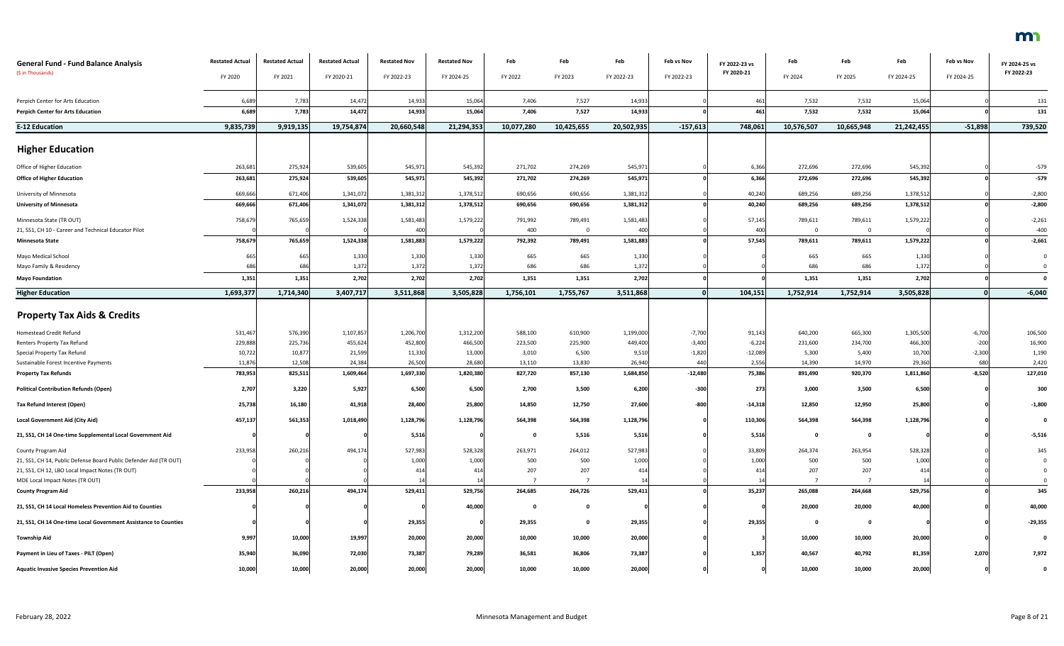| General Fund - Fund Balance Analysis ($ in Thousands) | Restated Actual FY 2020 | Restated Actual FY 2021 | Restated Actual FY 2020-21 | Restated Nov FY 2022-23 | Restated Nov FY 2024-25 | Feb FY 2022 | Feb FY 2023 | Feb FY 2022-23 | Feb vs Nov FY 2022-23 | FY 2022-23 vs FY 2020-21 | Feb FY 2024 | Feb FY 2025 | Feb FY 2024-25 | Feb vs Nov FY 2024-25 | FY 2024-25 vs FY 2022-23 |
|---|---|---|---|---|---|---|---|---|---|---|---|---|---|---|---|
| Perpich Center for Arts Education | 6,689 | 7,783 | 14,472 | 14,933 | 15,064 | 7,406 | 7,527 | 14,933 | 0 | 461 | 7,532 | 7,532 | 15,064 | 0 | 131 |
| **Perpich Center for Arts Education** | **6,689** | **7,783** | **14,472** | **14,933** | **15,064** | **7,406** | **7,527** | **14,933** | **0** | **461** | **7,532** | **7,532** | **15,064** | **0** | **131** |
| **E-12 Education** | **9,835,739** | **9,919,135** | **19,754,874** | **20,660,548** | **21,294,353** | **10,077,280** | **10,425,655** | **20,502,935** | **-157,613** | **748,061** | **10,576,507** | **10,665,948** | **21,242,455** | **-51,898** | **739,520** |
| **Higher Education** | | | | | | | | | | | | | | | |
| Office of Higher Education | 263,681 | 275,924 | 539,605 | 545,971 | 545,392 | 271,702 | 274,269 | 545,971 | 0 | 6,366 | 272,696 | 272,696 | 545,392 | 0 | -579 |
| **Office of Higher Education** | **263,681** | **275,924** | **539,605** | **545,971** | **545,392** | **271,702** | **274,269** | **545,971** | **0** | **6,366** | **272,696** | **272,696** | **545,392** | **0** | **-579** |
| University of Minnesota | 669,666 | 671,406 | 1,341,072 | 1,381,312 | 1,378,512 | 690,656 | 690,656 | 1,381,312 | 0 | 40,240 | 689,256 | 689,256 | 1,378,512 | 0 | -2,800 |
| **University of Minnesota** | **669,666** | **671,406** | **1,341,072** | **1,381,312** | **1,378,512** | **690,656** | **690,656** | **1,381,312** | **0** | **40,240** | **689,256** | **689,256** | **1,378,512** | **0** | **-2,800** |
| Minnesota State (TR OUT) | 758,679 | 765,659 | 1,524,338 | 1,581,483 | 1,579,222 | 791,992 | 789,491 | 1,581,483 | 0 | 57,145 | 789,611 | 789,611 | 1,579,222 | 0 | -2,261 |
| 21, SS1, CH 10 - Career and Technical Educator Pilot | 0 | 0 | 0 | 400 | 0 | 400 | 0 | 400 | 0 | 400 | 0 | 0 | 0 | 0 | -400 |
| **Minnesota State** | **758,679** | **765,659** | **1,524,338** | **1,581,883** | **1,579,222** | **792,392** | **789,491** | **1,581,883** | **0** | **57,545** | **789,611** | **789,611** | **1,579,222** | **0** | **-2,661** |
| Mayo Medical School | 665 | 665 | 1,330 | 1,330 | 1,330 | 665 | 665 | 1,330 | 0 | 0 | 665 | 665 | 1,330 | 0 | 0 |
| Mayo Family & Residency | 686 | 686 | 1,372 | 1,372 | 1,372 | 686 | 686 | 1,372 | 0 | 0 | 686 | 686 | 1,372 | 0 | 0 |
| **Mayo Foundation** | **1,351** | **1,351** | **2,702** | **2,702** | **2,702** | **1,351** | **1,351** | **2,702** | **0** | **0** | **1,351** | **1,351** | **2,702** | **0** | **0** |
| **Higher Education** | **1,693,377** | **1,714,340** | **3,407,717** | **3,511,868** | **3,505,828** | **1,756,101** | **1,755,767** | **3,511,868** | **0** | **104,151** | **1,752,914** | **1,752,914** | **3,505,828** | **0** | **-6,040** |
| **Property Tax Aids & Credits** | | | | | | | | | | | | | | | |
| Homestead Credit Refund | 531,467 | 576,390 | 1,107,857 | 1,206,700 | 1,312,200 | 588,100 | 610,900 | 1,199,000 | -7,700 | 91,143 | 640,200 | 665,300 | 1,305,500 | -6,700 | 106,500 |
| Renters Property Tax Refund | 229,888 | 225,736 | 455,624 | 452,800 | 466,500 | 223,500 | 225,900 | 449,400 | -3,400 | -6,224 | 231,600 | 234,700 | 466,300 | -200 | 16,900 |
| Special Property Tax Refund | 10,722 | 10,877 | 21,599 | 11,330 | 13,000 | 3,010 | 6,500 | 9,510 | -1,820 | -12,089 | 5,300 | 5,400 | 10,700 | -2,300 | 1,190 |
| Sustainable Forest Incentive Payments | 11,876 | 12,508 | 24,384 | 26,500 | 28,680 | 13,110 | 13,830 | 26,940 | 440 | 2,556 | 14,390 | 14,970 | 29,360 | 680 | 2,420 |
| **Property Tax Refunds** | **783,953** | **825,511** | **1,609,464** | **1,697,330** | **1,820,380** | **827,720** | **857,130** | **1,684,850** | **-12,480** | **75,386** | **891,490** | **920,370** | **1,811,860** | **-8,520** | **127,010** |
| **Political Contribution Refunds (Open)** | **2,707** | **3,220** | **5,927** | **6,500** | **6,500** | **2,700** | **3,500** | **6,200** | **-300** | **273** | **3,000** | **3,500** | **6,500** | **0** | **300** |
| **Tax Refund Interest (Open)** | **25,738** | **16,180** | **41,918** | **28,400** | **25,800** | **14,850** | **12,750** | **27,600** | **-800** | **-14,318** | **12,850** | **12,950** | **25,800** | **0** | **-1,800** |
| **Local Government Aid (City Aid)** | **457,137** | **561,353** | **1,018,490** | **1,128,796** | **1,128,796** | **564,398** | **564,398** | **1,128,796** | **0** | **110,306** | **564,398** | **564,398** | **1,128,796** | **0** | **0** |
| **21, SS1, CH 14 One-time Supplemental Local Government Aid** | **0** | **0** | **0** | **5,516** | **0** | **0** | **5,516** | **5,516** | **0** | **5,516** | **0** | **0** | **0** | **0** | **-5,516** |
| County Program Aid | 233,958 | 260,216 | 494,174 | 527,983 | 528,328 | 263,971 | 264,012 | 527,983 | 0 | 33,809 | 264,374 | 263,954 | 528,328 | 0 | 345 |
| 21, SS1, CH 14, Public Defense Board Public Defender Aid (TR OUT) | 0 | 0 | 0 | 1,000 | 1,000 | 500 | 500 | 1,000 | 0 | 1,000 | 500 | 500 | 1,000 | 0 | 0 |
| 21, SS1, CH 12, LBO Local Impact Notes (TR OUT) | 0 | 0 | 0 | 414 | 414 | 207 | 207 | 414 | 0 | 414 | 207 | 207 | 414 | 0 | 0 |
| MDE Local Impact Notes (TR OUT) | 0 | 0 | 0 | 14 | 14 | 7 | 7 | 14 | 0 | 14 | 7 | 7 | 14 | 0 | 0 |
| **County Program Aid** | **233,958** | **260,216** | **494,174** | **529,411** | **529,756** | **264,685** | **264,726** | **529,411** | **0** | **35,237** | **265,088** | **264,668** | **529,756** | **0** | **345** |
| **21, SS1, CH 14 Local Homeless Prevention Aid to Counties** | **0** | **0** | **0** | **0** | **40,000** | **0** | **0** | **0** | **0** | **0** | **20,000** | **20,000** | **40,000** | **0** | **40,000** |
| **21, SS1, CH 14 One-time Local Government Assistance to Counties** | **0** | **0** | **0** | **29,355** | **0** | **29,355** | **0** | **29,355** | **0** | **29,355** | **0** | **0** | **0** | **0** | **-29,355** |
| **Township Aid** | **9,997** | **10,000** | **19,997** | **20,000** | **20,000** | **10,000** | **10,000** | **20,000** | **0** | **3** | **10,000** | **10,000** | **20,000** | **0** | **0** |
| **Payment in Lieu of Taxes - PILT (Open)** | **35,940** | **36,090** | **72,030** | **73,387** | **79,289** | **36,581** | **36,806** | **73,387** | **0** | **1,357** | **40,567** | **40,792** | **81,359** | **2,070** | **7,972** |
| **Aquatic Invasive Species Prevention Aid** | **10,000** | **10,000** | **20,000** | **20,000** | **20,000** | **10,000** | **10,000** | **20,000** | **0** | **0** | **10,000** | **10,000** | **20,000** | **0** | **0** |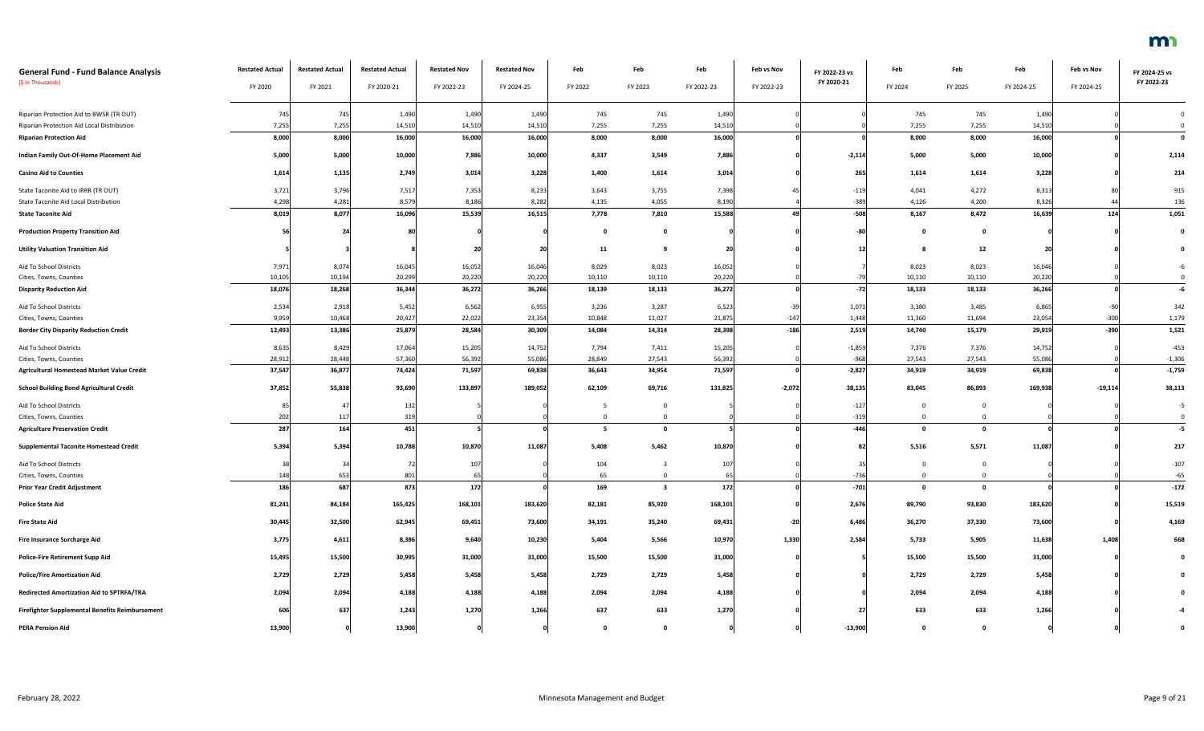| General Fund - Fund Balance Analysis<br>($ in Thousands) | Restated Actual<br>FY 2020 | Restated Actual<br>FY 2021 | Restated Actual<br>FY 2020-21 | Restated Nov<br>FY 2022-23 | Restated Nov<br>FY 2024-25 | Feb<br>FY 2022 | Feb<br>FY 2023 | Feb<br>FY 2022-23 | Feb vs Nov<br>FY 2022-23 | FY 2022-23 vs<br>FY 2020-21 | Feb<br>FY 2024 | Feb<br>FY 2025 | Feb<br>FY 2024-25 | Feb vs Nov<br>FY 2024-25 | FY 2024-25 vs<br>FY 2022-23 |
|---|---|---|---|---|---|---|---|---|---|---|---|---|---|---|---|
| Riparian Protection Aid to BWSR (TR OUT) | 745 | 745 | 1,490 | 1,490 | 1,490 | 745 | 745 | 1,490 | 0 | 0 | 745 | 745 | 1,490 | 0 | 0 |
| Riparian Protection Aid Local Distribution | 7,255 | 7,255 | 14,510 | 14,510 | 14,510 | 7,255 | 7,255 | 14,510 | 0 | 0 | 7,255 | 7,255 | 14,510 | 0 | 0 |
| **Riparian Protection Aid** | **8,000** | **8,000** | **16,000** | **16,000** | **16,000** | **8,000** | **8,000** | **16,000** | **0** | **0** | **8,000** | **8,000** | **16,000** | **0** | **0** |
| **Indian Family Out-Of-Home Placement Aid** | **5,000** | **5,000** | **10,000** | **7,886** | **10,000** | **4,337** | **3,549** | **7,886** | **0** | **-2,114** | **5,000** | **5,000** | **10,000** | **0** | **2,114** |
| **Casino Aid to Counties** | **1,614** | **1,135** | **2,749** | **3,014** | **3,228** | **1,400** | **1,614** | **3,014** | **0** | **265** | **1,614** | **1,614** | **3,228** | **0** | **214** |
| State Taconite Aid to IRRR (TR OUT) | 3,721 | 3,796 | 7,517 | 7,353 | 8,233 | 3,643 | 3,755 | 7,398 | 45 | -119 | 4,041 | 4,272 | 8,313 | 80 | 915 |
| State Taconite Aid Local Distribution | 4,298 | 4,281 | 8,579 | 8,186 | 8,282 | 4,135 | 4,055 | 8,190 | 4 | -389 | 4,126 | 4,200 | 8,326 | 44 | 136 |
| **State Taconite Aid** | **8,019** | **8,077** | **16,096** | **15,539** | **16,515** | **7,778** | **7,810** | **15,588** | **49** | **-508** | **8,167** | **8,472** | **16,639** | **124** | **1,051** |
| **Production Property Transition Aid** | **56** | **24** | **80** | **0** | **0** | **0** | **0** | **0** | **0** | **-80** | **0** | **0** | **0** | **0** | **0** |
| **Utility Valuation Transition Aid** | **5** | **3** | **8** | **20** | **20** | **11** | **9** | **20** | **0** | **12** | **8** | **12** | **20** | **0** | **0** |
| Aid To School Districts | 7,971 | 8,074 | 16,045 | 16,052 | 16,046 | 8,029 | 8,023 | 16,052 | 0 | 7 | 8,023 | 8,023 | 16,046 | 0 | -6 |
| Cities, Towns, Counties | 10,105 | 10,194 | 20,299 | 20,220 | 20,220 | 10,110 | 10,110 | 20,220 | 0 | -79 | 10,110 | 10,110 | 20,220 | 0 | 0 |
| **Disparity Reduction Aid** | **18,076** | **18,268** | **36,344** | **36,272** | **36,266** | **18,139** | **18,133** | **36,272** | **0** | **-72** | **18,133** | **18,133** | **36,266** | **0** | **-6** |
| Aid To School Districts | 2,534 | 2,918 | 5,452 | 6,562 | 6,955 | 3,236 | 3,287 | 6,523 | -39 | 1,071 | 3,380 | 3,485 | 6,865 | -90 | 342 |
| Cities, Towns, Counties | 9,959 | 10,468 | 20,427 | 22,022 | 23,354 | 10,848 | 11,027 | 21,875 | -147 | 1,448 | 11,360 | 11,694 | 23,054 | -300 | 1,179 |
| **Border City Disparity Reduction Credit** | **12,493** | **13,386** | **25,879** | **28,584** | **30,309** | **14,084** | **14,314** | **28,398** | **-186** | **2,519** | **14,740** | **15,179** | **29,919** | **-390** | **1,521** |
| Aid To School Districts | 8,635 | 8,429 | 17,064 | 15,205 | 14,752 | 7,794 | 7,411 | 15,205 | 0 | -1,859 | 7,376 | 7,376 | 14,752 | 0 | -453 |
| Cities, Towns, Counties | 28,912 | 28,448 | 57,360 | 56,392 | 55,086 | 28,849 | 27,543 | 56,392 | 0 | -968 | 27,543 | 27,543 | 55,086 | 0 | -1,306 |
| **Agricultural Homestead Market Value Credit** | **37,547** | **36,877** | **74,424** | **71,597** | **69,838** | **36,643** | **34,954** | **71,597** | **0** | **-2,827** | **34,919** | **34,919** | **69,838** | **0** | **-1,759** |
| **School Building Bond Agricultural Credit** | **37,852** | **55,838** | **93,690** | **133,897** | **189,052** | **62,109** | **69,716** | **131,825** | **-2,072** | **38,135** | **83,045** | **86,893** | **169,938** | **-19,114** | **38,113** |
| Aid To School Districts | 85 | 47 | 132 | 5 | 0 | 5 | 0 | 5 | 0 | -127 | 0 | 0 | 0 | 0 | -5 |
| Cities, Towns, Counties | 202 | 117 | 319 | 0 | 0 | 0 | 0 | 0 | 0 | -319 | 0 | 0 | 0 | 0 | 0 |
| **Agriculture Preservation Credit** | **287** | **164** | **451** | **5** | **0** | **5** | **0** | **5** | **0** | **-446** | **0** | **0** | **0** | **0** | **-5** |
| **Supplemental Taconite Homestead Credit** | **5,394** | **5,394** | **10,788** | **10,870** | **11,087** | **5,408** | **5,462** | **10,870** | **0** | **82** | **5,516** | **5,571** | **11,087** | **0** | **217** |
| Aid To School Districts | 38 | 34 | 72 | 107 | 0 | 104 | 3 | 107 | 0 | 35 | 0 | 0 | 0 | 0 | -107 |
| Cities, Towns, Counties | 148 | 653 | 801 | 65 | 0 | 65 | 0 | 65 | 0 | -736 | 0 | 0 | 0 | 0 | -65 |
| **Prior Year Credit Adjustment** | **186** | **687** | **873** | **172** | **0** | **169** | **3** | **172** | **0** | **-701** | **0** | **0** | **0** | **0** | **-172** |
| **Police State Aid** | **81,241** | **84,184** | **165,425** | **168,101** | **183,620** | **82,181** | **85,920** | **168,101** | **0** | **2,676** | **89,790** | **93,830** | **183,620** | **0** | **15,519** |
| **Fire State Aid** | **30,445** | **32,500** | **62,945** | **69,451** | **73,600** | **34,191** | **35,240** | **69,431** | **-20** | **6,486** | **36,270** | **37,330** | **73,600** | **0** | **4,169** |
| **Fire Insurance Surcharge Aid** | **3,775** | **4,611** | **8,386** | **9,640** | **10,230** | **5,404** | **5,566** | **10,970** | **1,330** | **2,584** | **5,733** | **5,905** | **11,638** | **1,408** | **668** |
| **Police-Fire Retirement Supp Aid** | **15,495** | **15,500** | **30,995** | **31,000** | **31,000** | **15,500** | **15,500** | **31,000** | **0** | **5** | **15,500** | **15,500** | **31,000** | **0** | **0** |
| **Police/Fire Amortization Aid** | **2,729** | **2,729** | **5,458** | **5,458** | **5,458** | **2,729** | **2,729** | **5,458** | **0** | **0** | **2,729** | **2,729** | **5,458** | **0** | **0** |
| **Redirected Amortization Aid to SPTRFA/TRA** | **2,094** | **2,094** | **4,188** | **4,188** | **4,188** | **2,094** | **2,094** | **4,188** | **0** | **0** | **2,094** | **2,094** | **4,188** | **0** | **0** |
| **Firefighter Supplemental Benefits Reimbursement** | **606** | **637** | **1,243** | **1,270** | **1,266** | **637** | **633** | **1,270** | **0** | **27** | **633** | **633** | **1,266** | **0** | **-4** |
| **PERA Pension Aid** | **13,900** | **0** | **13,900** | **0** | **0** | **0** | **0** | **0** | **0** | **-13,900** | **0** | **0** | **0** | **0** | **0** |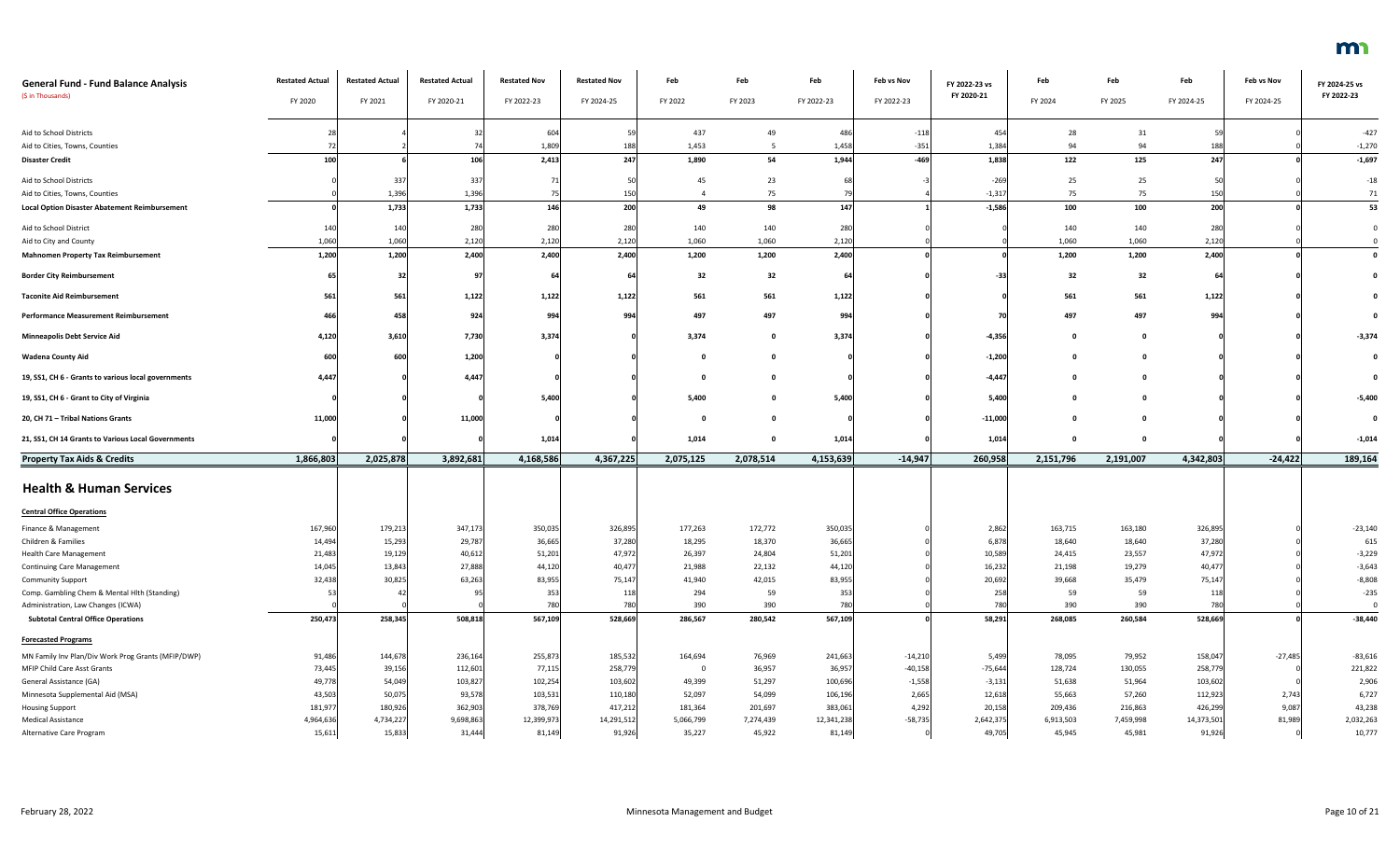| General Fund - Fund Balance Analysis ($ in Thousands) | Restated Actual FY 2020 | Restated Actual FY 2021 | Restated Actual FY 2020-21 | Restated Nov FY 2022-23 | Restated Nov FY 2024-25 | Feb FY 2022 | Feb FY 2023 | Feb FY 2022-23 | Feb vs Nov FY 2022-23 | FY 2022-23 vs FY 2020-21 | Feb FY 2024 | Feb FY 2025 | Feb FY 2024-25 | Feb vs Nov FY 2024-25 | FY 2024-25 vs FY 2022-23 |
|---|---|---|---|---|---|---|---|---|---|---|---|---|---|---|---|
| Aid to School Districts | 28 | 4 | 32 | 604 | 59 | 437 | 49 | 486 | -118 | 454 | 28 | 31 | 59 | 0 | -427 |
| Aid to Cities, Towns, Counties | 72 | 2 | 74 | 1,809 | 188 | 1,453 | 5 | 1,458 | -351 | 1,384 | 94 | 94 | 188 | 0 | -1,270 |
| **Disaster Credit** | **100** | **6** | **106** | **2,413** | **247** | **1,890** | **54** | **1,944** | **-469** | **1,838** | **122** | **125** | **247** | **0** | **-1,697** |
| Aid to School Districts | 0 | 337 | 337 | 71 | 50 | 45 | 23 | 68 | -3 | -269 | 25 | 25 | 50 | 0 | -18 |
| Aid to Cities, Towns, Counties | 0 | 1,396 | 1,396 | 75 | 150 | 4 | 75 | 79 | 4 | -1,317 | 75 | 75 | 150 | 0 | 71 |
| **Local Option Disaster Abatement Reimbursement** | **0** | **1,733** | **1,733** | **146** | **200** | **49** | **98** | **147** | **1** | **-1,586** | **100** | **100** | **200** | **0** | **53** |
| Aid to School District | 140 | 140 | 280 | 280 | 280 | 140 | 140 | 280 | 0 | 0 | 140 | 140 | 280 | 0 | 0 |
| Aid to City and County | 1,060 | 1,060 | 2,120 | 2,120 | 2,120 | 1,060 | 1,060 | 2,120 | 0 | 0 | 1,060 | 1,060 | 2,120 | 0 | 0 |
| **Mahnomen Property Tax Reimbursement** | **1,200** | **1,200** | **2,400** | **2,400** | **2,400** | **1,200** | **1,200** | **2,400** | **0** | **0** | **1,200** | **1,200** | **2,400** | **0** | **0** |
| **Border City Reimbursement** | **65** | **32** | **97** | **64** | **64** | **32** | **32** | **64** | **0** | **-33** | **32** | **32** | **64** | **0** | **0** |
| **Taconite Aid Reimbursement** | **561** | **561** | **1,122** | **1,122** | **1,122** | **561** | **561** | **1,122** | **0** | **0** | **561** | **561** | **1,122** | **0** | **0** |
| **Performance Measurement Reimbursement** | **466** | **458** | **924** | **994** | **994** | **497** | **497** | **994** | **0** | **70** | **497** | **497** | **994** | **0** | **0** |
| **Minneapolis Debt Service Aid** | **4,120** | **3,610** | **7,730** | **3,374** | **0** | **3,374** | **0** | **3,374** | **0** | **-4,356** | **0** | **0** | **0** | **0** | **-3,374** |
| **Wadena County Aid** | **600** | **600** | **1,200** | **0** | **0** | **0** | **0** | **0** | **0** | **-1,200** | **0** | **0** | **0** | **0** | **0** |
| **19, SS1, CH 6 - Grants to various local governments** | **4,447** | **0** | **4,447** | **0** | **0** | **0** | **0** | **0** | **0** | **-4,447** | **0** | **0** | **0** | **0** | **0** |
| **19, SS1, CH 6 - Grant to City of Virginia** | **0** | **0** | **0** | **5,400** | **0** | **5,400** | **0** | **5,400** | **0** | **5,400** | **0** | **0** | **0** | **0** | **-5,400** |
| **20, CH 71 – Tribal Nations Grants** | **11,000** | **0** | **11,000** | **0** | **0** | **0** | **0** | **0** | **0** | **-11,000** | **0** | **0** | **0** | **0** | **0** |
| **21, SS1, CH 14 Grants to Various Local Governments** | **0** | **0** | **0** | **1,014** | **0** | **1,014** | **0** | **1,014** | **0** | **1,014** | **0** | **0** | **0** | **0** | **-1,014** |
| **Property Tax Aids & Credits** | **1,866,803** | **2,025,878** | **3,892,681** | **4,168,586** | **4,367,225** | **2,075,125** | **2,078,514** | **4,153,639** | **-14,947** | **260,958** | **2,151,796** | **2,191,007** | **4,342,803** | **-24,422** | **189,164** |

## Health & Human Services

| General Fund - Fund Balance Analysis ($ in Thousands) | Restated Actual FY 2020 | Restated Actual FY 2021 | Restated Actual FY 2020-21 | Restated Nov FY 2022-23 | Restated Nov FY 2024-25 | Feb FY 2022 | Feb FY 2023 | Feb FY 2022-23 | Feb vs Nov FY 2022-23 | FY 2022-23 vs FY 2020-21 | Feb FY 2024 | Feb FY 2025 | Feb FY 2024-25 | Feb vs Nov FY 2024-25 | FY 2024-25 vs FY 2022-23 |
|---|---|---|---|---|---|---|---|---|---|---|---|---|---|---|---|
| **Central Office Operations** | | | | | | | | | | | | | | | |
| Finance & Management | 167,960 | 179,213 | 347,173 | 350,035 | 326,895 | 177,263 | 172,772 | 350,035 | 0 | 2,862 | 163,715 | 163,180 | 326,895 | 0 | -23,140 |
| Children & Families | 14,494 | 15,293 | 29,787 | 36,665 | 37,280 | 18,295 | 18,370 | 36,665 | 0 | 6,878 | 18,640 | 18,640 | 37,280 | 0 | 615 |
| Health Care Management | 21,483 | 19,129 | 40,612 | 51,201 | 47,972 | 26,397 | 24,804 | 51,201 | 0 | 10,589 | 24,415 | 23,557 | 47,972 | 0 | -3,229 |
| Continuing Care Management | 14,045 | 13,843 | 27,888 | 44,120 | 40,477 | 21,988 | 22,132 | 44,120 | 0 | 16,232 | 21,198 | 19,279 | 40,477 | 0 | -3,643 |
| Community Support | 32,438 | 30,825 | 63,263 | 83,955 | 75,147 | 41,940 | 42,015 | 83,955 | 0 | 20,692 | 39,668 | 35,479 | 75,147 | 0 | -8,808 |
| Comp. Gambling Chem & Mental Hlth (Standing) | 53 | 42 | 95 | 353 | 118 | 294 | 59 | 353 | 0 | 258 | 59 | 59 | 118 | 0 | -235 |
| Administration, Law Changes (ICWA) | 0 | 0 | 0 | 780 | 780 | 390 | 390 | 780 | 0 | 780 | 390 | 390 | 780 | 0 | 0 |
| **Subtotal Central Office Operations** | **250,473** | **258,345** | **508,818** | **567,109** | **528,669** | **286,567** | **280,542** | **567,109** | **0** | **58,291** | **268,085** | **260,584** | **528,669** | **0** | **-38,440** |
| **Forecasted Programs** | | | | | | | | | | | | | | | |
| MN Family Inv Plan/Div Work Prog Grants (MFIP/DWP) | 91,486 | 144,678 | 236,164 | 255,873 | 185,532 | 164,694 | 76,969 | 241,663 | -14,210 | 5,499 | 78,095 | 79,952 | 158,047 | -27,485 | -83,616 |
| MFIP Child Care Asst Grants | 73,445 | 39,156 | 112,601 | 77,115 | 258,779 | 0 | 36,957 | 36,957 | -40,158 | -75,644 | 128,724 | 130,055 | 258,779 | 0 | 221,822 |
| General Assistance (GA) | 49,778 | 54,049 | 103,827 | 102,254 | 103,602 | 49,399 | 51,297 | 100,696 | -1,558 | -3,131 | 51,638 | 51,964 | 103,602 | 0 | 2,906 |
| Minnesota Supplemental Aid (MSA) | 43,503 | 50,075 | 93,578 | 103,531 | 110,180 | 52,097 | 54,099 | 106,196 | 2,665 | 12,618 | 55,663 | 57,260 | 112,923 | 2,743 | 6,727 |
| Housing Support | 181,977 | 180,926 | 362,903 | 378,769 | 417,212 | 181,364 | 201,697 | 383,061 | 4,292 | 20,158 | 209,436 | 216,863 | 426,299 | 9,087 | 43,238 |
| Medical Assistance | 4,964,636 | 4,734,227 | 9,698,863 | 12,399,973 | 14,291,512 | 5,066,799 | 7,274,439 | 12,341,238 | -58,735 | 2,642,375 | 6,913,503 | 7,459,998 | 14,373,501 | 81,989 | 2,032,263 |
| Alternative Care Program | 15,611 | 15,833 | 31,444 | 81,149 | 91,926 | 35,227 | 45,922 | 81,149 | 0 | 49,705 | 45,945 | 45,981 | 91,926 | 0 | 10,777 |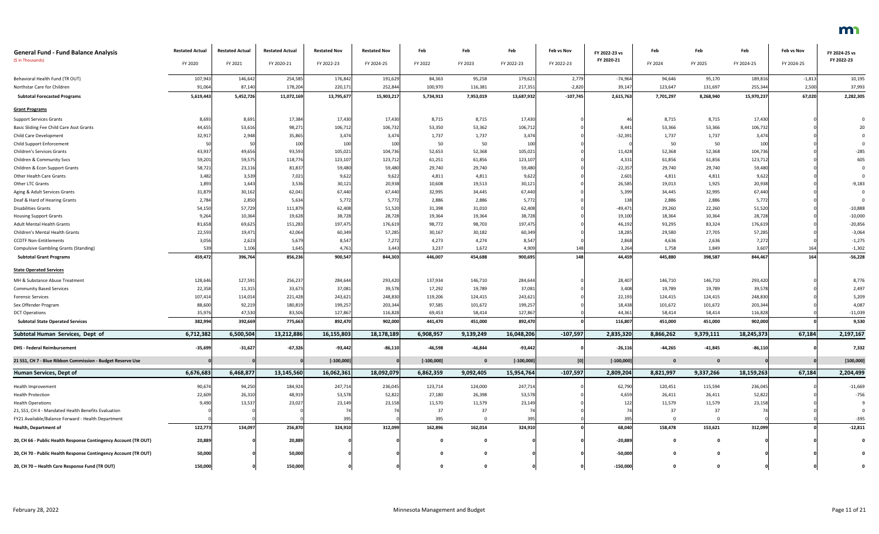| General Fund - Fund Balance Analysis<br>($ in Thousands) | Restated Actual<br>FY 2020 | Restated Actual<br>FY 2021 | Restated Actual<br>FY 2020-21 | Restated Nov<br>FY 2022-23 | Restated Nov<br>FY 2024-25 | Feb<br>FY 2022 | Feb<br>FY 2023 | Feb<br>FY 2022-23 | Feb vs Nov<br>FY 2022-23 | FY 2022-23 vs FY 2020-21 | Feb<br>FY 2024 | Feb<br>FY 2025 | Feb<br>FY 2024-25 | Feb vs Nov<br>FY 2024-25 | FY 2024-25 vs FY 2022-23 |
|---|---|---|---|---|---|---|---|---|---|---|---|---|---|---|---|
| Behavioral Health Fund (TR OUT) | 107,943 | 146,642 | 254,585 | 176,842 | 191,629 | 84,363 | 95,258 | 179,621 | 2,779 | -74,964 | 94,646 | 95,170 | 189,816 | -1,813 | 10,195 |
| Northstar Care for Children | 91,064 | 87,140 | 178,204 | 220,171 | 252,844 | 100,970 | 116,381 | 217,351 | -2,820 | 39,147 | 123,647 | 131,697 | 255,344 | 2,500 | 37,993 |
| **Subtotal Forecasted Programs** | **5,619,443** | **5,452,726** | **11,072,169** | **13,795,677** | **15,903,217** | **5,734,913** | **7,953,019** | **13,687,932** | **-107,745** | **2,615,763** | **7,701,297** | **8,268,940** | **15,970,237** | **67,020** | **2,282,305** |
| **Grant Programs** | | | | | | | | | | | | | | | |
| Support Services Grants | 8,693 | 8,691 | 17,384 | 17,430 | 17,430 | 8,715 | 8,715 | 17,430 | 0 | 46 | 8,715 | 8,715 | 17,430 | 0 | 0 |
| Basic Sliding Fee Child Care Asst Grants | 44,655 | 53,616 | 98,271 | 106,712 | 106,732 | 53,350 | 53,362 | 106,712 | 0 | 8,441 | 53,366 | 53,366 | 106,732 | 0 | 20 |
| Child Care Development | 32,917 | 2,948 | 35,865 | 3,474 | 3,474 | 1,737 | 1,737 | 3,474 | 0 | -32,391 | 1,737 | 1,737 | 3,474 | 0 | 0 |
| Child Support Enforcement | 50 | 50 | 100 | 100 | 100 | 50 | 50 | 100 | 0 | 0 | 50 | 50 | 100 | 0 | 0 |
| Children's Services Grants | 43,937 | 49,656 | 93,593 | 105,021 | 104,736 | 52,653 | 52,368 | 105,021 | 0 | 11,428 | 52,368 | 52,368 | 104,736 | 0 | -285 |
| Children & Community Svcs | 59,201 | 59,575 | 118,776 | 123,107 | 123,712 | 61,251 | 61,856 | 123,107 | 0 | 4,331 | 61,856 | 61,856 | 123,712 | 0 | 605 |
| Children & Econ Support Grants | 58,721 | 23,116 | 81,837 | 59,480 | 59,480 | 29,740 | 29,740 | 59,480 | 0 | -22,357 | 29,740 | 29,740 | 59,480 | 0 | 0 |
| Other Health Care Grants | 3,482 | 3,539 | 7,021 | 9,622 | 9,622 | 4,811 | 4,811 | 9,622 | 0 | 2,601 | 4,811 | 4,811 | 9,622 | 0 | 0 |
| Other LTC Grants | 1,893 | 1,643 | 3,536 | 30,121 | 20,938 | 10,608 | 19,513 | 30,121 | 0 | 26,585 | 19,013 | 1,925 | 20,938 | 0 | -9,183 |
| Aging & Adult Services Grants | 31,879 | 30,162 | 62,041 | 67,440 | 67,440 | 32,995 | 34,445 | 67,440 | 0 | 5,399 | 34,445 | 32,995 | 67,440 | 0 | 0 |
| Deaf & Hard of Hearing Grants | 2,784 | 2,850 | 5,634 | 5,772 | 5,772 | 2,886 | 2,886 | 5,772 | 0 | 138 | 2,886 | 2,886 | 5,772 | 0 | 0 |
| Disabilities Grants | 54,150 | 57,729 | 111,879 | 62,408 | 51,520 | 31,398 | 31,010 | 62,408 | 0 | -49,471 | 29,260 | 22,260 | 51,520 | 0 | -10,888 |
| Housing Support Grants | 9,264 | 10,364 | 19,628 | 38,728 | 28,728 | 19,364 | 19,364 | 38,728 | 0 | 19,100 | 18,364 | 10,364 | 28,728 | 0 | -10,000 |
| Adult Mental Health Grants | 81,658 | 69,625 | 151,283 | 197,475 | 176,619 | 98,772 | 98,703 | 197,475 | 0 | 46,192 | 93,295 | 83,324 | 176,619 | 0 | -20,856 |
| Children's Mental Health Grants | 22,593 | 19,471 | 42,064 | 60,349 | 57,285 | 30,167 | 30,182 | 60,349 | 0 | 18,285 | 29,580 | 27,705 | 57,285 | 0 | -3,064 |
| CCDTF Non-Entitlements | 3,056 | 2,623 | 5,679 | 8,547 | 7,272 | 4,273 | 4,274 | 8,547 | 0 | 2,868 | 4,636 | 2,636 | 7,272 | 0 | -1,275 |
| Compulsive Gambling Grants (Standing) | 539 | 1,106 | 1,645 | 4,761 | 3,443 | 3,237 | 1,672 | 4,909 | 148 | 3,264 | 1,758 | 1,849 | 3,607 | 164 | -1,302 |
| **Subtotal Grant Programs** | **459,472** | **396,764** | **856,236** | **900,547** | **844,303** | **446,007** | **454,688** | **900,695** | **148** | **44,459** | **445,880** | **398,587** | **844,467** | **164** | **-56,228** |
| **State Operated Services** | | | | | | | | | | | | | | | |
| MH & Substance Abuse Treatment | 128,646 | 127,591 | 256,237 | 284,644 | 293,420 | 137,934 | 146,710 | 284,644 | 0 | 28,407 | 146,710 | 146,710 | 293,420 | 0 | 8,776 |
| Community Based Services | 22,358 | 11,315 | 33,673 | 37,081 | 39,578 | 17,292 | 19,789 | 37,081 | 0 | 3,408 | 19,789 | 19,789 | 39,578 | 0 | 2,497 |
| Forensic Services | 107,414 | 114,014 | 221,428 | 243,621 | 248,830 | 119,206 | 124,415 | 243,621 | 0 | 22,193 | 124,415 | 124,415 | 248,830 | 0 | 5,209 |
| Sex Offender Program | 88,600 | 92,219 | 180,819 | 199,257 | 203,344 | 97,585 | 101,672 | 199,257 | 0 | 18,438 | 101,672 | 101,672 | 203,344 | 0 | 4,087 |
| DCT Operations | 35,976 | 47,530 | 83,506 | 127,867 | 116,828 | 69,453 | 58,414 | 127,867 | 0 | 44,361 | 58,414 | 58,414 | 116,828 | 0 | -11,039 |
| **Subtotal State Operated Services** | **382,994** | **392,669** | **775,663** | **892,470** | **902,000** | **441,470** | **451,000** | **892,470** | **0** | **116,807** | **451,000** | **451,000** | **902,000** | **0** | **9,530** |
| **Subtotal Human Services, Dept of** | **6,712,382** | **6,500,504** | **13,212,886** | **16,155,803** | **18,178,189** | **6,908,957** | **9,139,249** | **16,048,206** | **-107,597** | **2,835,320** | **8,866,262** | **9,379,111** | **18,245,373** | **67,184** | **2,197,167** |
| **DHS - Federal Reimbursement** | **-35,699** | **-31,627** | **-67,326** | **-93,442** | **-86,110** | **-46,598** | **-46,844** | **-93,442** | **0** | **-26,116** | **-44,265** | **-41,845** | **-86,110** | **0** | **7,332** |
| **21 SS1, CH 7 - Blue Ribbon Commission - Budget Reserve Use** | **0** | **0** | **0** | **[-100,000]** | **0** | **[-100,000]** | **0** | **[-100,000]** | **[0]** | **[-100,000]** | **0** | **0** | **0** | **0** | **[100,000]** |
| **Human Services, Dept of** | **6,676,683** | **6,468,877** | **13,145,560** | **16,062,361** | **18,092,079** | **6,862,359** | **9,092,405** | **15,954,764** | **-107,597** | **2,809,204** | **8,821,997** | **9,337,266** | **18,159,263** | **67,184** | **2,204,499** |
| Health Improvement | 90,674 | 94,250 | 184,924 | 247,714 | 236,045 | 123,714 | 124,000 | 247,714 | 0 | 62,790 | 120,451 | 115,594 | 236,045 | 0 | -11,669 |
| Health Protection | 22,609 | 26,310 | 48,919 | 53,578 | 52,822 | 27,180 | 26,398 | 53,578 | 0 | 4,659 | 26,411 | 26,411 | 52,822 | 0 | -756 |
| Health Operations | 9,490 | 13,537 | 23,027 | 23,149 | 23,158 | 11,570 | 11,579 | 23,149 | 0 | 122 | 11,579 | 11,579 | 23,158 | 0 | 9 |
| 21, SS1, CH 4 - Mandated Health Benefits Evaluation | 0 | 0 | 0 | 74 | 74 | 37 | 37 | 74 | 0 | 74 | 37 | 37 | 74 | 0 | 0 |
| FY21 Available/Balance Forward - Health Department | 0 | 0 | 0 | 395 | 0 | 395 | 0 | 395 | 0 | 395 | 0 | 0 | 0 | 0 | -395 |
| **Health, Department of** | **122,773** | **134,097** | **256,870** | **324,910** | **312,099** | **162,896** | **162,014** | **324,910** | **0** | **68,040** | **158,478** | **153,621** | **312,099** | **0** | **-12,811** |
| **20, CH 66 - Public Health Response Contingency Account (TR OUT)** | **20,889** | **0** | **20,889** | **0** | **0** | **0** | **0** | **0** | **0** | **-20,889** | **0** | **0** | **0** | **0** | **0** |
| **20, CH 70 - Public Health Response Contingency Account (TR OUT)** | **50,000** | **0** | **50,000** | **0** | **0** | **0** | **0** | **0** | **0** | **-50,000** | **0** | **0** | **0** | **0** | **0** |
| **20, CH 70 – Health Care Response Fund (TR OUT)** | **150,000** | **0** | **150,000** | **0** | **0** | **0** | **0** | **0** | **0** | **-150,000** | **0** | **0** | **0** | **0** | **0** |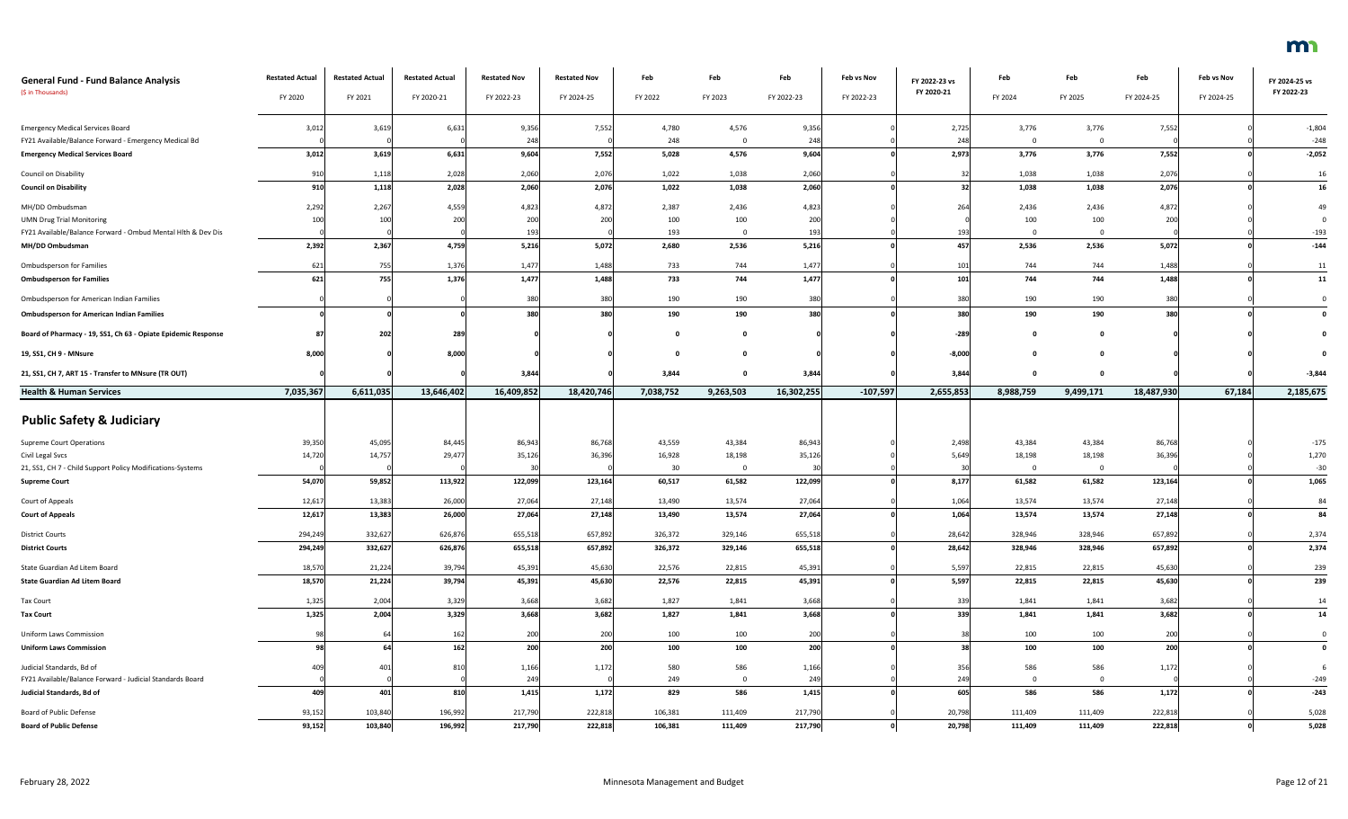## General Fund - Fund Balance Analysis
($ in Thousands)

| | Restated Actual FY 2020 | Restated Actual FY 2021 | Restated Actual FY 2020-21 | Restated Nov FY 2022-23 | Restated Nov FY 2024-25 | Feb FY 2022 | Feb FY 2023 | Feb FY 2022-23 | Feb vs Nov FY 2022-23 | FY 2022-23 vs FY 2020-21 | Feb FY 2024 | Feb FY 2025 | Feb FY 2024-25 | Feb vs Nov FY 2024-25 | FY 2024-25 vs FY 2022-23 |
|---|---|---|---|---|---|---|---|---|---|---|---|---|---|---|---|
| Emergency Medical Services Board | 3,012 | 3,619 | 6,631 | 9,356 | 7,552 | 4,780 | 4,576 | 9,356 | 0 | 2,725 | 3,776 | 3,776 | 7,552 | 0 | -1,804 |
| FY21 Available/Balance Forward - Emergency Medical Bd | 0 | 0 | 0 | 248 | 0 | 248 | 0 | 248 | 0 | 248 | 0 | 0 | 0 | 0 | -248 |
| **Emergency Medical Services Board** | **3,012** | **3,619** | **6,631** | **9,604** | **7,552** | **5,028** | **4,576** | **9,604** | **0** | **2,973** | **3,776** | **3,776** | **7,552** | **0** | **-2,052** |
| Council on Disability | 910 | 1,118 | 2,028 | 2,060 | 2,076 | 1,022 | 1,038 | 2,060 | 0 | 32 | 1,038 | 1,038 | 2,076 | 0 | 16 |
| **Council on Disability** | **910** | **1,118** | **2,028** | **2,060** | **2,076** | **1,022** | **1,038** | **2,060** | **0** | **32** | **1,038** | **1,038** | **2,076** | **0** | **16** |
| MH/DD Ombudsman | 2,292 | 2,267 | 4,559 | 4,823 | 4,872 | 2,387 | 2,436 | 4,823 | 0 | 264 | 2,436 | 2,436 | 4,872 | 0 | 49 |
| UMN Drug Trial Monitoring | 100 | 100 | 200 | 200 | 200 | 100 | 100 | 200 | 0 | 0 | 100 | 100 | 200 | 0 | 0 |
| FY21 Available/Balance Forward - Ombud Mental Hlth & Dev Dis | 0 | 0 | 0 | 193 | 0 | 193 | 0 | 193 | 0 | 193 | 0 | 0 | 0 | 0 | -193 |
| **MH/DD Ombudsman** | **2,392** | **2,367** | **4,759** | **5,216** | **5,072** | **2,680** | **2,536** | **5,216** | **0** | **457** | **2,536** | **2,536** | **5,072** | **0** | **-144** |
| Ombudsperson for Families | 621 | 755 | 1,376 | 1,477 | 1,488 | 733 | 744 | 1,477 | 0 | 101 | 744 | 744 | 1,488 | 0 | 11 |
| **Ombudsperson for Families** | **621** | **755** | **1,376** | **1,477** | **1,488** | **733** | **744** | **1,477** | **0** | **101** | **744** | **744** | **1,488** | **0** | **11** |
| Ombudsperson for American Indian Families | 0 | 0 | 0 | 380 | 380 | 190 | 190 | 380 | 0 | 380 | 190 | 190 | 380 | 0 | 0 |
| **Ombudsperson for American Indian Families** | **0** | **0** | **0** | **380** | **380** | **190** | **190** | **380** | **0** | **380** | **190** | **190** | **380** | **0** | **0** |
| **Board of Pharmacy - 19, SS1, Ch 63 - Opiate Epidemic Response** | **87** | **202** | **289** | **0** | **0** | **0** | **0** | **0** | **0** | **-289** | **0** | **0** | **0** | **0** | **0** |
| **19, SS1, CH 9 - MNsure** | **8,000** | **0** | **8,000** | **0** | **0** | **0** | **0** | **0** | **0** | **-8,000** | **0** | **0** | **0** | **0** | **0** |
| **21, SS1, CH 7, ART 15 - Transfer to MNsure (TR OUT)** | **0** | **0** | **0** | **3,844** | **0** | **3,844** | **0** | **3,844** | **0** | **3,844** | **0** | **0** | **0** | **0** | **-3,844** |
| **Health & Human Services** | **7,035,367** | **6,611,035** | **13,646,402** | **16,409,852** | **18,420,746** | **7,038,752** | **9,263,503** | **16,302,255** | **-107,597** | **2,655,853** | **8,988,759** | **9,499,171** | **18,487,930** | **67,184** | **2,185,675** |
| **Public Safety & Judiciary** | | | | | | | | | | | | | | | |
| Supreme Court Operations | 39,350 | 45,095 | 84,445 | 86,943 | 86,768 | 43,559 | 43,384 | 86,943 | 0 | 2,498 | 43,384 | 43,384 | 86,768 | 0 | -175 |
| Civil Legal Svcs | 14,720 | 14,757 | 29,477 | 35,126 | 36,396 | 16,928 | 18,198 | 35,126 | 0 | 5,649 | 18,198 | 18,198 | 36,396 | 0 | 1,270 |
| 21, SS1, CH 7 - Child Support Policy Modifications-Systems | 0 | 0 | 0 | 30 | 0 | 30 | 0 | 30 | 0 | 30 | 0 | 0 | 0 | 0 | -30 |
| **Supreme Court** | **54,070** | **59,852** | **113,922** | **122,099** | **123,164** | **60,517** | **61,582** | **122,099** | **0** | **8,177** | **61,582** | **61,582** | **123,164** | **0** | **1,065** |
| Court of Appeals | 12,617 | 13,383 | 26,000 | 27,064 | 27,148 | 13,490 | 13,574 | 27,064 | 0 | 1,064 | 13,574 | 13,574 | 27,148 | 0 | 84 |
| **Court of Appeals** | **12,617** | **13,383** | **26,000** | **27,064** | **27,148** | **13,490** | **13,574** | **27,064** | **0** | **1,064** | **13,574** | **13,574** | **27,148** | **0** | **84** |
| District Courts | 294,249 | 332,627 | 626,876 | 655,518 | 657,892 | 326,372 | 329,146 | 655,518 | 0 | 28,642 | 328,946 | 328,946 | 657,892 | 0 | 2,374 |
| **District Courts** | **294,249** | **332,627** | **626,876** | **655,518** | **657,892** | **326,372** | **329,146** | **655,518** | **0** | **28,642** | **328,946** | **328,946** | **657,892** | **0** | **2,374** |
| State Guardian Ad Litem Board | 18,570 | 21,224 | 39,794 | 45,391 | 45,630 | 22,576 | 22,815 | 45,391 | 0 | 5,597 | 22,815 | 22,815 | 45,630 | 0 | 239 |
| **State Guardian Ad Litem Board** | **18,570** | **21,224** | **39,794** | **45,391** | **45,630** | **22,576** | **22,815** | **45,391** | **0** | **5,597** | **22,815** | **22,815** | **45,630** | **0** | **239** |
| Tax Court | 1,325 | 2,004 | 3,329 | 3,668 | 3,682 | 1,827 | 1,841 | 3,668 | 0 | 339 | 1,841 | 1,841 | 3,682 | 0 | 14 |
| **Tax Court** | **1,325** | **2,004** | **3,329** | **3,668** | **3,682** | **1,827** | **1,841** | **3,668** | **0** | **339** | **1,841** | **1,841** | **3,682** | **0** | **14** |
| Uniform Laws Commission | 98 | 64 | 162 | 200 | 200 | 100 | 100 | 200 | 0 | 38 | 100 | 100 | 200 | 0 | 0 |
| **Uniform Laws Commission** | **98** | **64** | **162** | **200** | **200** | **100** | **100** | **200** | **0** | **38** | **100** | **100** | **200** | **0** | **0** |
| Judicial Standards, Bd of | 409 | 401 | 810 | 1,166 | 1,172 | 580 | 586 | 1,166 | 0 | 356 | 586 | 586 | 1,172 | 0 | 6 |
| FY21 Available/Balance Forward - Judicial Standards Board | 0 | 0 | 0 | 249 | 0 | 249 | 0 | 249 | 0 | 249 | 0 | 0 | 0 | 0 | -249 |
| **Judicial Standards, Bd of** | **409** | **401** | **810** | **1,415** | **1,172** | **829** | **586** | **1,415** | **0** | **605** | **586** | **586** | **1,172** | **0** | **-243** |
| Board of Public Defense | 93,152 | 103,840 | 196,992 | 217,790 | 222,818 | 106,381 | 111,409 | 217,790 | 0 | 20,798 | 111,409 | 111,409 | 222,818 | 0 | 5,028 |
| **Board of Public Defense** | **93,152** | **103,840** | **196,992** | **217,790** | **222,818** | **106,381** | **111,409** | **217,790** | **0** | **20,798** | **111,409** | **111,409** | **222,818** | **0** | **5,028** |

February 28, 2022 — Minnesota Management and Budget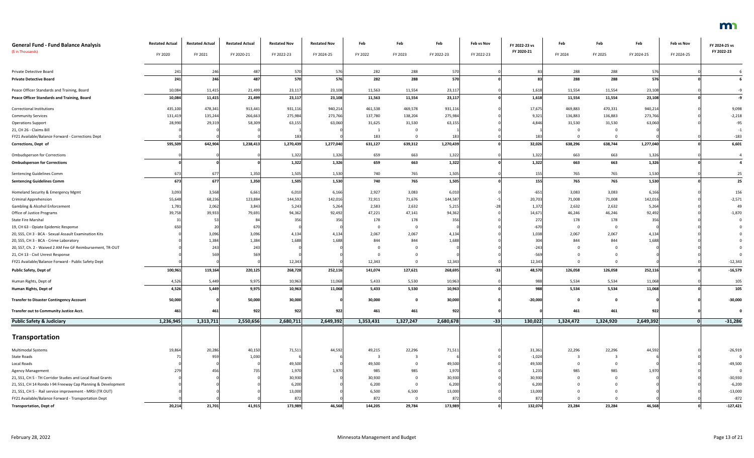| General Fund - Fund Balance Analysis ($ in Thousands) | Restated Actual FY 2020 | Restated Actual FY 2021 | Restated Actual FY 2020-21 | Restated Nov FY 2022-23 | Restated Nov FY 2024-25 | Feb FY 2022 | Feb FY 2023 | Feb FY 2022-23 | Feb vs Nov FY 2022-23 | FY 2022-23 vs FY 2020-21 | Feb FY 2024 | Feb FY 2025 | Feb FY 2024-25 | Feb vs Nov FY 2024-25 | FY 2024-25 vs FY 2022-23 |
|---|---|---|---|---|---|---|---|---|---|---|---|---|---|---|---|
| Private Detective Board | 241 | 246 | 487 | 570 | 576 | 282 | 288 | 570 | 0 | 83 | 288 | 288 | 576 | 0 | 6 |
| **Private Detective Board** | **241** | **246** | **487** | **570** | **576** | **282** | **288** | **570** | **0** | **83** | **288** | **288** | **576** | **0** | **6** |
| Peace Officer Standards and Training, Board | 10,084 | 11,415 | 21,499 | 23,117 | 23,108 | 11,563 | 11,554 | 23,117 | 0 | 1,618 | 11,554 | 11,554 | 23,108 | 0 | -9 |
| **Peace Officer Standards and Training, Board** | **10,084** | **11,415** | **21,499** | **23,117** | **23,108** | **11,563** | **11,554** | **23,117** | **0** | **1,618** | **11,554** | **11,554** | **23,108** | **0** | **-9** |
| Correctional Institutions | 435,100 | 478,341 | 913,441 | 931,116 | 940,214 | 461,538 | 469,578 | 931,116 | 0 | 17,675 | 469,883 | 470,331 | 940,214 | 0 | 9,098 |
| Community Services | 131,419 | 135,244 | 266,663 | 275,984 | 273,766 | 137,780 | 138,204 | 275,984 | 0 | 9,321 | 136,883 | 136,883 | 273,766 | 0 | -2,218 |
| Operations Support | 28,990 | 29,319 | 58,309 | 63,155 | 63,060 | 31,625 | 31,530 | 63,155 | 0 | 4,846 | 31,530 | 31,530 | 63,060 | 0 | -95 |
| 21, CH 26 - Claims Bill | 0 | 0 | 0 | 1 | 0 | 1 | 0 | 1 | 0 | 1 | 0 | 0 | 0 | 0 | -1 |
| FY21 Available/Balance Forward - Corrections Dept | 0 | 0 | 0 | 183 | 0 | 183 | 0 | 183 | 0 | 183 | 0 | 0 | 0 | 0 | -183 |
| **Corrections, Dept of** | **595,509** | **642,904** | **1,238,413** | **1,270,439** | **1,277,040** | **631,127** | **639,312** | **1,270,439** | **0** | **32,026** | **638,296** | **638,744** | **1,277,040** | **0** | **6,601** |
| Ombudsperson for Corrections | 0 | 0 | 0 | 1,322 | 1,326 | 659 | 663 | 1,322 | 0 | 1,322 | 663 | 663 | 1,326 | 0 | 4 |
| **Ombudsperson for Corrections** | **0** | **0** | **0** | **1,322** | **1,326** | **659** | **663** | **1,322** | **0** | **1,322** | **663** | **663** | **1,326** | **0** | **4** |
| Sentencing Guidelines Comm | 673 | 677 | 1,350 | 1,505 | 1,530 | 740 | 765 | 1,505 | 0 | 155 | 765 | 765 | 1,530 | 0 | 25 |
| **Sentencing Guidelines Comm** | **673** | **677** | **1,350** | **1,505** | **1,530** | **740** | **765** | **1,505** | **0** | **155** | **765** | **765** | **1,530** | **0** | **25** |
| Homeland Security & Emergency Mgmt | 3,093 | 3,568 | 6,661 | 6,010 | 6,166 | 2,927 | 3,083 | 6,010 | 0 | -651 | 3,083 | 3,083 | 6,166 | 0 | 156 |
| Criminal Apprehension | 55,648 | 68,236 | 123,884 | 144,592 | 142,016 | 72,911 | 71,676 | 144,587 | -5 | 20,703 | 71,008 | 71,008 | 142,016 | 0 | -2,571 |
| Gambling & Alcohol Enforcement | 1,781 | 2,062 | 3,843 | 5,243 | 5,264 | 2,583 | 2,632 | 5,215 | -28 | 1,372 | 2,632 | 2,632 | 5,264 | 0 | 49 |
| Office of Justice Programs | 39,758 | 39,933 | 79,691 | 94,362 | 92,492 | 47,221 | 47,141 | 94,362 | 0 | 14,671 | 46,246 | 46,246 | 92,492 | 0 | -1,870 |
| State Fire Marshal | 31 | 53 | 84 | 356 | 356 | 178 | 178 | 356 | 0 | 272 | 178 | 178 | 356 | 0 | 0 |
| 19, CH 63 - Opiate Epidemic Response | 650 | 20 | 670 | 0 | 0 | 0 | 0 | 0 | 0 | -670 | 0 | 0 | 0 | 0 | 0 |
| 20, SS5, CH 3 - BCA - Sexual Assault Examination Kits | 0 | 3,096 | 3,096 | 4,134 | 4,134 | 2,067 | 2,067 | 4,134 | 0 | 1,038 | 2,067 | 2,067 | 4,134 | 0 | 0 |
| 20, SS5, CH 3 - BCA - Crime Laboratory | 0 | 1,384 | 1,384 | 1,688 | 1,688 | 844 | 844 | 1,688 | 0 | 304 | 844 | 844 | 1,688 | 0 | 0 |
| 20, SS7, Ch. 2 - Waived 2 AM Fee GF Reimbursement, TR-OUT | 0 | 243 | 243 | 0 | 0 | 0 | 0 | 0 | 0 | -243 | 0 | 0 | 0 | 0 | 0 |
| 21, CH 13 - Civil Unrest Response | 0 | 569 | 569 | 0 | 0 | 0 | 0 | 0 | 0 | -569 | 0 | 0 | 0 | 0 | 0 |
| FY21 Available/Balance Forward - Public Safety Dept | 0 | 0 | 0 | 12,343 | 0 | 12,343 | 0 | 12,343 | 0 | 12,343 | 0 | 0 | 0 | 0 | -12,343 |
| **Public Safety, Dept of** | **100,961** | **119,164** | **220,125** | **268,728** | **252,116** | **141,074** | **127,621** | **268,695** | **-33** | **48,570** | **126,058** | **126,058** | **252,116** | **0** | **-16,579** |
| Human Rights, Dept of | 4,526 | 5,449 | 9,975 | 10,963 | 11,068 | 5,433 | 5,530 | 10,963 | 0 | 988 | 5,534 | 5,534 | 11,068 | 0 | 105 |
| **Human Rights, Dept of** | **4,526** | **5,449** | **9,975** | **10,963** | **11,068** | **5,433** | **5,530** | **10,963** | **0** | **988** | **5,534** | **5,534** | **11,068** | **0** | **105** |
| **Transfer to Disaster Contingency Account** | **50,000** | **0** | **50,000** | **30,000** | **0** | **30,000** | **0** | **30,000** | **0** | **-20,000** | **0** | **0** | **0** | **0** | **-30,000** |
| **Transfer out to Community Justice Acct.** | **461** | **461** | **922** | **922** | **922** | **461** | **461** | **922** | **0** | **0** | **461** | **461** | **922** | **0** | **0** |
| **Public Safety & Judiciary** | **1,236,945** | **1,313,711** | **2,550,656** | **2,680,711** | **2,649,392** | **1,353,431** | **1,327,247** | **2,680,678** | **-33** | **130,022** | **1,324,472** | **1,324,920** | **2,649,392** | **0** | **-31,286** |

## Transportation

| General Fund - Fund Balance Analysis ($ in Thousands) | Restated Actual FY 2020 | Restated Actual FY 2021 | Restated Actual FY 2020-21 | Restated Nov FY 2022-23 | Restated Nov FY 2024-25 | Feb FY 2022 | Feb FY 2023 | Feb FY 2022-23 | Feb vs Nov FY 2022-23 | FY 2022-23 vs FY 2020-21 | Feb FY 2024 | Feb FY 2025 | Feb FY 2024-25 | Feb vs Nov FY 2024-25 | FY 2024-25 vs FY 2022-23 |
|---|---|---|---|---|---|---|---|---|---|---|---|---|---|---|---|
| Multimodal Systems | 19,864 | 20,286 | 40,150 | 71,511 | 44,592 | 49,215 | 22,296 | 71,511 | 0 | 31,361 | 22,296 | 22,296 | 44,592 | 0 | -26,919 |
| State Roads | 71 | 959 | 1,030 | 6 | 6 | 3 | 3 | 6 | 0 | -1,024 | 3 | 3 | 6 | 0 | 0 |
| Local Roads | 0 | 0 | 0 | 49,500 | 0 | 49,500 | 0 | 49,500 | 0 | 49,500 | 0 | 0 | 0 | 0 | -49,500 |
| Agency Management | 279 | 456 | 735 | 1,970 | 1,970 | 985 | 985 | 1,970 | 0 | 1,235 | 985 | 985 | 1,970 | 0 | 0 |
| 21, SS1, CH 5 - TH Corridor Studies and Local Road Grants | 0 | 0 | 0 | 30,930 | 0 | 30,930 | 0 | 30,930 | 0 | 30,930 | 0 | 0 | 0 | 0 | -30,930 |
| 21, SS1, CH 14 Rondo I-94 Freeway Cap Planning & Development | 0 | 0 | 0 | 6,200 | 0 | 6,200 | 0 | 6,200 | 0 | 6,200 | 0 | 0 | 0 | 0 | -6,200 |
| 21, SS1, CH 5 - Rail service improvement - MRSI (TR OUT) | 0 | 0 | 0 | 13,000 | 0 | 6,500 | 6,500 | 13,000 | 0 | 13,000 | 0 | 0 | 0 | 0 | -13,000 |
| FY21 Available/Balance Forward - Transportation Dept | 0 | 0 | 0 | 872 | 0 | 872 | 0 | 872 | 0 | 872 | 0 | 0 | 0 | 0 | -872 |
| **Transportation, Dept of** | **20,214** | **21,701** | **41,915** | **173,989** | **46,568** | **144,205** | **29,784** | **173,989** | **0** | **132,074** | **23,284** | **23,284** | **46,568** | **0** | **-127,421** |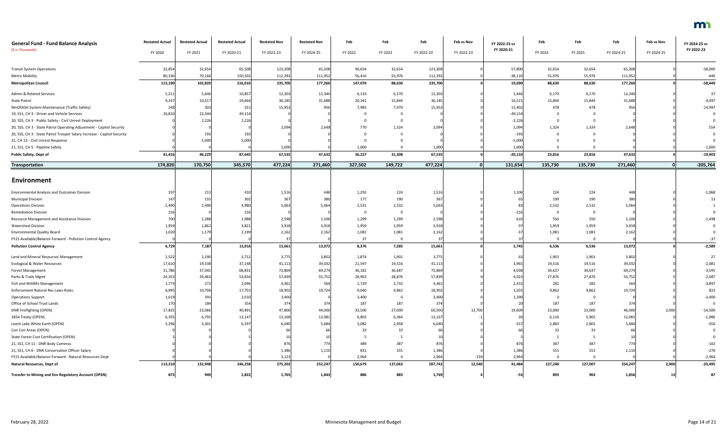| General Fund - Fund Balance Analysis<br>($ in Thousands) | Restated Actual<br>FY 2020 | Restated Actual<br>FY 2021 | Restated Actual<br>FY 2020-21 | Restated Nov<br>FY 2022-23 | Restated Nov<br>FY 2024-25 | Feb<br>FY 2022 | Feb<br>FY 2023 | Feb<br>FY 2022-23 | Feb vs Nov<br>FY 2022-23 | FY 2022-23 vs FY 2020-21 | Feb<br>FY 2024 | Feb<br>FY 2025 | Feb<br>FY 2024-25 | Feb vs Nov<br>FY 2024-25 | FY 2024-25 vs FY 2022-23 |
|---|---|---|---|---|---|---|---|---|---|---|---|---|---|---|---|
| Transit System Operations | 32,854 | 32,654 | 65,508 | 123,308 | 65,308 | 90,654 | 32,654 | 123,308 | 0 | 57,800 | 32,654 | 32,654 | 65,308 | 0 | -58,000 |
| Metro Mobility | 80,336 | 70,166 | 150,502 | 112,392 | 111,952 | 56,416 | 55,976 | 112,392 | 0 | -38,110 | 55,976 | 55,976 | 111,952 | 0 | -440 |
| **Metropolitan Council** | **113,190** | **102,820** | **216,010** | **235,700** | **177,260** | **147,070** | **88,630** | **235,700** | **0** | **19,690** | **88,630** | **88,630** | **177,260** | **0** | **-58,440** |
| Admin & Related Services | 5,211 | 5,646 | 10,857 | 12,303 | 12,340 | 6,133 | 6,170 | 12,303 | 0 | 1,446 | 6,170 | 6,170 | 12,340 | 0 | 37 |
| State Patrol | 9,147 | 10,517 | 19,664 | 36,185 | 31,688 | 20,341 | 15,844 | 36,185 | 0 | 16,521 | 15,844 | 15,844 | 31,688 | 0 | -4,497 |
| MnCRASH System Maintenance (Traffic Safety) | 248 | 303 | 551 | 15,953 | 956 | 7,983 | 7,970 | 15,953 | 0 | 15,402 | 478 | 478 | 956 | 0 | -14,997 |
| 19, SS1, CH 3 - Driver and Vehicle Services | 26,810 | 22,344 | 49,154 | 0 | 0 | 0 | 0 | 0 | 0 | -49,154 | 0 | 0 | 0 | 0 | 0 |
| 20, SS5, CH 3 - Public Safety - Civil Unrest Deployment | 0 | 2,226 | 2,226 | 0 | 0 | 0 | 0 | 0 | 0 | -2,226 | 0 | 0 | 0 | 0 | 0 |
| 20, SS5, CH 3 - State Patrol Operating Adjustment - Capitol Security | 0 | 0 | 0 | 2,094 | 2,648 | 770 | 1,324 | 2,094 | 0 | 2,094 | 1,324 | 1,324 | 2,648 | 0 | 554 |
| 20, SS5, CH 3 - State Patrol Trooper Salary Increase - Capitol Security | 0 | 193 | 193 | 0 | 0 | 0 | 0 | 0 | 0 | -193 | 0 | 0 | 0 | 0 | 0 |
| 21, CH 13 - Civil Unrest Response | 0 | 5,000 | 5,000 | 0 | 0 | 0 | 0 | 0 | 0 | -5,000 | 0 | 0 | 0 | 0 | 0 |
| 21, SS1, CH 5 - Pipeline Safety | 0 | 0 | 0 | 1,000 | 0 | 1,000 | 0 | 1,000 | 0 | 1,000 | 0 | 0 | 0 | 0 | -1,000 |
| **Public Safety, Dept of** | **41,416** | **46,229** | **87,645** | **67,535** | **47,632** | **36,227** | **31,308** | **67,535** | **0** | **-20,110** | **23,816** | **23,816** | **47,632** | **0** | **-19,903** |
| **Transportation** | **174,820** | **170,750** | **345,570** | **477,224** | **271,460** | **327,502** | **149,722** | **477,224** | **0** | **131,654** | **135,730** | **135,730** | **271,460** | **0** | **-205,764** |
| **Environment** | | | | | | | | | | | | | | | |
| Environmental Analysis and Outcomes Division | 197 | 213 | 410 | 1,516 | 448 | 1,292 | 224 | 1,516 | 0 | 1,106 | 224 | 224 | 448 | 0 | -1,068 |
| Municipal Division | 147 | 155 | 302 | 367 | 380 | 177 | 190 | 367 | 0 | 65 | 190 | 190 | 380 | 0 | 13 |
| Operations Division | 2,490 | 2,490 | 4,980 | 5,063 | 5,064 | 2,531 | 2,532 | 5,063 | 0 | 83 | 2,532 | 2,532 | 5,064 | 0 | 1 |
| Remediation Division | 216 | 0 | 216 | 0 | 0 | 0 | 0 | 0 | 0 | -216 | 0 | 0 | 0 | 0 | 0 |
| Resource Management and Assistance Division | 700 | 1,288 | 1,988 | 2,598 | 1,100 | 1,299 | 1,299 | 2,598 | 0 | 610 | 550 | 550 | 1,100 | 0 | -1,498 |
| Watershed Division | 1,959 | 1,862 | 3,821 | 3,918 | 3,918 | 1,959 | 1,959 | 3,918 | 0 | 97 | 1,959 | 1,959 | 3,918 | 0 | 0 |
| Environmental Quality Board | 1,020 | 1,179 | 2,199 | 2,162 | 2,162 | 1,081 | 1,081 | 2,162 | 0 | -37 | 1,081 | 1,081 | 2,162 | 0 | 0 |
| FY21 Available/Balance Forward - Pollution Control Agency | 0 | 0 | 0 | 37 | 0 | 37 | 0 | 37 | 0 | 37 | 0 | 0 | 0 | 0 | -37 |
| **Pollution Control Agency** | **6,729** | **7,187** | **13,916** | **15,661** | **13,072** | **8,376** | **7,285** | **15,661** | **0** | **1,745** | **6,536** | **6,536** | **13,072** | **0** | **-2,589** |
| Land and Mineral Resources Management | 1,522 | 2,190 | 3,712 | 3,775 | 3,802 | 1,874 | 1,901 | 3,775 | 0 | 63 | 1,901 | 1,901 | 3,802 | 0 | 27 |
| Ecological & Water Resources | 17,610 | 19,538 | 37,148 | 41,113 | 39,032 | 21,597 | 19,516 | 41,113 | 0 | 3,965 | 19,516 | 19,516 | 39,032 | 0 | -2,081 |
| Forest Management | 31,786 | 37,045 | 68,831 | 72,869 | 69,274 | 36,182 | 36,687 | 72,869 | 0 | 4,038 | 34,637 | 34,637 | 69,274 | 0 | -3,595 |
| Parks & Trails Mgmt | 24,353 | 29,463 | 53,816 | 57,839 | 55,752 | 28,963 | 28,876 | 57,839 | 0 | 4,023 | 27,876 | 27,876 | 55,752 | 0 | -2,087 |
| Fish and Wildlife Management | 1,774 | 272 | 2,046 | 4,461 | 564 | 1,729 | 2,732 | 4,461 | 0 | 2,415 | 282 | 282 | 564 | 0 | -3,897 |
| Enforcement Natural Res Laws-Rules | 6,995 | 10,706 | 17,701 | 18,902 | 19,724 | 9,040 | 9,862 | 18,902 | 0 | 1,201 | 9,862 | 9,862 | 19,724 | 0 | 822 |
| Operations Support | 1,619 | 391 | 2,010 | 3,400 | 0 | 3,400 | 0 | 3,400 | 0 | 1,390 | 0 | 0 | 0 | 0 | -3,400 |
| Office of School Trust Lands | 170 | 184 | 354 | 374 | 374 | 187 | 187 | 374 | 0 | 20 | 187 | 187 | 374 | 0 | 0 |
| DNR Firefighting (OPEN) | 17,825 | 23,066 | 40,891 | 47,800 | 44,000 | 33,500 | 27,000 | 60,500 | 12,700 | 19,609 | 23,000 | 23,000 | 46,000 | 2,000 | -14,500 |
| 1854 Treaty (OPEN) | 6,355 | 6,792 | 13,147 | 13,168 | 12,081 | 6,803 | 6,364 | 13,167 | -1 | 20 | 6,116 | 5,965 | 12,081 | 0 | -1,086 |
| Leech Lake White Earth (OPEN) | 3,296 | 3,301 | 6,597 | 6,040 | 5,684 | 3,082 | 2,958 | 6,040 | 0 | -557 | 2,883 | 2,801 | 5,684 | 0 | -356 |
| Con Con Areas (OPEN) | 0 | 0 | 0 | 66 | 66 | 33 | 33 | 66 | 0 | 66 | 33 | 33 | 66 | 0 | 0 |
| State Forest Cost Certification (OPEN) | 5 | 0 | 5 | 10 | 10 | 5 | 5 | 10 | 0 | 5 | 5 | 5 | 10 | 0 | 0 |
| 21, SS1, CH 11 - DNR Body Cameras | 0 | 0 | 0 | 876 | 774 | 489 | 387 | 876 | 0 | 876 | 387 | 387 | 774 | 0 | -102 |
| 21, SS1, CH 6 - DNR Conservation Officer Salary | 0 | 0 | 0 | 1,386 | 1,110 | 831 | 555 | 1,386 | 0 | 1,386 | 555 | 555 | 1,110 | 0 | -276 |
| FY21 Available/Balance Forward - Natural Resources Dept | 0 | 0 | 0 | 3,123 | 0 | 2,964 | 0 | 2,964 | -159 | 2,964 | 0 | 0 | 0 | 0 | -2,964 |
| **Natural Resources, Dept of** | **113,310** | **132,948** | **246,258** | **275,202** | **252,247** | **150,679** | **137,063** | **287,742** | **12,540** | **41,484** | **127,240** | **127,007** | **254,247** | **2,000** | **-33,495** |
| **Transfer to Mining and Env Regulatory Account (OPEN)** | **873** | **949** | **1,822** | **1,765** | **1,843** | **886** | **883** | **1,769** | **4** | **-53** | **893** | **963** | **1,856** | **13** | **87** |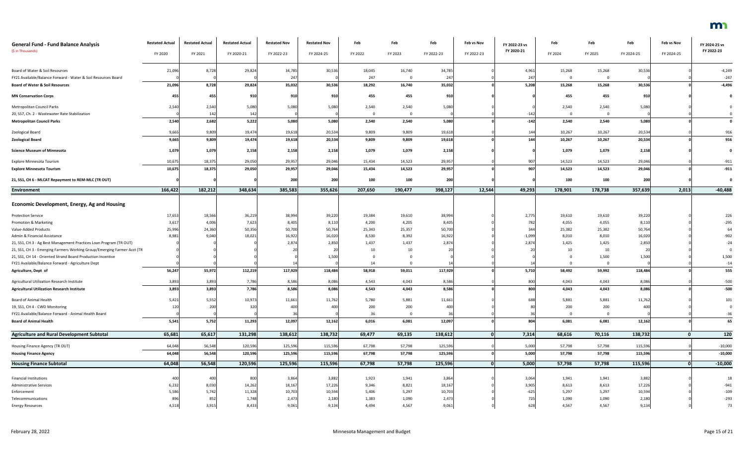| General Fund - Fund Balance Analysis<br>($ in Thousands) | Restated Actual<br>FY 2020 | Restated Actual<br>FY 2021 | Restated Actual<br>FY 2020-21 | Restated Nov<br>FY 2022-23 | Restated Nov<br>FY 2024-25 | Feb<br>FY 2022 | Feb<br>FY 2023 | Feb<br>FY 2022-23 | Feb vs Nov<br>FY 2022-23 | FY 2022-23 vs FY 2020-21 | Feb<br>FY 2024 | Feb<br>FY 2025 | Feb<br>FY 2024-25 | Feb vs Nov<br>FY 2024-25 | FY 2024-25 vs FY 2022-23 |
|---|---|---|---|---|---|---|---|---|---|---|---|---|---|---|---|
| Board of Water & Soil Resources | 21,096 | 8,728 | 29,824 | 34,785 | 30,536 | 18,045 | 16,740 | 34,785 | 0 | 4,961 | 15,268 | 15,268 | 30,536 | 0 | -4,249 |
| FY21 Available/Balance Forward - Water & Soil Resources Board | 0 | 0 | 0 | 247 | 0 | 247 | 0 | 247 | 0 | 247 | 0 | 0 | 0 | 0 | -247 |
| **Board of Water & Soil Resources** | **21,096** | **8,728** | **29,824** | **35,032** | **30,536** | **18,292** | **16,740** | **35,032** | **0** | **5,208** | **15,268** | **15,268** | **30,536** | **0** | **-4,496** |
| **MN Conservation Corps** | **455** | **455** | **910** | **910** | **910** | **455** | **455** | **910** | **0** | **0** | **455** | **455** | **910** | **0** | **0** |
| Metropolitan Council Parks | 2,540 | 2,540 | 5,080 | 5,080 | 5,080 | 2,540 | 2,540 | 5,080 | 0 | 0 | 2,540 | 2,540 | 5,080 | 0 | 0 |
| 20, SS7, Ch. 2 - Wastewater Rate Stabilization | 0 | 142 | 142 | 0 | 0 | 0 | 0 | 0 | 0 | -142 | 0 | 0 | 0 | 0 | 0 |
| **Metropolitan Council Parks** | **2,540** | **2,682** | **5,222** | **5,080** | **5,080** | **2,540** | **2,540** | **5,080** | **0** | **-142** | **2,540** | **2,540** | **5,080** | **0** | **0** |
| Zoological Board | 9,665 | 9,809 | 19,474 | 19,618 | 20,534 | 9,809 | 9,809 | 19,618 | 0 | 144 | 10,267 | 10,267 | 20,534 | 0 | 916 |
| **Zoological Board** | **9,665** | **9,809** | **19,474** | **19,618** | **20,534** | **9,809** | **9,809** | **19,618** | **0** | **144** | **10,267** | **10,267** | **20,534** | **0** | **916** |
| **Science Museum of Minnesota** | **1,079** | **1,079** | **2,158** | **2,158** | **2,158** | **1,079** | **1,079** | **2,158** | **0** | **0** | **1,079** | **1,079** | **2,158** | **0** | **0** |
| Explore Minnesota Tourism | 10,675 | 18,375 | 29,050 | 29,957 | 29,046 | 15,434 | 14,523 | 29,957 | 0 | 907 | 14,523 | 14,523 | 29,046 | 0 | -911 |
| **Explore Minnesota Tourism** | **10,675** | **18,375** | **29,050** | **29,957** | **29,046** | **15,434** | **14,523** | **29,957** | **0** | **907** | **14,523** | **14,523** | **29,046** | **0** | **-911** |
| **21, SS1, CH 6 - MLCAT Repayment to REM-MLC (TR OUT)** | **0** | **0** | **0** | **200** | **200** | **100** | **100** | **200** | **0** | **0** | **100** | **100** | **200** | **0** | **0** |
| **Environment** | **166,422** | **182,212** | **348,634** | **385,583** | **355,626** | **207,650** | **190,477** | **398,127** | **12,544** | **49,293** | **178,901** | **178,738** | **357,639** | **2,013** | **-40,488** |
| **Economic Development, Energy, Ag and Housing** | | | | | | | | | | | | | | | |
| Protection Service | 17,653 | 18,566 | 36,219 | 38,994 | 39,220 | 19,384 | 19,610 | 38,994 | 0 | 2,775 | 19,610 | 19,610 | 39,220 | 0 | 226 |
| Promotion & Marketing | 3,617 | 4,006 | 7,623 | 8,405 | 8,110 | 4,200 | 4,205 | 8,405 | 0 | 782 | 4,055 | 4,055 | 8,110 | 0 | -295 |
| Value-Added Products | 25,996 | 24,360 | 50,356 | 50,700 | 50,764 | 25,343 | 25,357 | 50,700 | 0 | 344 | 25,382 | 25,382 | 50,764 | 0 | 64 |
| Admin & Financial Assistance | 8,981 | 9,040 | 18,021 | 16,922 | 16,020 | 8,530 | 8,392 | 16,922 | 0 | -1,099 | 8,010 | 8,010 | 16,020 | 0 | -902 |
| 21, SS1, CH 3 - Ag Best Management Practices Loan Program (TR OUT) | 0 | 0 | 0 | 2,874 | 2,850 | 1,437 | 1,437 | 2,874 | 0 | 2,874 | 1,425 | 1,425 | 2,850 | 0 | -24 |
| 21, SS1, CH 3 - Emerging Farmers Working Group/Emerging Farmer Acct (TR | 0 | 0 | 0 | 20 | 20 | 10 | 10 | 20 | 0 | 20 | 10 | 10 | 20 | 0 | 0 |
| 21, SS1, CH 14 - Oriented Strand Board Production Incentive | 0 | 0 | 0 | 0 | 1,500 | 0 | 0 | 0 | 0 | 0 | 0 | 1,500 | 1,500 | 0 | 1,500 |
| FY21 Available/Balance Forward - Agriculture Dept | 0 | 0 | 0 | 14 | 0 | 14 | 0 | 14 | 0 | 14 | 0 | 0 | 0 | 0 | -14 |
| **Agriculture, Dept of** | **56,247** | **55,972** | **112,219** | **117,929** | **118,484** | **58,918** | **59,011** | **117,929** | **0** | **5,710** | **58,492** | **59,992** | **118,484** | **0** | **555** |
| Agricultural Utilization Research Institute | 3,893 | 3,893 | 7,786 | 8,586 | 8,086 | 4,543 | 4,043 | 8,586 | 0 | 800 | 4,043 | 4,043 | 8,086 | 0 | -500 |
| **Agricultural Utilization Research Institute** | **3,893** | **3,893** | **7,786** | **8,586** | **8,086** | **4,543** | **4,043** | **8,586** | **0** | **800** | **4,043** | **4,043** | **8,086** | **0** | **-500** |
| Board of Animal Health | 5,421 | 5,552 | 10,973 | 11,661 | 11,762 | 5,780 | 5,881 | 11,661 | 0 | 688 | 5,881 | 5,881 | 11,762 | 0 | 101 |
| 19, SS1, CH 4 - CWD Monitoring | 120 | 200 | 320 | 400 | 400 | 200 | 200 | 400 | 0 | 80 | 200 | 200 | 400 | 0 | 0 |
| FY21 Available/Balance Forward - Animal Health Board | 0 | 0 | 0 | 36 | 0 | 36 | 0 | 36 | 0 | 36 | 0 | 0 | 0 | 0 | -36 |
| **Board of Animal Health** | **5,541** | **5,752** | **11,293** | **12,097** | **12,162** | **6,016** | **6,081** | **12,097** | **0** | **804** | **6,081** | **6,081** | **12,162** | **0** | **65** |
| **Agriculture and Rural Development Subtotal** | **65,681** | **65,617** | **131,298** | **138,612** | **138,732** | **69,477** | **69,135** | **138,612** | **0** | **7,314** | **68,616** | **70,116** | **138,732** | **0** | **120** |
| Housing Finance Agency (TR OUT) | 64,048 | 56,548 | 120,596 | 125,596 | 115,596 | 67,798 | 57,798 | 125,596 | 0 | 5,000 | 57,798 | 57,798 | 115,596 | 0 | -10,000 |
| **Housing Finance Agency** | **64,048** | **56,548** | **120,596** | **125,596** | **115,596** | **67,798** | **57,798** | **125,596** | **0** | **5,000** | **57,798** | **57,798** | **115,596** | **0** | **-10,000** |
| **Housing Finance Subtotal** | **64,048** | **56,548** | **120,596** | **125,596** | **115,596** | **67,798** | **57,798** | **125,596** | **0** | **5,000** | **57,798** | **57,798** | **115,596** | **0** | **-10,000** |
| Financial Institutions | 400 | 400 | 800 | 3,864 | 3,882 | 1,923 | 1,941 | 3,864 | 0 | 3,064 | 1,941 | 1,941 | 3,882 | 0 | 18 |
| Administrative Services | 6,232 | 8,030 | 14,262 | 18,167 | 17,226 | 9,346 | 8,821 | 18,167 | 0 | 3,905 | 8,613 | 8,613 | 17,226 | 0 | -941 |
| Enforcement | 5,586 | 5,742 | 11,328 | 10,703 | 10,594 | 5,406 | 5,297 | 10,703 | 0 | -625 | 5,297 | 5,297 | 10,594 | 0 | -109 |
| Telecommunications | 896 | 852 | 1,748 | 2,473 | 2,180 | 1,383 | 1,090 | 2,473 | 0 | 725 | 1,090 | 1,090 | 2,180 | 0 | -293 |
| Energy Resources | 4,518 | 3,915 | 8,433 | 9,061 | 9,134 | 4,494 | 4,567 | 9,061 | 0 | 628 | 4,567 | 4,567 | 9,134 | 0 | 73 |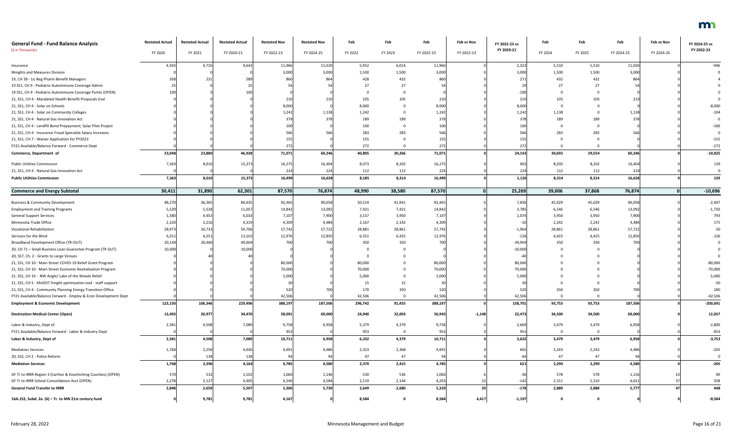| General Fund - Fund Balance Analysis<br>($ in Thousands) | Restated Actual<br>FY 2020 | Restated Actual<br>FY 2021 | Restated Actual<br>FY 2020-21 | Restated Nov<br>FY 2022-23 | Restated Nov<br>FY 2024-25 | Feb<br>FY 2022 | Feb<br>FY 2023 | Feb<br>FY 2022-23 | Feb vs Nov<br>FY 2022-23 | FY 2022-23 vs FY 2020-21 | Feb<br>FY 2024 | Feb<br>FY 2025 | Feb<br>FY 2024-25 | Feb vs Nov<br>FY 2024-25 | FY 2024-25 vs FY 2022-23 |
|---|---|---|---|---|---|---|---|---|---|---|---|---|---|---|---|
| Insurance | 4,933 | 4,710 | 9,643 | 11,966 | 11,020 | 5,952 | 6,014 | 11,966 | 0 | 2,323 | 5,510 | 5,510 | 11,020 | 0 | -946 |
| Weights and Measures Division | 0 | 0 | 0 | 3,000 | 3,000 | 1,500 | 1,500 | 3,000 | 0 | 3,000 | 1,500 | 1,500 | 3,000 | 0 | 0 |
| 19, CH 39 - Lic Reg Pharm Benefit Managers | 358 | 231 | 589 | 860 | 864 | 428 | 432 | 860 | 0 | 271 | 432 | 432 | 864 | 0 | 4 |
| 19 SS1, CH 9 - Pediatric Autoimmune Coverage Admin | 25 | 0 | 25 | 54 | 54 | 27 | 27 | 54 | 0 | 29 | 27 | 27 | 54 | 0 | 0 |
| 19 SS1, CH 9 - Pediatric Autoimmune Coverage Pymts (OPEN) | 100 | 0 | 100 | 0 | 0 | 0 | 0 | 0 | 0 | -100 | 0 | 0 | 0 | 0 | 0 |
| 21, SS1, CH 4 - Mandated Health Benefit Proposals Eval | 0 | 0 | 0 | 210 | 210 | 105 | 105 | 210 | 0 | 210 | 105 | 105 | 210 | 0 | 0 |
| 21, SS1, CH 4 - Solar on Schools | 0 | 0 | 0 | 8,000 | 0 | 8,000 | 0 | 8,000 | 0 | 8,000 | 0 | 0 | 0 | 0 | -8,000 |
| 21, SS1, CH 4 - Solar on Community Colleges | 0 | 0 | 0 | 1,242 | 1,138 | 1,242 | 0 | 1,242 | 0 | 1,242 | 1,138 | 0 | 1,138 | 0 | -104 |
| 21, SS1, CH 4 - Natural Gas Innovation Act | 0 | 0 | 0 | 378 | 378 | 189 | 189 | 378 | 0 | 378 | 189 | 189 | 378 | 0 | 0 |
| 21, SS1, CH 4 - Landfill Bond Prepayment; Solar Pilot Project | 0 | 0 | 0 | 100 | 0 | 100 | 0 | 100 | 0 | 100 | 0 | 0 | 0 | 0 | -100 |
| 21, SS1, CH 4 - Insurance Fraud Specialist Salary Increases | 0 | 0 | 0 | 566 | 566 | 283 | 283 | 566 | 0 | 566 | 283 | 283 | 566 | 0 | 0 |
| 21, SS1, CH 7 - Waiver Application for PY2023 | 0 | 0 | 0 | 155 | 0 | 155 | 0 | 155 | 0 | 155 | 0 | 0 | 0 | 0 | -155 |
| FY21 Available/Balance Forward - Commerce Dept | 0 | 0 | 0 | 272 | 0 | 272 | 0 | 272 | 0 | 272 | 0 | 0 | 0 | 0 | -272 |
| **Commerce, Department of** | **23,048** | **23,880** | **46,928** | **71,071** | **60,246** | **40,805** | **30,266** | **71,071** | **0** | **24,143** | **30,692** | **29,554** | **60,246** | **0** | **-10,825** |
| Public Utilities Commission | 7,363 | 8,010 | 15,373 | 16,275 | 16,404 | 8,073 | 8,202 | 16,275 | 0 | 902 | 8,202 | 8,202 | 16,404 | 0 | 129 |
| 21, SS1, CH 4 - Natural Gas Innovation Act | 0 | 0 | 0 | 224 | 224 | 112 | 112 | 224 | 0 | 224 | 112 | 112 | 224 | 0 | 0 |
| **Public Utilities Commission** | **7,363** | **8,010** | **15,373** | **16,499** | **16,628** | **8,185** | **8,314** | **16,499** | **0** | **1,126** | **8,314** | **8,314** | **16,628** | **0** | **129** |
| **Commerce and Energy Subtotal** | **30,411** | **31,890** | **62,301** | **87,570** | **76,874** | **48,990** | **38,580** | **87,570** | **0** | **25,269** | **39,006** | **37,868** | **76,874** | **0** | **-10,696** |
| Business & Community Development | 48,270 | 36,365 | 84,635 | 92,465 | 90,058 | 50,524 | 41,941 | 92,465 | 0 | 7,830 | 45,029 | 45,029 | 90,058 | 0 | -2,407 |
| Employment and Training Programs | 5,529 | 5,528 | 11,057 | 14,842 | 13,092 | 7,421 | 7,421 | 14,842 | 0 | 3,785 | 6,546 | 6,546 | 13,092 | 0 | -1,750 |
| General Support Services | 1,580 | 4,453 | 6,033 | 7,107 | 7,900 | 3,157 | 3,950 | 7,107 | 0 | 1,074 | 3,950 | 3,950 | 7,900 | 0 | 793 |
| Minnesota Trade Office | 2,103 | 2,216 | 4,319 | 4,309 | 4,484 | 2,167 | 2,142 | 4,309 | 0 | -10 | 2,242 | 2,242 | 4,484 | 0 | 175 |
| Vocational Rehabilitation | 28,973 | 30,733 | 59,706 | 57,742 | 57,722 | 28,881 | 28,861 | 57,742 | 0 | -1,964 | 28,861 | 28,861 | 57,722 | 0 | -20 |
| Services for the Blind | 6,551 | 6,551 | 13,102 | 12,976 | 12,850 | 6,551 | 6,425 | 12,976 | 0 | -126 | 6,425 | 6,425 | 12,850 | 0 | -126 |
| Broadband Development Office (TR-OUT) | 20,144 | 20,460 | 40,604 | 700 | 700 | 350 | 350 | 700 | 0 | -39,904 | 350 | 350 | 700 | 0 | 0 |
| 20, CH 71 – Small Business Loan Guarantee Program (TR OUT) | 10,000 | 0 | 10,000 | 0 | 0 | 0 | 0 | 0 | 0 | -10,000 | 0 | 0 | 0 | 0 | 0 |
| 20, SS7, Ch. 2 - Grants to Large Venues | 0 | 40 | 40 | 0 | 0 | 0 | 0 | 0 | 0 | -40 | 0 | 0 | 0 | 0 | 0 |
| 21, SS1, CH 10 - Main Street COVID-19 Relief Grant Program | 0 | 0 | 0 | 80,000 | 0 | 80,000 | 0 | 80,000 | 0 | 80,000 | 0 | 0 | 0 | 0 | -80,000 |
| 21, SS1, CH 10 - Main Street Economic Revitalization Program | 0 | 0 | 0 | 70,000 | 0 | 70,000 | 0 | 70,000 | 0 | 70,000 | 0 | 0 | 0 | 0 | -70,000 |
| 21, SS1, CH 10 - NW Angle/ Lake of the Woods Relief | 0 | 0 | 0 | 5,000 | 0 | 5,000 | 0 | 5,000 | 0 | 5,000 | 0 | 0 | 0 | 0 | -5,000 |
| 21, SS1, CH 5 - MnDOT freight optimization tool - staff support | 0 | 0 | 0 | 30 | 0 | 15 | 15 | 30 | 0 | 30 | 0 | 0 | 0 | 0 | -30 |
| 21, SS1, CH 4 - Community Planning Energy Transition Office | 0 | 0 | 0 | 520 | 700 | 170 | 350 | 520 | 0 | 520 | 350 | 350 | 700 | 0 | 180 |
| FY21 Available/Balance Forward - Employ & Econ Development Dept | 0 | 0 | 0 | 42,506 | 0 | 42,506 | 0 | 42,506 | 0 | 42,506 | 0 | 0 | 0 | 0 | -42,506 |
| **Employment & Economic Development** | **123,150** | **106,346** | **229,496** | **388,197** | **187,506** | **296,742** | **91,455** | **388,197** | **0** | **158,701** | **93,753** | **93,753** | **187,506** | **0** | **-200,691** |
| **Destination Medical Center (Open)** | **13,493** | **20,977** | **34,470** | **58,091** | **69,000** | **24,940** | **32,003** | **56,943** | **-1,148** | **22,473** | **34,500** | **34,500** | **69,000** | **0** | **12,057** |
| Labor & Industry, Dept of | 2,581 | 4,508 | 7,089 | 9,758 | 6,958 | 5,379 | 4,379 | 9,758 | 0 | 2,669 | 3,479 | 3,479 | 6,958 | 0 | -2,800 |
| FY21 Available/Balance Forward - Labor & Industry Dept | 0 | 0 | 0 | 953 | 0 | 953 | 0 | 953 | 0 | 953 | 0 | 0 | 0 | 0 | -953 |
| **Labor & Industry, Dept of** | **2,581** | **4,508** | **7,089** | **10,711** | **6,958** | **6,332** | **4,379** | **10,711** | **0** | **3,622** | **3,479** | **3,479** | **6,958** | **0** | **-3,753** |
| Mediation Services | 1,768 | 2,258 | 4,026 | 4,691 | 4,486 | 2,323 | 2,368 | 4,691 | 0 | 665 | 2,243 | 2,243 | 4,486 | 0 | -205 |
| 20, SS2, CH 2 - Police Reform | 0 | 138 | 138 | 94 | 94 | 47 | 47 | 94 | 0 | -44 | 47 | 47 | 94 | 0 | 0 |
| **Mediation Services** | **1,768** | **2,396** | **4,164** | **4,785** | **4,580** | **2,370** | **2,415** | **4,785** | **0** | **621** | **2,290** | **2,290** | **4,580** | **0** | **-205** |
| GF Tr to IRRR Region 3 (Carlton & Koochiching Counties) (OPEN) | 570 | 532 | 1,102 | 1,060 | 1,146 | 530 | 536 | 1,066 | 6 | -36 | 578 | 578 | 1,156 | 10 | 90 |
| GF Tr to IRRR School Consolidation Acct (OPEN) | 2,278 | 2,127 | 4,405 | 4,240 | 4,584 | 2,119 | 2,144 | 4,263 | 23 | -142 | 2,311 | 2,310 | 4,621 | 37 | 358 |
| **General Fund Transfer to IRRR** | **2,848** | **2,659** | **5,507** | **5,300** | **5,730** | **2,649** | **2,680** | **5,329** | **29** | **-178** | **2,889** | **2,888** | **5,777** | **47** | **448** |
| **16A.152, Subd. 2a. (6) – Tr. to MN 21st century fund** | **0** | **9,781** | **9,781** | **4,167** | **0** | **8,584** | **0** | **8,584** | **4,417** | **-1,197** | **0** | **0** | **0** | **0** | **-8,584** |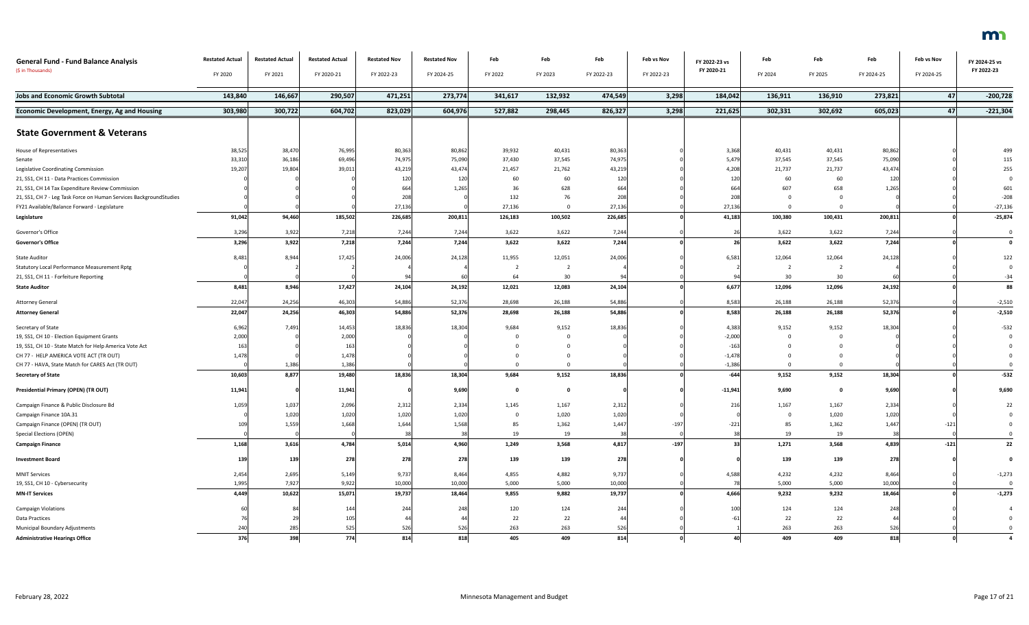| General Fund - Fund Balance Analysis<br>($ in Thousands) | Restated Actual<br>FY 2020 | Restated Actual<br>FY 2021 | Restated Actual<br>FY 2020-21 | Restated Nov<br>FY 2022-23 | Restated Nov<br>FY 2024-25 | Feb<br>FY 2022 | Feb<br>FY 2023 | Feb<br>FY 2022-23 | Feb vs Nov<br>FY 2022-23 | FY 2022-23 vs FY 2020-21 | Feb<br>FY 2024 | Feb<br>FY 2025 | Feb<br>FY 2024-25 | Feb vs Nov<br>FY 2024-25 | FY 2024-25 vs FY 2022-23 |
|---|---|---|---|---|---|---|---|---|---|---|---|---|---|---|---|
| **Jobs and Economic Growth Subtotal** | **143,840** | **146,667** | **290,507** | **471,251** | **273,774** | **341,617** | **132,932** | **474,549** | **3,298** | **184,042** | **136,911** | **136,910** | **273,821** | **47** | **-200,728** |
| **Economic Development, Energy, Ag and Housing** | **303,980** | **300,722** | **604,702** | **823,029** | **604,976** | **527,882** | **298,445** | **826,327** | **3,298** | **221,625** | **302,331** | **302,692** | **605,023** | **47** | **-221,304** |
| **State Government & Veterans** | | | | | | | | | | | | | | | |
| House of Representatives | 38,525 | 38,470 | 76,995 | 80,363 | 80,862 | 39,932 | 40,431 | 80,363 | 0 | 3,368 | 40,431 | 40,431 | 80,862 | 0 | 499 |
| Senate | 33,310 | 36,186 | 69,496 | 74,975 | 75,090 | 37,430 | 37,545 | 74,975 | 0 | 5,479 | 37,545 | 37,545 | 75,090 | 0 | 115 |
| Legislative Coordinating Commission | 19,207 | 19,804 | 39,011 | 43,219 | 43,474 | 21,457 | 21,762 | 43,219 | 0 | 4,208 | 21,737 | 21,737 | 43,474 | 0 | 255 |
| 21, SS1, CH 11 - Data Practices Commission | 0 | 0 | 0 | 120 | 120 | 60 | 60 | 120 | 0 | 120 | 60 | 60 | 120 | 0 | 0 |
| 21, SS1, CH 14 Tax Expenditure Review Commission | 0 | 0 | 0 | 664 | 1,265 | 36 | 628 | 664 | 0 | 664 | 607 | 658 | 1,265 | 0 | 601 |
| 21, SS1, CH 7 - Leg Task Force on Human Services BackgroundStudies | 0 | 0 | 0 | 208 | 0 | 132 | 76 | 208 | 0 | 208 | 0 | 0 | 0 | 0 | -208 |
| FY21 Available/Balance Forward - Legislature | 0 | 0 | 0 | 27,136 | 0 | 27,136 | 0 | 27,136 | 0 | 27,136 | 0 | 0 | 0 | 0 | -27,136 |
| **Legislature** | **91,042** | **94,460** | **185,502** | **226,685** | **200,811** | **126,183** | **100,502** | **226,685** | **0** | **41,183** | **100,380** | **100,431** | **200,811** | **0** | **-25,874** |
| Governor's Office | 3,296 | 3,922 | 7,218 | 7,244 | 7,244 | 3,622 | 3,622 | 7,244 | 0 | 26 | 3,622 | 3,622 | 7,244 | 0 | 0 |
| **Governor's Office** | **3,296** | **3,922** | **7,218** | **7,244** | **7,244** | **3,622** | **3,622** | **7,244** | **0** | **26** | **3,622** | **3,622** | **7,244** | **0** | **0** |
| State Auditor | 8,481 | 8,944 | 17,425 | 24,006 | 24,128 | 11,955 | 12,051 | 24,006 | 0 | 6,581 | 12,064 | 12,064 | 24,128 | 0 | 122 |
| Statutory Local Performance Measurement Rptg | 0 | 2 | 2 | 4 | 4 | 2 | 2 | 4 | 0 | 2 | 2 | 2 | 4 | 0 | 0 |
| 21, SS1, CH 11 - Forfeiture Reporting | 0 | 0 | 0 | 94 | 60 | 64 | 30 | 94 | 0 | 94 | 30 | 30 | 60 | 0 | -34 |
| **State Auditor** | **8,481** | **8,946** | **17,427** | **24,104** | **24,192** | **12,021** | **12,083** | **24,104** | **0** | **6,677** | **12,096** | **12,096** | **24,192** | **0** | **88** |
| Attorney General | 22,047 | 24,256 | 46,303 | 54,886 | 52,376 | 28,698 | 26,188 | 54,886 | 0 | 8,583 | 26,188 | 26,188 | 52,376 | 0 | -2,510 |
| **Attorney General** | **22,047** | **24,256** | **46,303** | **54,886** | **52,376** | **28,698** | **26,188** | **54,886** | **0** | **8,583** | **26,188** | **26,188** | **52,376** | **0** | **-2,510** |
| Secretary of State | 6,962 | 7,491 | 14,453 | 18,836 | 18,304 | 9,684 | 9,152 | 18,836 | 0 | 4,383 | 9,152 | 9,152 | 18,304 | 0 | -532 |
| 19, SS1, CH 10 - Election Equipment Grants | 2,000 | 0 | 2,000 | 0 | 0 | 0 | 0 | 0 | 0 | -2,000 | 0 | 0 | 0 | 0 | 0 |
| 19, SS1, CH 10 - State Match for Help America Vote Act | 163 | 0 | 163 | 0 | 0 | 0 | 0 | 0 | 0 | -163 | 0 | 0 | 0 | 0 | 0 |
| CH 77 - HELP AMERICA VOTE ACT (TR OUT) | 1,478 | 0 | 1,478 | 0 | 0 | 0 | 0 | 0 | 0 | -1,478 | 0 | 0 | 0 | 0 | 0 |
| CH 77 - HAVA, State Match for CARES Act (TR OUT) | 0 | 1,386 | 1,386 | 0 | 0 | 0 | 0 | 0 | 0 | -1,386 | 0 | 0 | 0 | 0 | 0 |
| **Secretary of State** | **10,603** | **8,877** | **19,480** | **18,836** | **18,304** | **9,684** | **9,152** | **18,836** | **0** | **-644** | **9,152** | **9,152** | **18,304** | **0** | **-532** |
| **Presidential Primary (OPEN) (TR OUT)** | **11,941** | **0** | **11,941** | **0** | **9,690** | **0** | **0** | **0** | **0** | **-11,941** | **9,690** | **0** | **9,690** | **0** | **9,690** |
| Campaign Finance & Public Disclosure Bd | 1,059 | 1,037 | 2,096 | 2,312 | 2,334 | 1,145 | 1,167 | 2,312 | 0 | 216 | 1,167 | 1,167 | 2,334 | 0 | 22 |
| Campaign Finance 10A.31 | 0 | 1,020 | 1,020 | 1,020 | 1,020 | 0 | 1,020 | 1,020 | 0 | 0 | 0 | 1,020 | 1,020 | 0 | 0 |
| Campaign Finance (OPEN) (TR OUT) | 109 | 1,559 | 1,668 | 1,644 | 1,568 | 85 | 1,362 | 1,447 | -197 | -221 | 85 | 1,362 | 1,447 | -121 | 0 |
| Special Elections (OPEN) | 0 | 0 | 0 | 38 | 38 | 19 | 19 | 38 | 0 | 38 | 19 | 19 | 38 | 0 | 0 |
| **Campaign Finance** | **1,168** | **3,616** | **4,784** | **5,014** | **4,960** | **1,249** | **3,568** | **4,817** | **-197** | **33** | **1,271** | **3,568** | **4,839** | **-121** | **22** |
| **Investment Board** | **139** | **139** | **278** | **278** | **278** | **139** | **139** | **278** | **0** | **0** | **139** | **139** | **278** | **0** | **0** |
| MNIT Services | 2,454 | 2,695 | 5,149 | 9,737 | 8,464 | 4,855 | 4,882 | 9,737 | 0 | 4,588 | 4,232 | 4,232 | 8,464 | 0 | -1,273 |
| 19, SS1, CH 10 - Cybersecurity | 1,995 | 7,927 | 9,922 | 10,000 | 10,000 | 5,000 | 5,000 | 10,000 | 0 | 78 | 5,000 | 5,000 | 10,000 | 0 | 0 |
| **MN-IT Services** | **4,449** | **10,622** | **15,071** | **19,737** | **18,464** | **9,855** | **9,882** | **19,737** | **0** | **4,666** | **9,232** | **9,232** | **18,464** | **0** | **-1,273** |
| Campaign Violations | 60 | 84 | 144 | 244 | 248 | 120 | 124 | 244 | 0 | 100 | 124 | 124 | 248 | 0 | 4 |
| Data Practices | 76 | 29 | 105 | 44 | 44 | 22 | 22 | 44 | 0 | -61 | 22 | 22 | 44 | 0 | 0 |
| Municipal Boundary Adjustments | 240 | 285 | 525 | 526 | 526 | 263 | 263 | 526 | 0 | 1 | 263 | 263 | 526 | 0 | 0 |
| **Administrative Hearings Office** | **376** | **398** | **774** | **814** | **818** | **405** | **409** | **814** | **0** | **40** | **409** | **409** | **818** | **0** | **4** |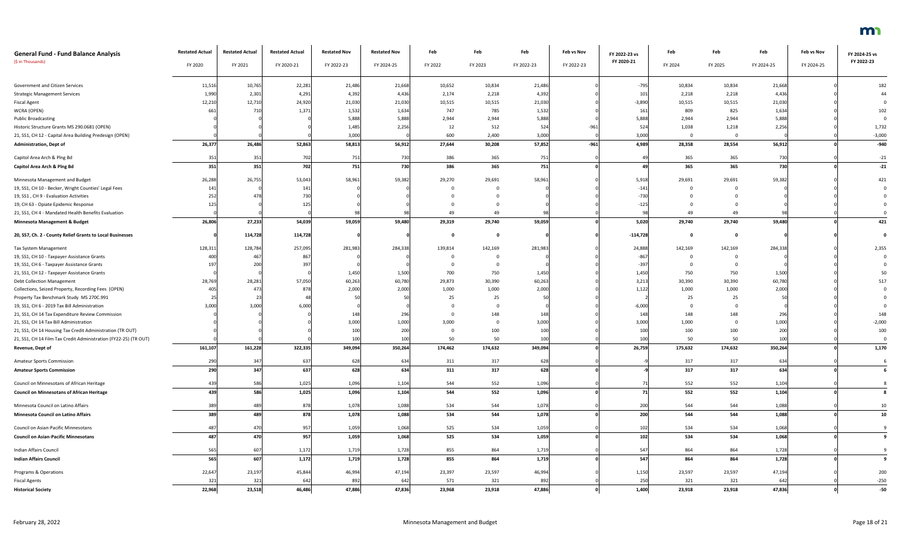# General Fund - Fund Balance Analysis

($ in Thousands)

| | Restated Actual FY 2020 | Restated Actual FY 2021 | Restated Actual FY 2020-21 | Restated Nov FY 2022-23 | Restated Nov FY 2024-25 | Feb FY 2022 | Feb FY 2023 | Feb FY 2022-23 | Feb vs Nov FY 2022-23 | FY 2022-23 vs FY 2020-21 | Feb FY 2024 | Feb FY 2025 | Feb FY 2024-25 | Feb vs Nov FY 2024-25 | FY 2024-25 vs FY 2022-23 |
|---|---|---|---|---|---|---|---|---|---|---|---|---|---|---|---|
| Government and Citizen Services | 11,516 | 10,765 | 22,281 | 21,486 | 21,668 | 10,652 | 10,834 | 21,486 | 0 | -795 | 10,834 | 10,834 | 21,668 | 0 | 182 |
| Strategic Management Services | 1,990 | 2,301 | 4,291 | 4,392 | 4,436 | 2,174 | 2,218 | 4,392 | 0 | 101 | 2,218 | 2,218 | 4,436 | 0 | 44 |
| Fiscal Agent | 12,210 | 12,710 | 24,920 | 21,030 | 21,030 | 10,515 | 10,515 | 21,030 | 0 | -3,890 | 10,515 | 10,515 | 21,030 | 0 | 0 |
| WCRA (OPEN) | 661 | 710 | 1,371 | 1,532 | 1,634 | 747 | 785 | 1,532 | 0 | 161 | 809 | 825 | 1,634 | 0 | 102 |
| Public Broadcasting | 0 | 0 | 0 | 5,888 | 5,888 | 2,944 | 2,944 | 5,888 | 0 | 5,888 | 2,944 | 2,944 | 5,888 | 0 | 0 |
| Historic Structure Grants MS 290.0681 (OPEN) | 0 | 0 | 0 | 1,485 | 2,256 | 12 | 512 | 524 | -961 | 524 | 1,038 | 1,218 | 2,256 | 0 | 1,732 |
| 21, SS1, CH 12 - Capital Area Building Predesign (OPEN) | 0 | 0 | 0 | 3,000 | 0 | 600 | 2,400 | 3,000 | 0 | 3,000 | 0 | 0 | 0 | 0 | -3,000 |
| **Administration, Dept of** | **26,377** | **26,486** | **52,863** | **58,813** | **56,912** | **27,644** | **30,208** | **57,852** | **-961** | **4,989** | **28,358** | **28,554** | **56,912** | **0** | **-940** |
| Capitol Area Arch & Plng Bd | 351 | 351 | 702 | 751 | 730 | 386 | 365 | 751 | 0 | 49 | 365 | 365 | 730 | 0 | -21 |
| **Capitol Area Arch & Plng Bd** | **351** | **351** | **702** | **751** | **730** | **386** | **365** | **751** | **0** | **49** | **365** | **365** | **730** | **0** | **-21** |
| Minnesota Management and Budget | 26,288 | 26,755 | 53,043 | 58,961 | 59,382 | 29,270 | 29,691 | 58,961 | 0 | 5,918 | 29,691 | 29,691 | 59,382 | 0 | 421 |
| 19, SS1, CH 10 - Becker, Wright Counties' Legal Fees | 141 | 0 | 141 | 0 | 0 | 0 | 0 | 0 | 0 | -141 | 0 | 0 | 0 | 0 | 0 |
| 19, SS1 , CH 9 - Evaluation Activities | 252 | 478 | 730 | 0 | 0 | 0 | 0 | 0 | 0 | -730 | 0 | 0 | 0 | 0 | 0 |
| 19, CH 63 - Opiate Epidemic Response | 125 | 0 | 125 | 0 | 0 | 0 | 0 | 0 | 0 | -125 | 0 | 0 | 0 | 0 | 0 |
| 21, SS1, CH 4 - Mandated Health Benefits Evaluation | 0 | 0 | 0 | 98 | 98 | 49 | 49 | 98 | 0 | 98 | 49 | 49 | 98 | 0 | 0 |
| **Minnesota Management & Budget** | **26,806** | **27,233** | **54,039** | **59,059** | **59,480** | **29,319** | **29,740** | **59,059** | **0** | **5,020** | **29,740** | **29,740** | **59,480** | **0** | **421** |
| **20, SS7, Ch. 2 - County Relief Grants to Local Businesses** | **0** | **114,728** | **114,728** | **0** | **0** | **0** | **0** | **0** | **0** | **-114,728** | **0** | **0** | **0** | **0** | **0** |
| Tax System Management | 128,311 | 128,784 | 257,095 | 281,983 | 284,338 | 139,814 | 142,169 | 281,983 | 0 | 24,888 | 142,169 | 142,169 | 284,338 | 0 | 2,355 |
| 19, SS1, CH 10 - Taxpayer Assistance Grants | 400 | 467 | 867 | 0 | 0 | 0 | 0 | 0 | 0 | -867 | 0 | 0 | 0 | 0 | 0 |
| 19, SS1, CH 6 - Taxpayer Assistance Grants | 197 | 200 | 397 | 0 | 0 | 0 | 0 | 0 | 0 | -397 | 0 | 0 | 0 | 0 | 0 |
| 21, SS1, CH 12 - Taxpayer Assistance Grants | 0 | 0 | 0 | 1,450 | 1,500 | 700 | 750 | 1,450 | 0 | 1,450 | 750 | 750 | 1,500 | 0 | 50 |
| Debt Collection Management | 28,769 | 28,281 | 57,050 | 60,263 | 60,780 | 29,873 | 30,390 | 60,263 | 0 | 3,213 | 30,390 | 30,390 | 60,780 | 0 | 517 |
| Collections, Seized Property, Recording Fees (OPEN) | 405 | 473 | 878 | 2,000 | 2,000 | 1,000 | 1,000 | 2,000 | 0 | 1,122 | 1,000 | 1,000 | 2,000 | 0 | 0 |
| Property Tax Benchmark Study MS 270C.991 | 25 | 23 | 48 | 50 | 50 | 25 | 25 | 50 | 0 | 2 | 25 | 25 | 50 | 0 | 0 |
| 19, SS1, CH 6 - 2019 Tax Bill Administration | 3,000 | 3,000 | 6,000 | 0 | 0 | 0 | 0 | 0 | 0 | -6,000 | 0 | 0 | 0 | 0 | 0 |
| 21, SS1, CH 14 Tax Expenditure Review Commission | 0 | 0 | 0 | 148 | 296 | 0 | 148 | 148 | 0 | 148 | 148 | 148 | 296 | 0 | 148 |
| 21, SS1, CH 14 Tax Bill Administration | 0 | 0 | 0 | 3,000 | 1,000 | 3,000 | 0 | 3,000 | 0 | 3,000 | 1,000 | 0 | 1,000 | 0 | -2,000 |
| 21, SS1, CH 14 Housing Tax Credit Administration (TR OUT) | 0 | 0 | 0 | 100 | 200 | 0 | 100 | 100 | 0 | 100 | 100 | 100 | 200 | 0 | 100 |
| 21, SS1, CH 14 Film Tax Credit Administration (FY22-25) (TR OUT) | 0 | 0 | 0 | 100 | 100 | 50 | 50 | 100 | 0 | 100 | 50 | 50 | 100 | 0 | 0 |
| **Revenue, Dept of** | **161,107** | **161,228** | **322,335** | **349,094** | **350,264** | **174,462** | **174,632** | **349,094** | **0** | **26,759** | **175,632** | **174,632** | **350,264** | **0** | **1,170** |
| Amateur Sports Commission | 290 | 347 | 637 | 628 | 634 | 311 | 317 | 628 | 0 | -9 | 317 | 317 | 634 | 0 | 6 |
| **Amateur Sports Commission** | **290** | **347** | **637** | **628** | **634** | **311** | **317** | **628** | **0** | **-9** | **317** | **317** | **634** | **0** | **6** |
| Council on Minnesotans of African Heritage | 439 | 586 | 1,025 | 1,096 | 1,104 | 544 | 552 | 1,096 | 0 | 71 | 552 | 552 | 1,104 | 0 | 8 |
| **Council on Minnesotans of African Heritage** | **439** | **586** | **1,025** | **1,096** | **1,104** | **544** | **552** | **1,096** | **0** | **71** | **552** | **552** | **1,104** | **0** | **8** |
| Minnesota Council on Latino Affairs | 389 | 489 | 878 | 1,078 | 1,088 | 534 | 544 | 1,078 | 0 | 200 | 544 | 544 | 1,088 | 0 | 10 |
| **Minnesota Council on Latino Affairs** | **389** | **489** | **878** | **1,078** | **1,088** | **534** | **544** | **1,078** | **0** | **200** | **544** | **544** | **1,088** | **0** | **10** |
| Council on Asian-Pacific Minnesotans | 487 | 470 | 957 | 1,059 | 1,068 | 525 | 534 | 1,059 | 0 | 102 | 534 | 534 | 1,068 | 0 | 9 |
| **Council on Asian-Pacific Minnesotans** | **487** | **470** | **957** | **1,059** | **1,068** | **525** | **534** | **1,059** | **0** | **102** | **534** | **534** | **1,068** | **0** | **9** |
| Indian Affairs Council | 565 | 607 | 1,172 | 1,719 | 1,728 | 855 | 864 | 1,719 | 0 | 547 | 864 | 864 | 1,728 | 0 | 9 |
| **Indian Affairs Council** | **565** | **607** | **1,172** | **1,719** | **1,728** | **855** | **864** | **1,719** | **0** | **547** | **864** | **864** | **1,728** | **0** | **9** |
| Programs & Operations | 22,647 | 23,197 | 45,844 | 46,994 | 47,194 | 23,397 | 23,597 | 46,994 | 0 | 1,150 | 23,597 | 23,597 | 47,194 | 0 | 200 |
| Fiscal Agents | 321 | 321 | 642 | 892 | 642 | 571 | 321 | 892 | 0 | 250 | 321 | 321 | 642 | 0 | -250 |
| **Historical Society** | **22,968** | **23,518** | **46,486** | **47,886** | **47,836** | **23,968** | **23,918** | **47,886** | **0** | **1,400** | **23,918** | **23,918** | **47,836** | **0** | **-50** |

February 28, 2022 — Minnesota Management and Budget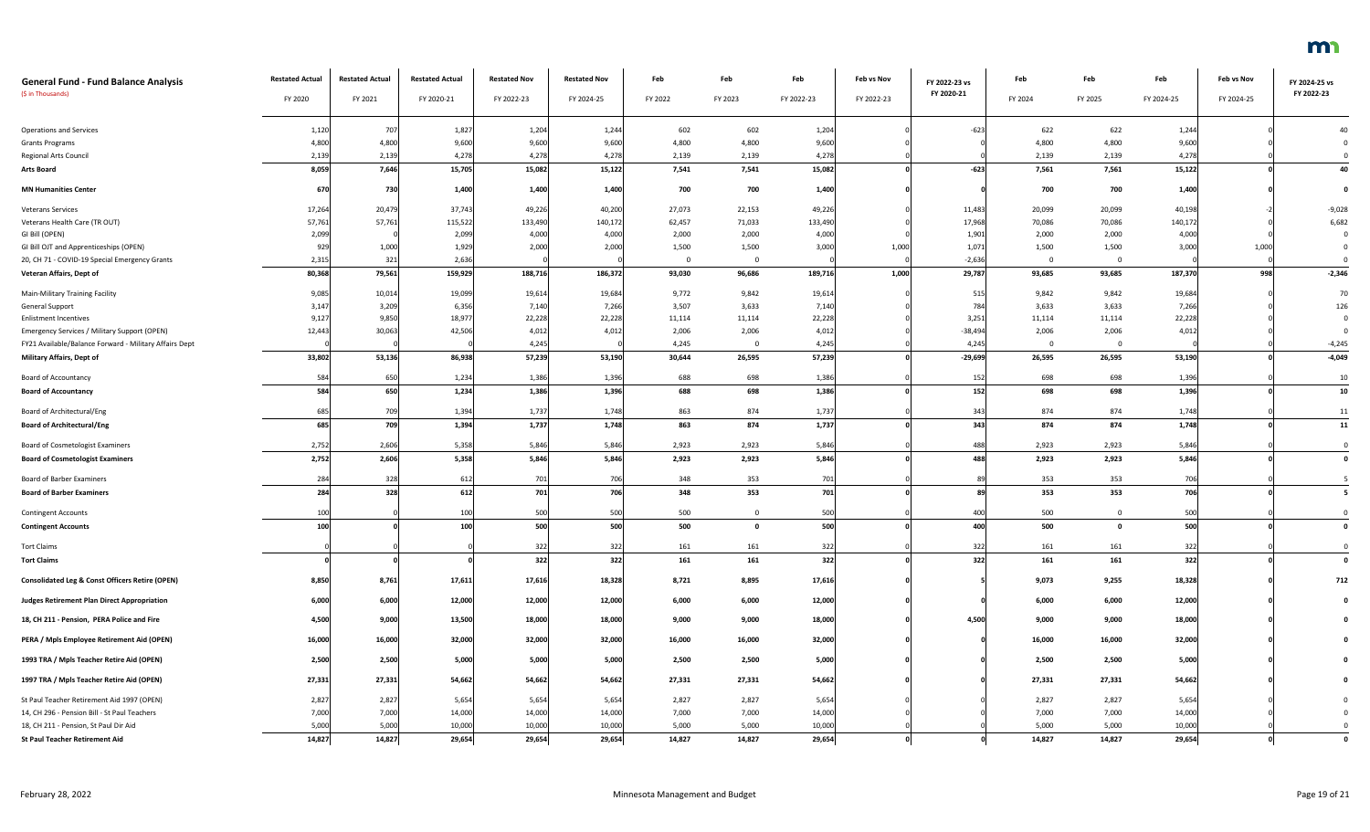| General Fund - Fund Balance Analysis<br>($ in Thousands) | Restated Actual<br>FY 2020 | Restated Actual<br>FY 2021 | Restated Actual<br>FY 2020-21 | Restated Nov<br>FY 2022-23 | Restated Nov<br>FY 2024-25 | Feb<br>FY 2022 | Feb<br>FY 2023 | Feb<br>FY 2022-23 | Feb vs Nov<br>FY 2022-23 | FY 2022-23 vs FY 2020-21 | Feb<br>FY 2024 | Feb<br>FY 2025 | Feb<br>FY 2024-25 | Feb vs Nov<br>FY 2024-25 | FY 2024-25 vs FY 2022-23 |
|---|---|---|---|---|---|---|---|---|---|---|---|---|---|---|---|
| Operations and Services | 1,120 | 707 | 1,827 | 1,204 | 1,244 | 602 | 602 | 1,204 | 0 | -623 | 622 | 622 | 1,244 | 0 | 40 |
| Grants Programs | 4,800 | 4,800 | 9,600 | 9,600 | 9,600 | 4,800 | 4,800 | 9,600 | 0 | 0 | 4,800 | 4,800 | 9,600 | 0 | 0 |
| Regional Arts Council | 2,139 | 2,139 | 4,278 | 4,278 | 4,278 | 2,139 | 2,139 | 4,278 | 0 | 0 | 2,139 | 2,139 | 4,278 | 0 | 0 |
| **Arts Board** | **8,059** | **7,646** | **15,705** | **15,082** | **15,122** | **7,541** | **7,541** | **15,082** | **0** | **-623** | **7,561** | **7,561** | **15,122** | **0** | **40** |
| **MN Humanities Center** | **670** | **730** | **1,400** | **1,400** | **1,400** | **700** | **700** | **1,400** | **0** | **0** | **700** | **700** | **1,400** | **0** | **0** |
| Veterans Services | 17,264 | 20,479 | 37,743 | 49,226 | 40,200 | 27,073 | 22,153 | 49,226 | 0 | 11,483 | 20,099 | 20,099 | 40,198 | -2 | -9,028 |
| Veterans Health Care (TR OUT) | 57,761 | 57,761 | 115,522 | 133,490 | 140,172 | 62,457 | 71,033 | 133,490 | 0 | 17,968 | 70,086 | 70,086 | 140,172 | 0 | 6,682 |
| GI Bill (OPEN) | 2,099 | 0 | 2,099 | 4,000 | 4,000 | 2,000 | 2,000 | 4,000 | 0 | 1,901 | 2,000 | 2,000 | 4,000 | 0 | 0 |
| GI Bill OJT and Apprenticeships (OPEN) | 929 | 1,000 | 1,929 | 2,000 | 2,000 | 1,500 | 1,500 | 3,000 | 1,000 | 1,071 | 1,500 | 1,500 | 3,000 | 1,000 | 0 |
| 20, CH 71 - COVID-19 Special Emergency Grants | 2,315 | 321 | 2,636 | 0 | 0 | 0 | 0 | 0 | 0 | -2,636 | 0 | 0 | 0 | 0 | 0 |
| **Veteran Affairs, Dept of** | **80,368** | **79,561** | **159,929** | **188,716** | **186,372** | **93,030** | **96,686** | **189,716** | **1,000** | **29,787** | **93,685** | **93,685** | **187,370** | **998** | **-2,346** |
| Main-Military Training Facility | 9,085 | 10,014 | 19,099 | 19,614 | 19,684 | 9,772 | 9,842 | 19,614 | 0 | 515 | 9,842 | 9,842 | 19,684 | 0 | 70 |
| General Support | 3,147 | 3,209 | 6,356 | 7,140 | 7,266 | 3,507 | 3,633 | 7,140 | 0 | 784 | 3,633 | 3,633 | 7,266 | 0 | 126 |
| Enlistment Incentives | 9,127 | 9,850 | 18,977 | 22,228 | 22,228 | 11,114 | 11,114 | 22,228 | 0 | 3,251 | 11,114 | 11,114 | 22,228 | 0 | 0 |
| Emergency Services / Military Support (OPEN) | 12,443 | 30,063 | 42,506 | 4,012 | 4,012 | 2,006 | 2,006 | 4,012 | 0 | -38,494 | 2,006 | 2,006 | 4,012 | 0 | 0 |
| FY21 Available/Balance Forward - Military Affairs Dept | 0 | 0 | 0 | 4,245 | 0 | 4,245 | 0 | 4,245 | 0 | 4,245 | 0 | 0 | 0 | 0 | -4,245 |
| **Military Affairs, Dept of** | **33,802** | **53,136** | **86,938** | **57,239** | **53,190** | **30,644** | **26,595** | **57,239** | **0** | **-29,699** | **26,595** | **26,595** | **53,190** | **0** | **-4,049** |
| Board of Accountancy | 584 | 650 | 1,234 | 1,386 | 1,396 | 688 | 698 | 1,386 | 0 | 152 | 698 | 698 | 1,396 | 0 | 10 |
| **Board of Accountancy** | **584** | **650** | **1,234** | **1,386** | **1,396** | **688** | **698** | **1,386** | **0** | **152** | **698** | **698** | **1,396** | **0** | **10** |
| Board of Architectural/Eng | 685 | 709 | 1,394 | 1,737 | 1,748 | 863 | 874 | 1,737 | 0 | 343 | 874 | 874 | 1,748 | 0 | 11 |
| **Board of Architectural/Eng** | **685** | **709** | **1,394** | **1,737** | **1,748** | **863** | **874** | **1,737** | **0** | **343** | **874** | **874** | **1,748** | **0** | **11** |
| Board of Cosmetologist Examiners | 2,752 | 2,606 | 5,358 | 5,846 | 5,846 | 2,923 | 2,923 | 5,846 | 0 | 488 | 2,923 | 2,923 | 5,846 | 0 | 0 |
| **Board of Cosmetologist Examiners** | **2,752** | **2,606** | **5,358** | **5,846** | **5,846** | **2,923** | **2,923** | **5,846** | **0** | **488** | **2,923** | **2,923** | **5,846** | **0** | **0** |
| Board of Barber Examiners | 284 | 328 | 612 | 701 | 706 | 348 | 353 | 701 | 0 | 89 | 353 | 353 | 706 | 0 | 5 |
| **Board of Barber Examiners** | **284** | **328** | **612** | **701** | **706** | **348** | **353** | **701** | **0** | **89** | **353** | **353** | **706** | **0** | **5** |
| Contingent Accounts | 100 | 0 | 100 | 500 | 500 | 500 | 0 | 500 | 0 | 400 | 500 | 0 | 500 | 0 | 0 |
| **Contingent Accounts** | **100** | **0** | **100** | **500** | **500** | **500** | **0** | **500** | **0** | **400** | **500** | **0** | **500** | **0** | **0** |
| Tort Claims | 0 | 0 | 0 | 322 | 322 | 161 | 161 | 322 | 0 | 322 | 161 | 161 | 322 | 0 | 0 |
| **Tort Claims** | **0** | **0** | **0** | **322** | **322** | **161** | **161** | **322** | **0** | **322** | **161** | **161** | **322** | **0** | **0** |
| **Consolidated Leg & Const Officers Retire (OPEN)** | **8,850** | **8,761** | **17,611** | **17,616** | **18,328** | **8,721** | **8,895** | **17,616** | **0** | **5** | **9,073** | **9,255** | **18,328** | **0** | **712** |
| **Judges Retirement Plan Direct Appropriation** | **6,000** | **6,000** | **12,000** | **12,000** | **12,000** | **6,000** | **6,000** | **12,000** | **0** | **0** | **6,000** | **6,000** | **12,000** | **0** | **0** |
| **18, CH 211 - Pension, PERA Police and Fire** | **4,500** | **9,000** | **13,500** | **18,000** | **18,000** | **9,000** | **9,000** | **18,000** | **0** | **4,500** | **9,000** | **9,000** | **18,000** | **0** | **0** |
| **PERA / Mpls Employee Retirement Aid (OPEN)** | **16,000** | **16,000** | **32,000** | **32,000** | **32,000** | **16,000** | **16,000** | **32,000** | **0** | **0** | **16,000** | **16,000** | **32,000** | **0** | **0** |
| **1993 TRA / Mpls Teacher Retire Aid (OPEN)** | **2,500** | **2,500** | **5,000** | **5,000** | **5,000** | **2,500** | **2,500** | **5,000** | **0** | **0** | **2,500** | **2,500** | **5,000** | **0** | **0** |
| **1997 TRA / Mpls Teacher Retire Aid (OPEN)** | **27,331** | **27,331** | **54,662** | **54,662** | **54,662** | **27,331** | **27,331** | **54,662** | **0** | **0** | **27,331** | **27,331** | **54,662** | **0** | **0** |
| St Paul Teacher Retirement Aid 1997 (OPEN) | 2,827 | 2,827 | 5,654 | 5,654 | 5,654 | 2,827 | 2,827 | 5,654 | 0 | 0 | 2,827 | 2,827 | 5,654 | 0 | 0 |
| 14, CH 296 - Pension Bill - St Paul Teachers | 7,000 | 7,000 | 14,000 | 14,000 | 14,000 | 7,000 | 7,000 | 14,000 | 0 | 0 | 7,000 | 7,000 | 14,000 | 0 | 0 |
| 18, CH 211 - Pension, St Paul Dir Aid | 5,000 | 5,000 | 10,000 | 10,000 | 10,000 | 5,000 | 5,000 | 10,000 | 0 | 0 | 5,000 | 5,000 | 10,000 | 0 | 0 |
| **St Paul Teacher Retirement Aid** | **14,827** | **14,827** | **29,654** | **29,654** | **29,654** | **14,827** | **14,827** | **29,654** | **0** | **0** | **14,827** | **14,827** | **29,654** | **0** | **0** |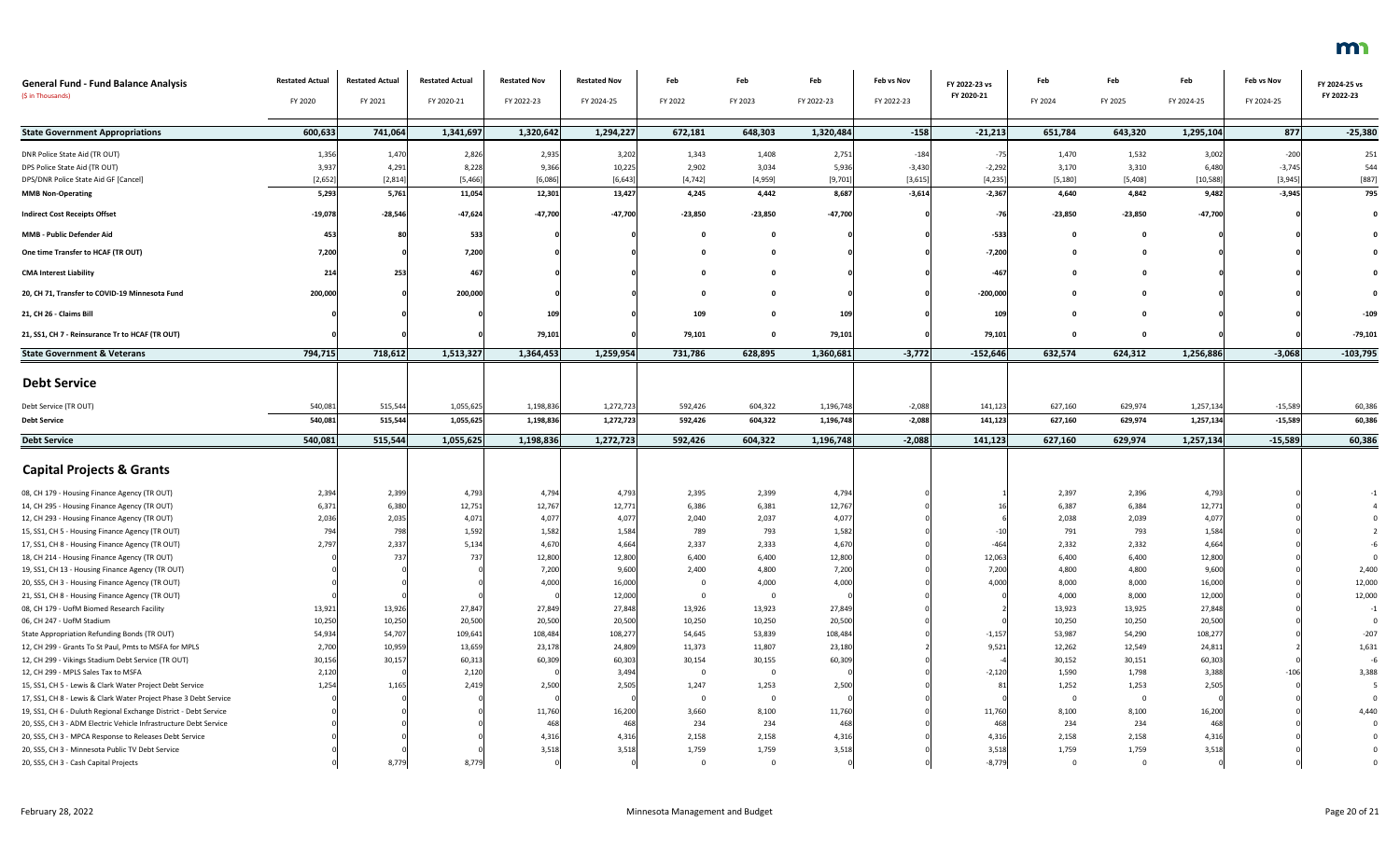| General Fund - Fund Balance Analysis<br>($ in Thousands) | Restated Actual<br>FY 2020 | Restated Actual<br>FY 2021 | Restated Actual<br>FY 2020-21 | Restated Nov<br>FY 2022-23 | Restated Nov<br>FY 2024-25 | Feb<br>FY 2022 | Feb<br>FY 2023 | Feb<br>FY 2022-23 | Feb vs Nov<br>FY 2022-23 | FY 2022-23 vs FY 2020-21 | Feb<br>FY 2024 | Feb<br>FY 2025 | Feb<br>FY 2024-25 | Feb vs Nov<br>FY 2024-25 | FY 2024-25 vs FY 2022-23 |
|---|---|---|---|---|---|---|---|---|---|---|---|---|---|---|---|
| **State Government Appropriations** | **600,633** | **741,064** | **1,341,697** | **1,320,642** | **1,294,227** | **672,181** | **648,303** | **1,320,484** | **-158** | **-21,213** | **651,784** | **643,320** | **1,295,104** | **877** | **-25,380** |
| DNR Police State Aid (TR OUT) | 1,356 | 1,470 | 2,826 | 2,935 | 3,202 | 1,343 | 1,408 | 2,751 | -184 | -75 | 1,470 | 1,532 | 3,002 | -200 | 251 |
| DPS Police State Aid (TR OUT) | 3,937 | 4,291 | 8,228 | 9,366 | 10,225 | 2,902 | 3,034 | 5,936 | -3,430 | -2,292 | 3,170 | 3,310 | 6,480 | -3,745 | 544 |
| DPS/DNR Police State Aid GF [Cancel] | [2,652] | [2,814] | [5,466] | [6,086] | [6,643] | [4,742] | [4,959] | [9,701] | [3,615] | [4,235] | [5,180] | [5,408] | [10,588] | [3,945] | [887] |
| **MMB Non-Operating** | **5,293** | **5,761** | **11,054** | **12,301** | **13,427** | **4,245** | **4,442** | **8,687** | **-3,614** | **-2,367** | **4,640** | **4,842** | **9,482** | **-3,945** | **795** |
| **Indirect Cost Receipts Offset** | **-19,078** | **-28,546** | **-47,624** | **-47,700** | **-47,700** | **-23,850** | **-23,850** | **-47,700** | **0** | **-76** | **-23,850** | **-23,850** | **-47,700** | **0** | **0** |
| **MMB - Public Defender Aid** | **453** | **80** | **533** | **0** | **0** | **0** | **0** | **0** | **0** | **-533** | **0** | **0** | **0** | **0** | **0** |
| **One time Transfer to HCAF (TR OUT)** | **7,200** | **0** | **7,200** | **0** | **0** | **0** | **0** | **0** | **0** | **-7,200** | **0** | **0** | **0** | **0** | **0** |
| **CMA Interest Liability** | **214** | **253** | **467** | **0** | **0** | **0** | **0** | **0** | **0** | **-467** | **0** | **0** | **0** | **0** | **0** |
| **20, CH 71, Transfer to COVID-19 Minnesota Fund** | **200,000** | **0** | **200,000** | **0** | **0** | **0** | **0** | **0** | **0** | **-200,000** | **0** | **0** | **0** | **0** | **0** |
| **21, CH 26 - Claims Bill** | **0** | **0** | **0** | **109** | **0** | **109** | **0** | **109** | **0** | **109** | **0** | **0** | **0** | **0** | **-109** |
| **21, SS1, CH 7 - Reinsurance Tr to HCAF (TR OUT)** | **0** | **0** | **0** | **79,101** | **0** | **79,101** | **0** | **79,101** | **0** | **79,101** | **0** | **0** | **0** | **0** | **-79,101** |
| **State Government & Veterans** | **794,715** | **718,612** | **1,513,327** | **1,364,453** | **1,259,954** | **731,786** | **628,895** | **1,360,681** | **-3,772** | **-152,646** | **632,574** | **624,312** | **1,256,886** | **-3,068** | **-103,795** |
| **Debt Service** | | | | | | | | | | | | | | | |
| Debt Service (TR OUT) | 540,081 | 515,544 | 1,055,625 | 1,198,836 | 1,272,723 | 592,426 | 604,322 | 1,196,748 | -2,088 | 141,123 | 627,160 | 629,974 | 1,257,134 | -15,589 | 60,386 |
| **Debt Service** | **540,081** | **515,544** | **1,055,625** | **1,198,836** | **1,272,723** | **592,426** | **604,322** | **1,196,748** | **-2,088** | **141,123** | **627,160** | **629,974** | **1,257,134** | **-15,589** | **60,386** |
| **Debt Service** | **540,081** | **515,544** | **1,055,625** | **1,198,836** | **1,272,723** | **592,426** | **604,322** | **1,196,748** | **-2,088** | **141,123** | **627,160** | **629,974** | **1,257,134** | **-15,589** | **60,386** |
| **Capital Projects & Grants** | | | | | | | | | | | | | | | |
| 08, CH 179 - Housing Finance Agency (TR OUT) | 2,394 | 2,399 | 4,793 | 4,794 | 4,793 | 2,395 | 2,399 | 4,794 | 0 | 1 | 2,397 | 2,396 | 4,793 | 0 | -1 |
| 14, CH 295 - Housing Finance Agency (TR OUT) | 6,371 | 6,380 | 12,751 | 12,767 | 12,771 | 6,386 | 6,381 | 12,767 | 0 | 16 | 6,387 | 6,384 | 12,771 | 0 | 4 |
| 12, CH 293 - Housing Finance Agency (TR OUT) | 2,036 | 2,035 | 4,071 | 4,077 | 4,077 | 2,040 | 2,037 | 4,077 | 0 | 6 | 2,038 | 2,039 | 4,077 | 0 | 0 |
| 15, SS1, CH 5 - Housing Finance Agency (TR OUT) | 794 | 798 | 1,592 | 1,582 | 1,584 | 789 | 793 | 1,582 | 0 | -10 | 791 | 793 | 1,584 | 0 | 2 |
| 17, SS1, CH 8 - Housing Finance Agency (TR OUT) | 2,797 | 2,337 | 5,134 | 4,670 | 4,664 | 2,337 | 2,333 | 4,670 | 0 | -464 | 2,332 | 2,332 | 4,664 | 0 | -6 |
| 18, CH 214 - Housing Finance Agency (TR OUT) | 0 | 737 | 737 | 12,800 | 12,800 | 6,400 | 6,400 | 12,800 | 0 | 12,063 | 6,400 | 6,400 | 12,800 | 0 | 0 |
| 19, SS1, CH 13 - Housing Finance Agency (TR OUT) | 0 | 0 | 0 | 7,200 | 9,600 | 2,400 | 4,800 | 7,200 | 0 | 7,200 | 4,800 | 4,800 | 9,600 | 0 | 2,400 |
| 20, SS5, CH 3 - Housing Finance Agency (TR OUT) | 0 | 0 | 0 | 4,000 | 16,000 | 0 | 4,000 | 4,000 | 0 | 4,000 | 8,000 | 8,000 | 16,000 | 0 | 12,000 |
| 21, SS1, CH 8 - Housing Finance Agency (TR OUT) | 0 | 0 | 0 | 0 | 12,000 | 0 | 0 | 0 | 0 | 0 | 4,000 | 8,000 | 12,000 | 0 | 12,000 |
| 08, CH 179 - UofM Biomed Research Facility | 13,921 | 13,926 | 27,847 | 27,849 | 27,848 | 13,926 | 13,923 | 27,849 | 0 | 2 | 13,923 | 13,925 | 27,848 | 0 | -1 |
| 06, CH 247 - UofM Stadium | 10,250 | 10,250 | 20,500 | 20,500 | 20,500 | 10,250 | 10,250 | 20,500 | 0 | 0 | 10,250 | 10,250 | 20,500 | 0 | 0 |
| State Appropriation Refunding Bonds (TR OUT) | 54,934 | 54,707 | 109,641 | 108,484 | 108,277 | 54,645 | 53,839 | 108,484 | 0 | -1,157 | 53,987 | 54,290 | 108,277 | 0 | -207 |
| 12, CH 299 - Grants To St Paul, Pmts to MSFA for MPLS | 2,700 | 10,959 | 13,659 | 23,178 | 24,809 | 11,373 | 11,807 | 23,180 | 2 | 9,521 | 12,262 | 12,549 | 24,811 | 2 | 1,631 |
| 12, CH 299 - Vikings Stadium Debt Service (TR OUT) | 30,156 | 30,157 | 60,313 | 60,309 | 60,303 | 30,154 | 30,155 | 60,309 | 0 | -4 | 30,152 | 30,151 | 60,303 | 0 | -6 |
| 12, CH 299 - MPLS Sales Tax to MSFA | 2,120 | 0 | 2,120 | 0 | 3,494 | 0 | 0 | 0 | 0 | -2,120 | 1,590 | 1,798 | 3,388 | -106 | 3,388 |
| 15, SS1, CH 5 - Lewis & Clark Water Project Debt Service | 1,254 | 1,165 | 2,419 | 2,500 | 2,505 | 1,247 | 1,253 | 2,500 | 0 | 81 | 1,252 | 1,253 | 2,505 | 0 | 5 |
| 17, SS1, CH 8 - Lewis & Clark Water Project Phase 3 Debt Service | 0 | 0 | 0 | 0 | 0 | 0 | 0 | 0 | 0 | 0 | 0 | 0 | 0 | 0 | 0 |
| 19, SS1, CH 6 - Duluth Regional Exchange District - Debt Service | 0 | 0 | 0 | 11,760 | 16,200 | 3,660 | 8,100 | 11,760 | 0 | 11,760 | 8,100 | 8,100 | 16,200 | 0 | 4,440 |
| 20, SS5, CH 3 - ADM Electric Vehicle Infrastructure Debt Service | 0 | 0 | 0 | 468 | 468 | 234 | 234 | 468 | 0 | 468 | 234 | 234 | 468 | 0 | 0 |
| 20, SS5, CH 3 - MPCA Response to Releases Debt Service | 0 | 0 | 0 | 4,316 | 4,316 | 2,158 | 2,158 | 4,316 | 0 | 4,316 | 2,158 | 2,158 | 4,316 | 0 | 0 |
| 20, SS5, CH 3 - Minnesota Public TV Debt Service | 0 | 0 | 0 | 3,518 | 3,518 | 1,759 | 1,759 | 3,518 | 0 | 3,518 | 1,759 | 1,759 | 3,518 | 0 | 0 |
| 20, SS5, CH 3 - Cash Capital Projects | 0 | 8,779 | 8,779 | 0 | 0 | 0 | 0 | 0 | 0 | -8,779 | 0 | 0 | 0 | 0 | 0 |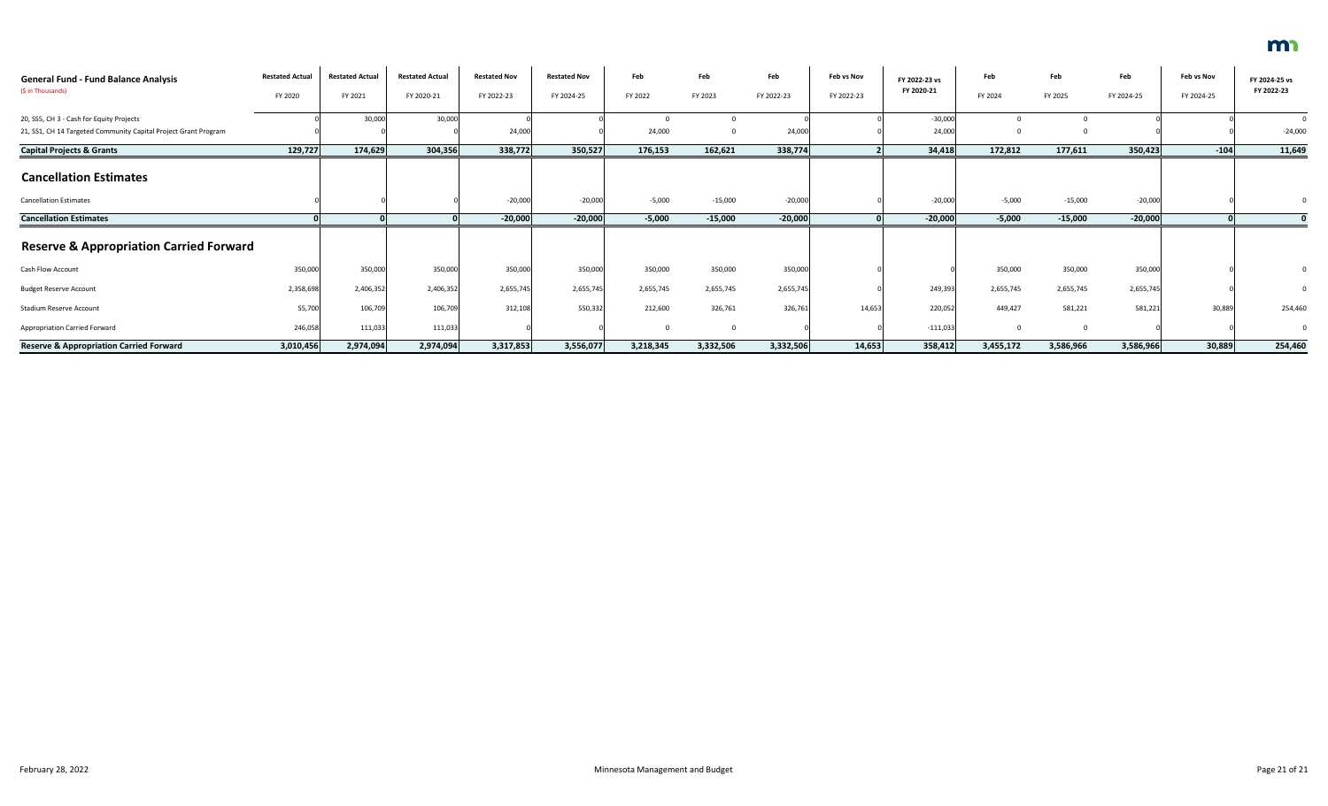| General Fund - Fund Balance Analysis<br>($ in Thousands) | Restated Actual<br>FY 2020 | Restated Actual<br>FY 2021 | Restated Actual<br>FY 2020-21 | Restated Nov<br>FY 2022-23 | Restated Nov<br>FY 2024-25 | Feb<br>FY 2022 | Feb<br>FY 2023 | Feb<br>FY 2022-23 | Feb vs Nov<br>FY 2022-23 | FY 2022-23 vs<br>FY 2020-21 | Feb<br>FY 2024 | Feb<br>FY 2025 | Feb<br>FY 2024-25 | Feb vs Nov<br>FY 2024-25 | FY 2024-25 vs<br>FY 2022-23 |
|---|---|---|---|---|---|---|---|---|---|---|---|---|---|---|---|
| 20, SS5, CH 3 - Cash for Equity Projects | 0 | 30,000 | 30,000 | 0 | 0 | 0 | 0 | 0 | 0 | -30,000 | 0 | 0 | 0 | 0 | 0 |
| 21, SS1, CH 14 Targeted Community Capital Project Grant Program | 0 | 0 | 0 | 24,000 | 0 | 24,000 | 0 | 24,000 | 0 | 24,000 | 0 | 0 | 0 | 0 | -24,000 |
| **Capital Projects & Grants** | **129,727** | **174,629** | **304,356** | **338,772** | **350,527** | **176,153** | **162,621** | **338,774** | **2** | **34,418** | **172,812** | **177,611** | **350,423** | **-104** | **11,649** |
| **Cancellation Estimates** | | | | | | | | | | | | | | | |
| Cancellation Estimates | 0 | 0 | 0 | -20,000 | -20,000 | -5,000 | -15,000 | -20,000 | 0 | -20,000 | -5,000 | -15,000 | -20,000 | 0 | 0 |
| **Cancellation Estimates** | **0** | **0** | **0** | **-20,000** | **-20,000** | **-5,000** | **-15,000** | **-20,000** | **0** | **-20,000** | **-5,000** | **-15,000** | **-20,000** | **0** | **0** |
| **Reserve & Appropriation Carried Forward** | | | | | | | | | | | | | | | |
| Cash Flow Account | 350,000 | 350,000 | 350,000 | 350,000 | 350,000 | 350,000 | 350,000 | 350,000 | 0 | 0 | 350,000 | 350,000 | 350,000 | 0 | 0 |
| Budget Reserve Account | 2,358,698 | 2,406,352 | 2,406,352 | 2,655,745 | 2,655,745 | 2,655,745 | 2,655,745 | 2,655,745 | 0 | 249,393 | 2,655,745 | 2,655,745 | 2,655,745 | 0 | 0 |
| Stadium Reserve Account | 55,700 | 106,709 | 106,709 | 312,108 | 550,332 | 212,600 | 326,761 | 326,761 | 14,653 | 220,052 | 449,427 | 581,221 | 581,221 | 30,889 | 254,460 |
| Appropriation Carried Forward | 246,058 | 111,033 | 111,033 | 0 | 0 | 0 | 0 | 0 | 0 | -111,033 | 0 | 0 | 0 | 0 | 0 |
| **Reserve & Appropriation Carried Forward** | **3,010,456** | **2,974,094** | **2,974,094** | **3,317,853** | **3,556,077** | **3,218,345** | **3,332,506** | **3,332,506** | **14,653** | **358,412** | **3,455,172** | **3,586,966** | **3,586,966** | **30,889** | **254,460** |

February 28, 2022

Minnesota Management and Budget